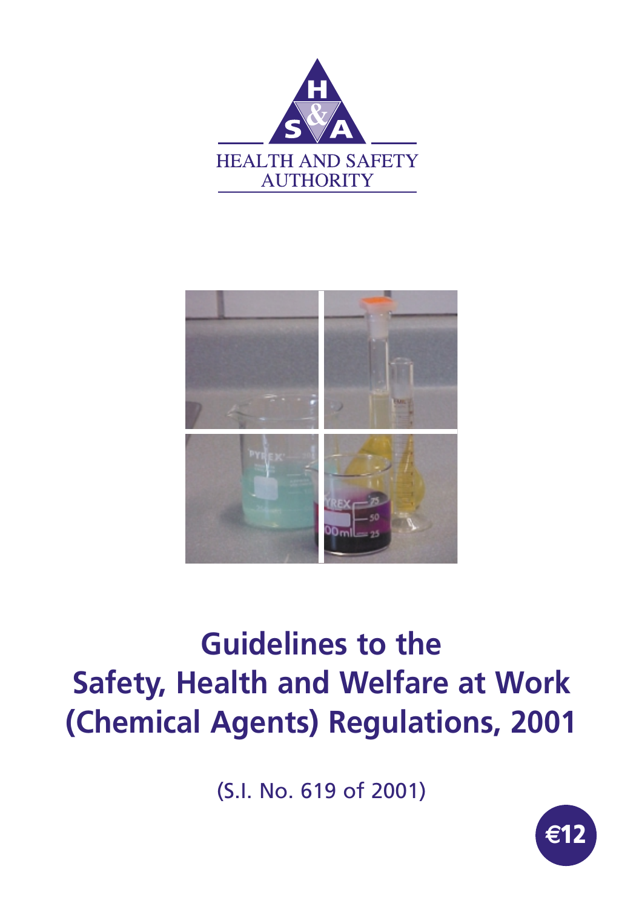HEALTH AND SAFETY AUTHORITY

# Guidelines to the Safety, Health and Welfare at Work (Chemical Agents) Regulations, 2001

(S.I. No. 619 of 2001)

€12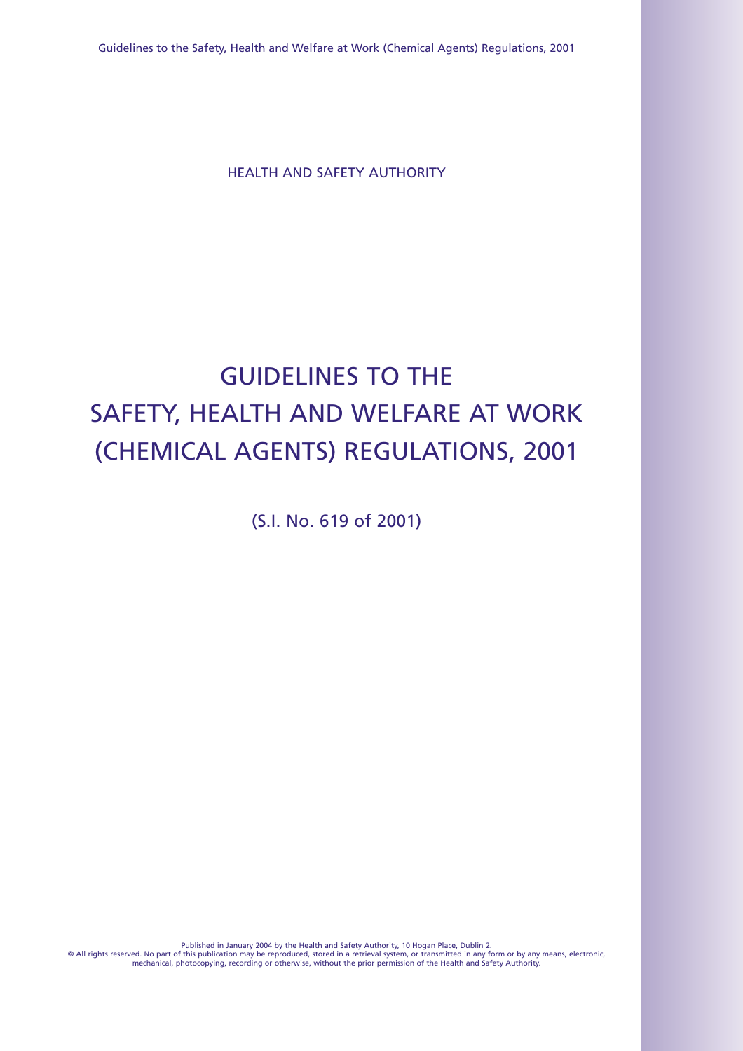HEALTH AND SAFETY AUTHORITY

# GUIDELINES TO THE SAFETY, HEALTH AND WELFARE AT WORK (CHEMICAL AGENTS) REGULATIONS, 2001

(S.I. No. 619 of 2001)

Published in January 2004 by the Health and Safety Authority, 10 Hogan Place, Dublin 2.
© All rights reserved. No part of this publication may be reproduced, stored in a retrieval system, or transmitted in any form or by any means, electronic, mechanical, photocopying, recording or otherwise, without the prior permission of the Health and Safety Authority.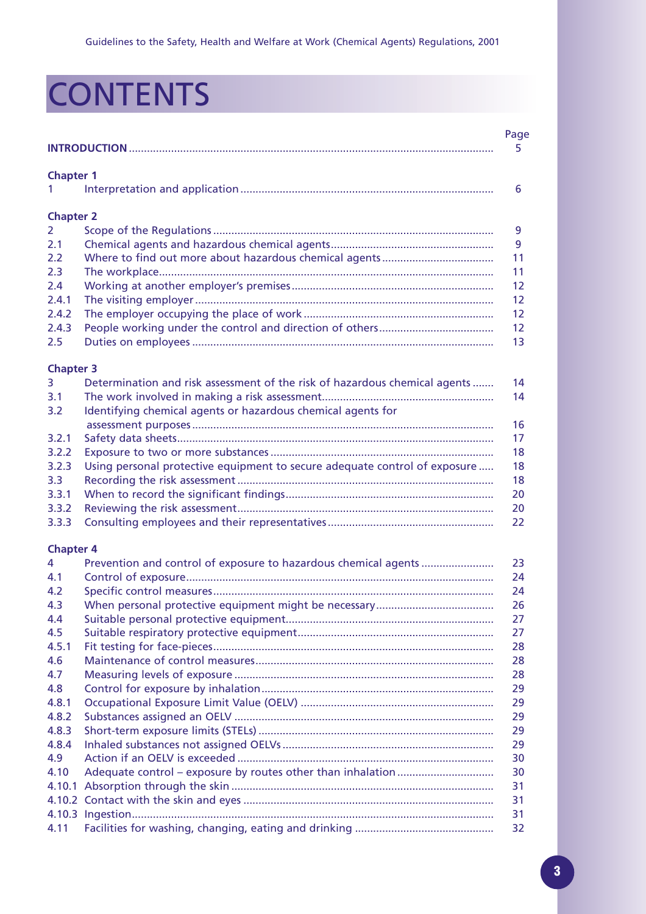# CONTENTS

| | | Page |
|---|---|---|
| **INTRODUCTION** | | 5 |
| **Chapter 1** | | |
| 1 | Interpretation and application | 6 |
| **Chapter 2** | | |
| 2 | Scope of the Regulations | 9 |
| 2.1 | Chemical agents and hazardous chemical agents | 9 |
| 2.2 | Where to find out more about hazardous chemical agents | 11 |
| 2.3 | The workplace | 11 |
| 2.4 | Working at another employer's premises | 12 |
| 2.4.1 | The visiting employer | 12 |
| 2.4.2 | The employer occupying the place of work | 12 |
| 2.4.3 | People working under the control and direction of others | 12 |
| 2.5 | Duties on employees | 13 |
| **Chapter 3** | | |
| 3 | Determination and risk assessment of the risk of hazardous chemical agents | 14 |
| 3.1 | The work involved in making a risk assessment | 14 |
| 3.2 | Identifying chemical agents or hazardous chemical agents for assessment purposes | 16 |
| 3.2.1 | Safety data sheets | 17 |
| 3.2.2 | Exposure to two or more substances | 18 |
| 3.2.3 | Using personal protective equipment to secure adequate control of exposure | 18 |
| 3.3 | Recording the risk assessment | 18 |
| 3.3.1 | When to record the significant findings | 20 |
| 3.3.2 | Reviewing the risk assessment | 20 |
| 3.3.3 | Consulting employees and their representatives | 22 |
| **Chapter 4** | | |
| 4 | Prevention and control of exposure to hazardous chemical agents | 23 |
| 4.1 | Control of exposure | 24 |
| 4.2 | Specific control measures | 24 |
| 4.3 | When personal protective equipment might be necessary | 26 |
| 4.4 | Suitable personal protective equipment | 27 |
| 4.5 | Suitable respiratory protective equipment | 27 |
| 4.5.1 | Fit testing for face-pieces | 28 |
| 4.6 | Maintenance of control measures | 28 |
| 4.7 | Measuring levels of exposure | 28 |
| 4.8 | Control for exposure by inhalation | 29 |
| 4.8.1 | Occupational Exposure Limit Value (OELV) | 29 |
| 4.8.2 | Substances assigned an OELV | 29 |
| 4.8.3 | Short-term exposure limits (STELs) | 29 |
| 4.8.4 | Inhaled substances not assigned OELVs | 29 |
| 4.9 | Action if an OELV is exceeded | 30 |
| 4.10 | Adequate control – exposure by routes other than inhalation | 30 |
| 4.10.1 | Absorption through the skin | 31 |
| 4.10.2 | Contact with the skin and eyes | 31 |
| 4.10.3 | Ingestion | 31 |
| 4.11 | Facilities for washing, changing, eating and drinking | 32 |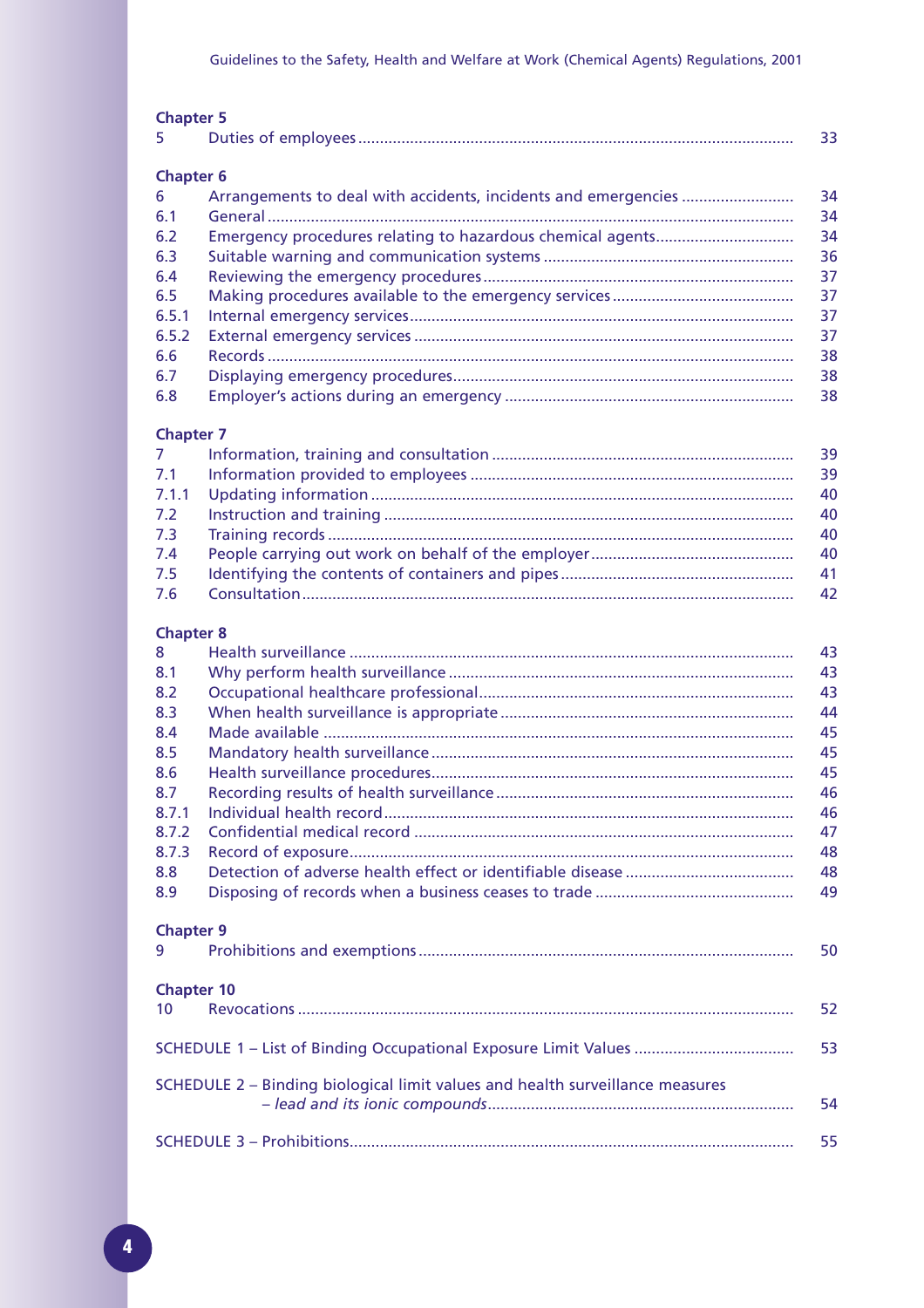**Chapter 5**

| | | |
|---|---|---|
| 5 | Duties of employees | 33 |

**Chapter 6**

| | | |
|---|---|---|
| 6 | Arrangements to deal with accidents, incidents and emergencies | 34 |
| 6.1 | General | 34 |
| 6.2 | Emergency procedures relating to hazardous chemical agents | 34 |
| 6.3 | Suitable warning and communication systems | 36 |
| 6.4 | Reviewing the emergency procedures | 37 |
| 6.5 | Making procedures available to the emergency services | 37 |
| 6.5.1 | Internal emergency services | 37 |
| 6.5.2 | External emergency services | 37 |
| 6.6 | Records | 38 |
| 6.7 | Displaying emergency procedures | 38 |
| 6.8 | Employer's actions during an emergency | 38 |

**Chapter 7**

| | | |
|---|---|---|
| 7 | Information, training and consultation | 39 |
| 7.1 | Information provided to employees | 39 |
| 7.1.1 | Updating information | 40 |
| 7.2 | Instruction and training | 40 |
| 7.3 | Training records | 40 |
| 7.4 | People carrying out work on behalf of the employer | 40 |
| 7.5 | Identifying the contents of containers and pipes | 41 |
| 7.6 | Consultation | 42 |

**Chapter 8**

| | | |
|---|---|---|
| 8 | Health surveillance | 43 |
| 8.1 | Why perform health surveillance | 43 |
| 8.2 | Occupational healthcare professional | 43 |
| 8.3 | When health surveillance is appropriate | 44 |
| 8.4 | Made available | 45 |
| 8.5 | Mandatory health surveillance | 45 |
| 8.6 | Health surveillance procedures | 45 |
| 8.7 | Recording results of health surveillance | 46 |
| 8.7.1 | Individual health record | 46 |
| 8.7.2 | Confidential medical record | 47 |
| 8.7.3 | Record of exposure | 48 |
| 8.8 | Detection of adverse health effect or identifiable disease | 48 |
| 8.9 | Disposing of records when a business ceases to trade | 49 |

**Chapter 9**

| | | |
|---|---|---|
| 9 | Prohibitions and exemptions | 50 |

**Chapter 10**

| | | |
|---|---|---|
| 10 | Revocations | 52 |

| | |
|---|---|
| SCHEDULE 1 – List of Binding Occupational Exposure Limit Values | 53 |
| SCHEDULE 2 – Binding biological limit values and health surveillance measures – *lead and its ionic compounds* | 54 |
| SCHEDULE 3 – Prohibitions | 55 |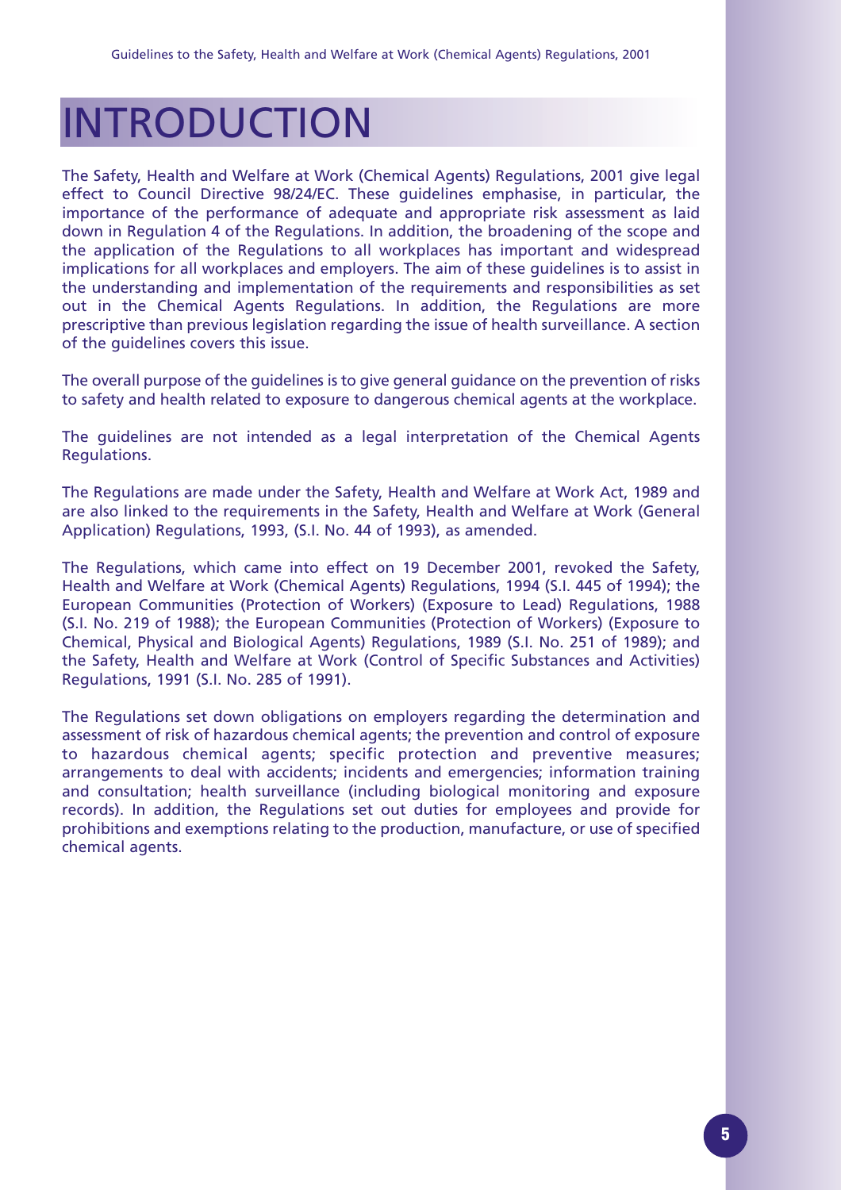# INTRODUCTION

The Safety, Health and Welfare at Work (Chemical Agents) Regulations, 2001 give legal effect to Council Directive 98/24/EC. These guidelines emphasise, in particular, the importance of the performance of adequate and appropriate risk assessment as laid down in Regulation 4 of the Regulations. In addition, the broadening of the scope and the application of the Regulations to all workplaces has important and widespread implications for all workplaces and employers. The aim of these guidelines is to assist in the understanding and implementation of the requirements and responsibilities as set out in the Chemical Agents Regulations. In addition, the Regulations are more prescriptive than previous legislation regarding the issue of health surveillance. A section of the guidelines covers this issue.

The overall purpose of the guidelines is to give general guidance on the prevention of risks to safety and health related to exposure to dangerous chemical agents at the workplace.

The guidelines are not intended as a legal interpretation of the Chemical Agents Regulations.

The Regulations are made under the Safety, Health and Welfare at Work Act, 1989 and are also linked to the requirements in the Safety, Health and Welfare at Work (General Application) Regulations, 1993, (S.I. No. 44 of 1993), as amended.

The Regulations, which came into effect on 19 December 2001, revoked the Safety, Health and Welfare at Work (Chemical Agents) Regulations, 1994 (S.I. 445 of 1994); the European Communities (Protection of Workers) (Exposure to Lead) Regulations, 1988 (S.I. No. 219 of 1988); the European Communities (Protection of Workers) (Exposure to Chemical, Physical and Biological Agents) Regulations, 1989 (S.I. No. 251 of 1989); and the Safety, Health and Welfare at Work (Control of Specific Substances and Activities) Regulations, 1991 (S.I. No. 285 of 1991).

The Regulations set down obligations on employers regarding the determination and assessment of risk of hazardous chemical agents; the prevention and control of exposure to hazardous chemical agents; specific protection and preventive measures; arrangements to deal with accidents; incidents and emergencies; information training and consultation; health surveillance (including biological monitoring and exposure records). In addition, the Regulations set out duties for employees and provide for prohibitions and exemptions relating to the production, manufacture, or use of specified chemical agents.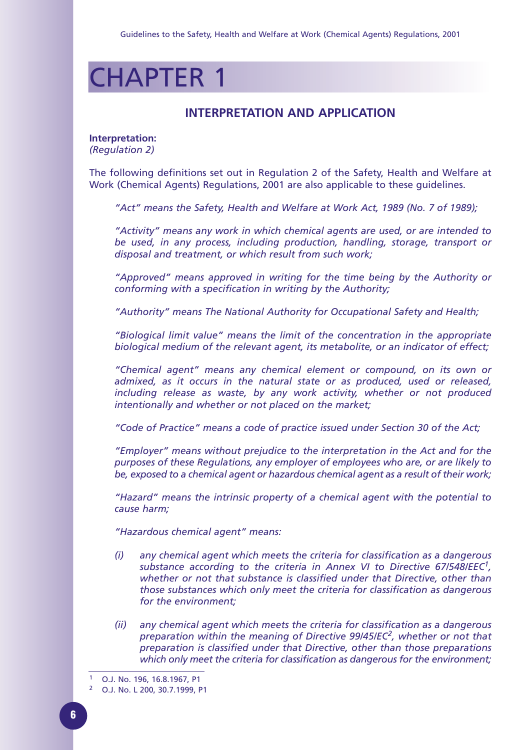# CHAPTER 1

## INTERPRETATION AND APPLICATION

**Interpretation:**
*(Regulation 2)*

The following definitions set out in Regulation 2 of the Safety, Health and Welfare at Work (Chemical Agents) Regulations, 2001 are also applicable to these guidelines.

> *"Act" means the Safety, Health and Welfare at Work Act, 1989 (No. 7 of 1989);*
>
> *"Activity" means any work in which chemical agents are used, or are intended to be used, in any process, including production, handling, storage, transport or disposal and treatment, or which result from such work;*
>
> *"Approved" means approved in writing for the time being by the Authority or conforming with a specification in writing by the Authority;*
>
> *"Authority" means The National Authority for Occupational Safety and Health;*
>
> *"Biological limit value" means the limit of the concentration in the appropriate biological medium of the relevant agent, its metabolite, or an indicator of effect;*
>
> *"Chemical agent" means any chemical element or compound, on its own or admixed, as it occurs in the natural state or as produced, used or released, including release as waste, by any work activity, whether or not produced intentionally and whether or not placed on the market;*
>
> *"Code of Practice" means a code of practice issued under Section 30 of the Act;*
>
> *"Employer" means without prejudice to the interpretation in the Act and for the purposes of these Regulations, any employer of employees who are, or are likely to be, exposed to a chemical agent or hazardous chemical agent as a result of their work;*
>
> *"Hazard" means the intrinsic property of a chemical agent with the potential to cause harm;*
>
> *"Hazardous chemical agent" means:*
>
> *(i) any chemical agent which meets the criteria for classification as a dangerous substance according to the criteria in Annex VI to Directive 67/548/EEC[1], whether or not that substance is classified under that Directive, other than those substances which only meet the criteria for classification as dangerous for the environment;*
>
> *(ii) any chemical agent which meets the criteria for classification as a dangerous preparation within the meaning of Directive 99/45/EC[2], whether or not that preparation is classified under that Directive, other than those preparations which only meet the criteria for classification as dangerous for the environment;*

---

[1] O.J. No. 196, 16.8.1967, P1
[2] O.J. No. L 200, 30.7.1999, P1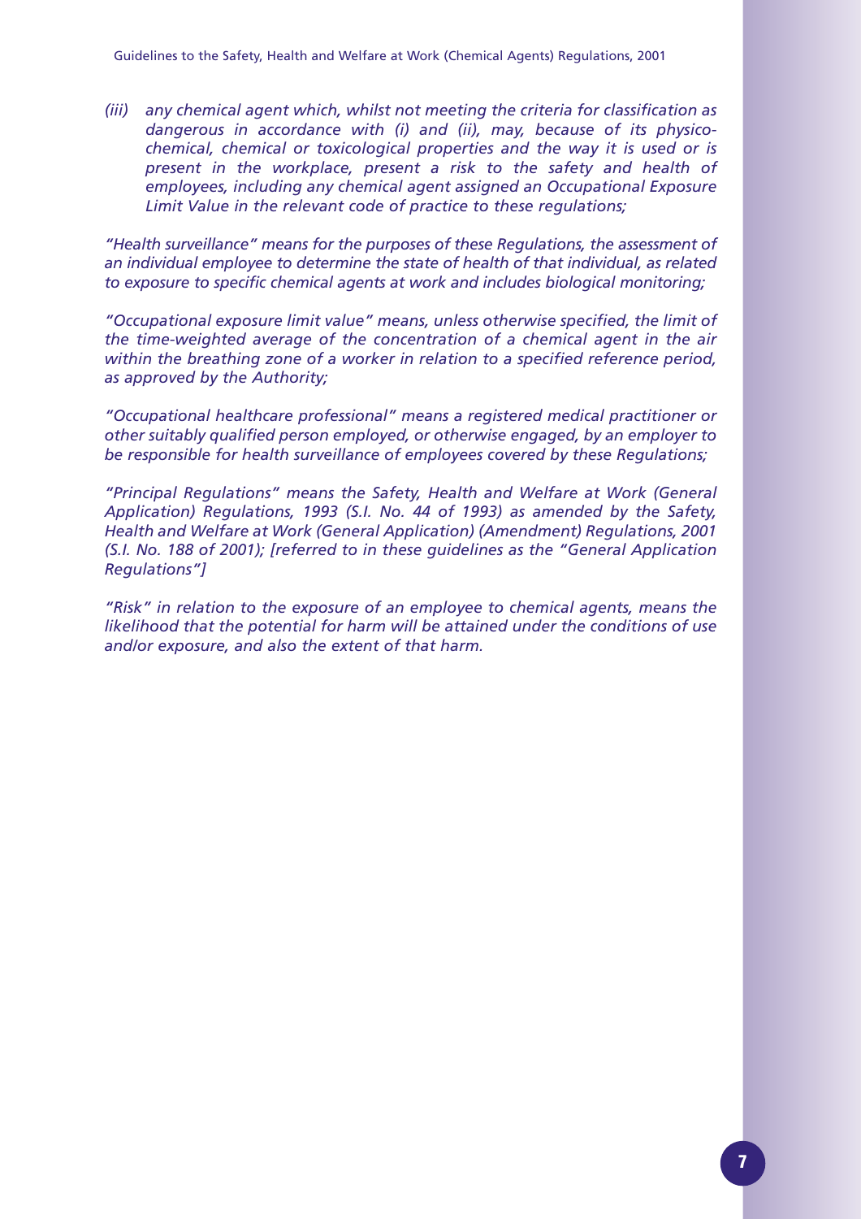*(iii) any chemical agent which, whilst not meeting the criteria for classification as dangerous in accordance with (i) and (ii), may, because of its physico-chemical, chemical or toxicological properties and the way it is used or is present in the workplace, present a risk to the safety and health of employees, including any chemical agent assigned an Occupational Exposure Limit Value in the relevant code of practice to these regulations;*

*"Health surveillance" means for the purposes of these Regulations, the assessment of an individual employee to determine the state of health of that individual, as related to exposure to specific chemical agents at work and includes biological monitoring;*

*"Occupational exposure limit value" means, unless otherwise specified, the limit of the time-weighted average of the concentration of a chemical agent in the air within the breathing zone of a worker in relation to a specified reference period, as approved by the Authority;*

*"Occupational healthcare professional" means a registered medical practitioner or other suitably qualified person employed, or otherwise engaged, by an employer to be responsible for health surveillance of employees covered by these Regulations;*

*"Principal Regulations" means the Safety, Health and Welfare at Work (General Application) Regulations, 1993 (S.I. No. 44 of 1993) as amended by the Safety, Health and Welfare at Work (General Application) (Amendment) Regulations, 2001 (S.I. No. 188 of 2001); [referred to in these guidelines as the "General Application Regulations"]*

*"Risk" in relation to the exposure of an employee to chemical agents, means the likelihood that the potential for harm will be attained under the conditions of use and/or exposure, and also the extent of that harm.*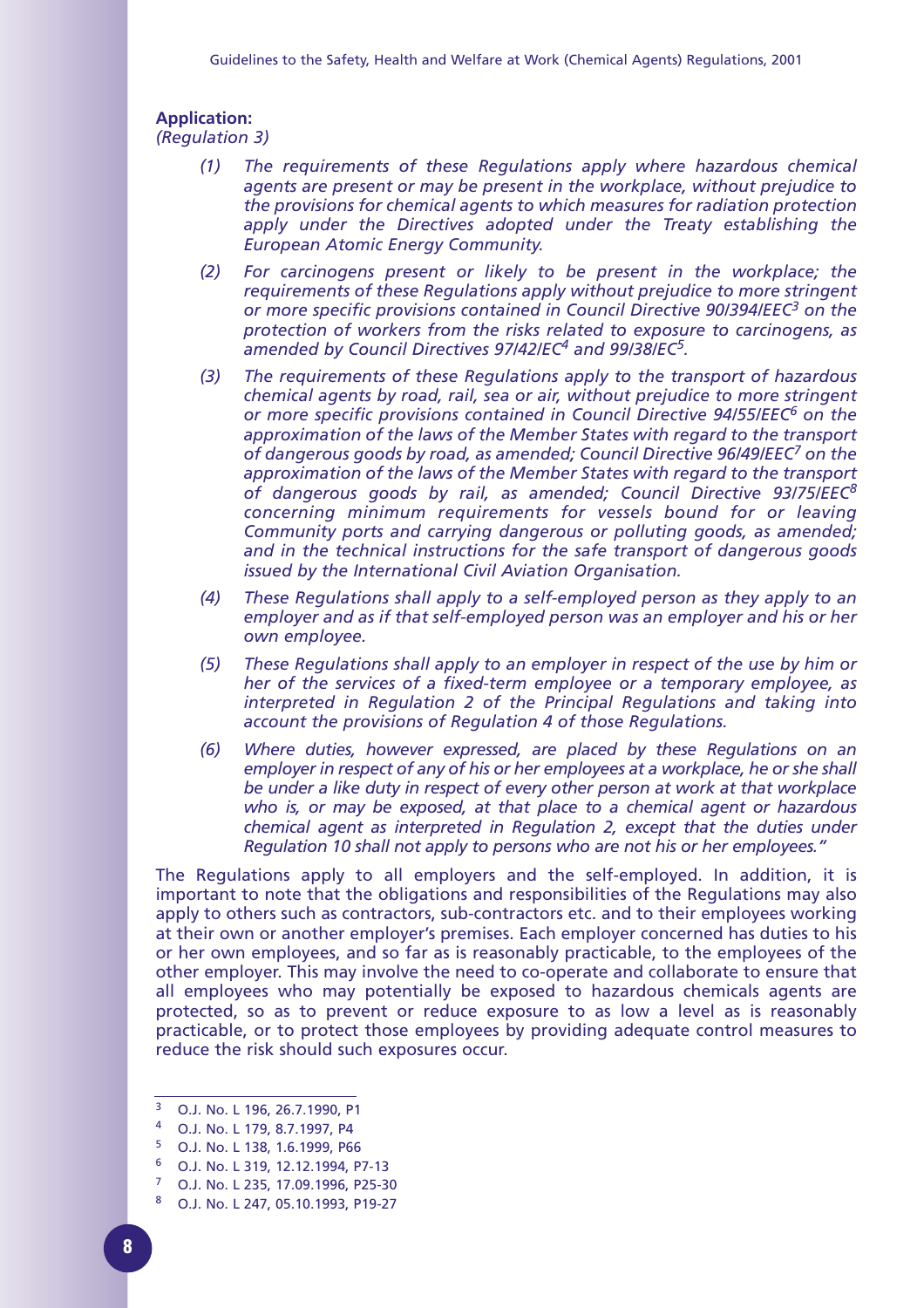**Application:**
*(Regulation 3)*

*(1) The requirements of these Regulations apply where hazardous chemical agents are present or may be present in the workplace, without prejudice to the provisions for chemical agents to which measures for radiation protection apply under the Directives adopted under the Treaty establishing the European Atomic Energy Community.*

*(2) For carcinogens present or likely to be present in the workplace; the requirements of these Regulations apply without prejudice to more stringent or more specific provisions contained in Council Directive 90/394/EEC[3] on the protection of workers from the risks related to exposure to carcinogens, as amended by Council Directives 97/42/EC[4] and 99/38/EC[5].*

*(3) The requirements of these Regulations apply to the transport of hazardous chemical agents by road, rail, sea or air, without prejudice to more stringent or more specific provisions contained in Council Directive 94/55/EEC[6] on the approximation of the laws of the Member States with regard to the transport of dangerous goods by road, as amended; Council Directive 96/49/EEC[7] on the approximation of the laws of the Member States with regard to the transport of dangerous goods by rail, as amended; Council Directive 93/75/EEC[8] concerning minimum requirements for vessels bound for or leaving Community ports and carrying dangerous or polluting goods, as amended; and in the technical instructions for the safe transport of dangerous goods issued by the International Civil Aviation Organisation.*

*(4) These Regulations shall apply to a self-employed person as they apply to an employer and as if that self-employed person was an employer and his or her own employee.*

*(5) These Regulations shall apply to an employer in respect of the use by him or her of the services of a fixed-term employee or a temporary employee, as interpreted in Regulation 2 of the Principal Regulations and taking into account the provisions of Regulation 4 of those Regulations.*

*(6) Where duties, however expressed, are placed by these Regulations on an employer in respect of any of his or her employees at a workplace, he or she shall be under a like duty in respect of every other person at work at that workplace who is, or may be exposed, at that place to a chemical agent or hazardous chemical agent as interpreted in Regulation 2, except that the duties under Regulation 10 shall not apply to persons who are not his or her employees."*

The Regulations apply to all employers and the self-employed. In addition, it is important to note that the obligations and responsibilities of the Regulations may also apply to others such as contractors, sub-contractors etc. and to their employees working at their own or another employer's premises. Each employer concerned has duties to his or her own employees, and so far as is reasonably practicable, to the employees of the other employer. This may involve the need to co-operate and collaborate to ensure that all employees who may potentially be exposed to hazardous chemicals agents are protected, so as to prevent or reduce exposure to as low a level as is reasonably practicable, or to protect those employees by providing adequate control measures to reduce the risk should such exposures occur.

---

[3] O.J. No. L 196, 26.7.1990, P1

[4] O.J. No. L 179, 8.7.1997, P4

[5] O.J. No. L 138, 1.6.1999, P66

[6] O.J. No. L 319, 12.12.1994, P7-13

[7] O.J. No. L 235, 17.09.1996, P25-30

[8] O.J. No. L 247, 05.10.1993, P19-27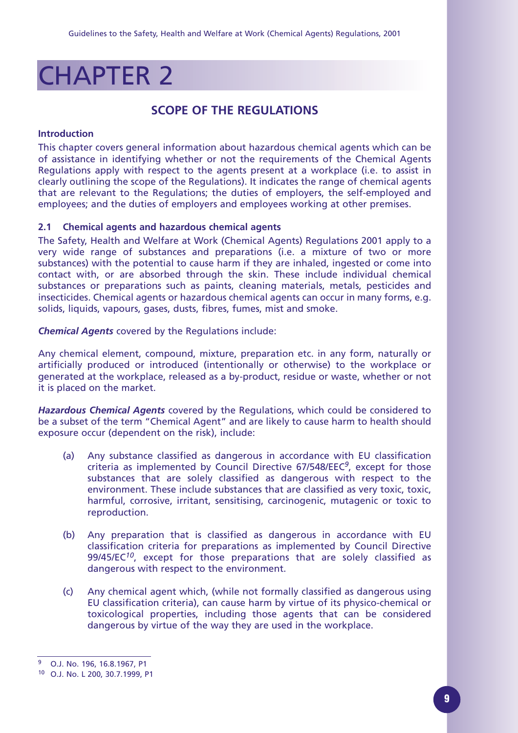# CHAPTER 2

## SCOPE OF THE REGULATIONS

### Introduction

This chapter covers general information about hazardous chemical agents which can be of assistance in identifying whether or not the requirements of the Chemical Agents Regulations apply with respect to the agents present at a workplace (i.e. to assist in clearly outlining the scope of the Regulations). It indicates the range of chemical agents that are relevant to the Regulations; the duties of employers, the self-employed and employees; and the duties of employers and employees working at other premises.

### 2.1 Chemical agents and hazardous chemical agents

The Safety, Health and Welfare at Work (Chemical Agents) Regulations 2001 apply to a very wide range of substances and preparations (i.e. a mixture of two or more substances) with the potential to cause harm if they are inhaled, ingested or come into contact with, or are absorbed through the skin. These include individual chemical substances or preparations such as paints, cleaning materials, metals, pesticides and insecticides. Chemical agents or hazardous chemical agents can occur in many forms, e.g. solids, liquids, vapours, gases, dusts, fibres, fumes, mist and smoke.

***Chemical Agents*** covered by the Regulations include:

Any chemical element, compound, mixture, preparation etc. in any form, naturally or artificially produced or introduced (intentionally or otherwise) to the workplace or generated at the workplace, released as a by-product, residue or waste, whether or not it is placed on the market.

***Hazardous Chemical Agents*** covered by the Regulations, which could be considered to be a subset of the term "Chemical Agent" and are likely to cause harm to health should exposure occur (dependent on the risk), include:

(a) Any substance classified as dangerous in accordance with EU classification criteria as implemented by Council Directive 67/548/EEC[9], except for those substances that are solely classified as dangerous with respect to the environment. These include substances that are classified as very toxic, toxic, harmful, corrosive, irritant, sensitising, carcinogenic, mutagenic or toxic to reproduction.

(b) Any preparation that is classified as dangerous in accordance with EU classification criteria for preparations as implemented by Council Directive 99/45/EC[10], except for those preparations that are solely classified as dangerous with respect to the environment.

(c) Any chemical agent which, (while not formally classified as dangerous using EU classification criteria), can cause harm by virtue of its physico-chemical or toxicological properties, including those agents that can be considered dangerous by virtue of the way they are used in the workplace.

---

[9] O.J. No. 196, 16.8.1967, P1

[10] O.J. No. L 200, 30.7.1999, P1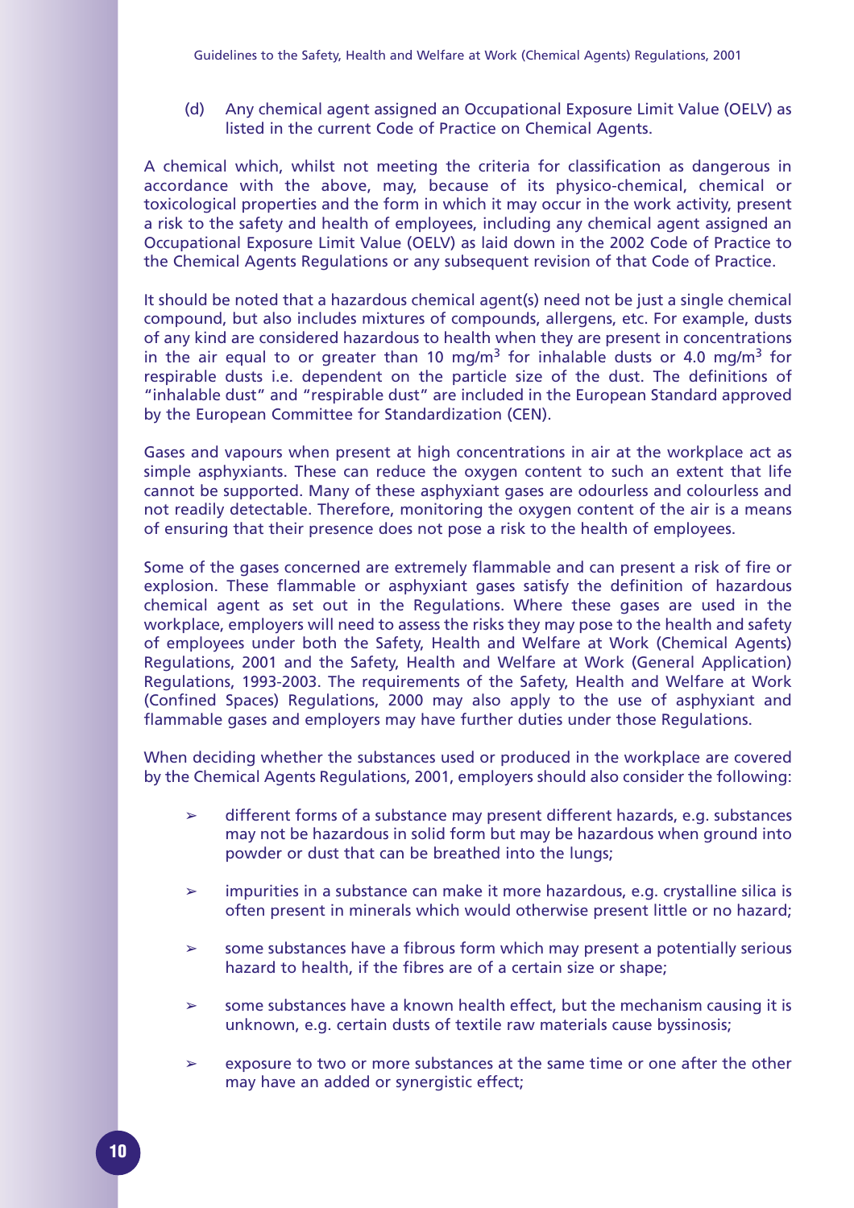(d) Any chemical agent assigned an Occupational Exposure Limit Value (OELV) as listed in the current Code of Practice on Chemical Agents.

A chemical which, whilst not meeting the criteria for classification as dangerous in accordance with the above, may, because of its physico-chemical, chemical or toxicological properties and the form in which it may occur in the work activity, present a risk to the safety and health of employees, including any chemical agent assigned an Occupational Exposure Limit Value (OELV) as laid down in the 2002 Code of Practice to the Chemical Agents Regulations or any subsequent revision of that Code of Practice.

It should be noted that a hazardous chemical agent(s) need not be just a single chemical compound, but also includes mixtures of compounds, allergens, etc. For example, dusts of any kind are considered hazardous to health when they are present in concentrations in the air equal to or greater than 10 $mg/m^3$ for inhalable dusts or 4.0 $mg/m^3$ for respirable dusts i.e. dependent on the particle size of the dust. The definitions of "inhalable dust" and "respirable dust" are included in the European Standard approved by the European Committee for Standardization (CEN).

Gases and vapours when present at high concentrations in air at the workplace act as simple asphyxiants. These can reduce the oxygen content to such an extent that life cannot be supported. Many of these asphyxiant gases are odourless and colourless and not readily detectable. Therefore, monitoring the oxygen content of the air is a means of ensuring that their presence does not pose a risk to the health of employees.

Some of the gases concerned are extremely flammable and can present a risk of fire or explosion. These flammable or asphyxiant gases satisfy the definition of hazardous chemical agent as set out in the Regulations. Where these gases are used in the workplace, employers will need to assess the risks they may pose to the health and safety of employees under both the Safety, Health and Welfare at Work (Chemical Agents) Regulations, 2001 and the Safety, Health and Welfare at Work (General Application) Regulations, 1993-2003. The requirements of the Safety, Health and Welfare at Work (Confined Spaces) Regulations, 2000 may also apply to the use of asphyxiant and flammable gases and employers may have further duties under those Regulations.

When deciding whether the substances used or produced in the workplace are covered by the Chemical Agents Regulations, 2001, employers should also consider the following:

- different forms of a substance may present different hazards, e.g. substances may not be hazardous in solid form but may be hazardous when ground into powder or dust that can be breathed into the lungs;
- impurities in a substance can make it more hazardous, e.g. crystalline silica is often present in minerals which would otherwise present little or no hazard;
- some substances have a fibrous form which may present a potentially serious hazard to health, if the fibres are of a certain size or shape;
- some substances have a known health effect, but the mechanism causing it is unknown, e.g. certain dusts of textile raw materials cause byssinosis;
- exposure to two or more substances at the same time or one after the other may have an added or synergistic effect;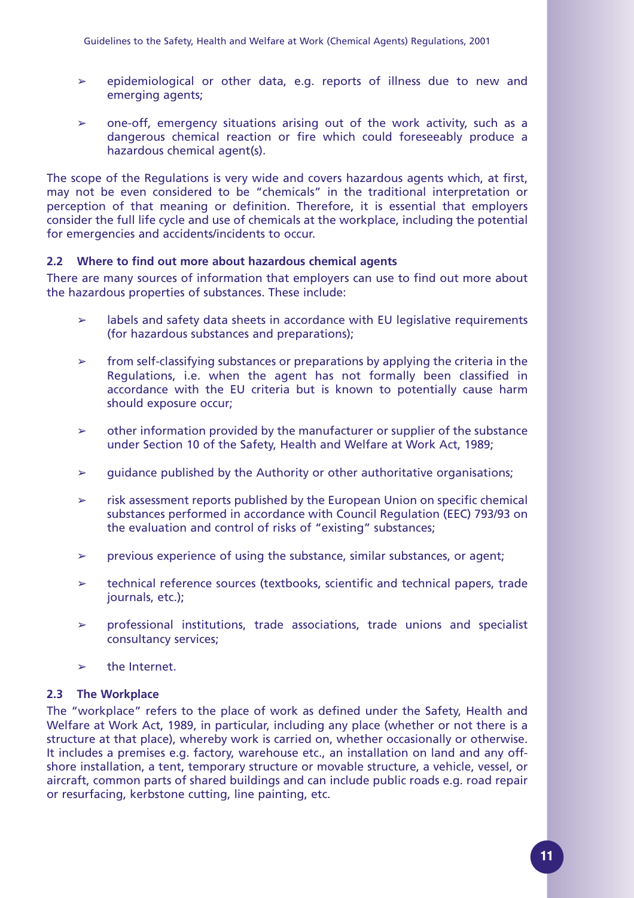- epidemiological or other data, e.g. reports of illness due to new and emerging agents;
- one-off, emergency situations arising out of the work activity, such as a dangerous chemical reaction or fire which could foreseeably produce a hazardous chemical agent(s).

The scope of the Regulations is very wide and covers hazardous agents which, at first, may not be even considered to be "chemicals" in the traditional interpretation or perception of that meaning or definition. Therefore, it is essential that employers consider the full life cycle and use of chemicals at the workplace, including the potential for emergencies and accidents/incidents to occur.

### 2.2 Where to find out more about hazardous chemical agents

There are many sources of information that employers can use to find out more about the hazardous properties of substances. These include:

- labels and safety data sheets in accordance with EU legislative requirements (for hazardous substances and preparations);
- from self-classifying substances or preparations by applying the criteria in the Regulations, i.e. when the agent has not formally been classified in accordance with the EU criteria but is known to potentially cause harm should exposure occur;
- other information provided by the manufacturer or supplier of the substance under Section 10 of the Safety, Health and Welfare at Work Act, 1989;
- guidance published by the Authority or other authoritative organisations;
- risk assessment reports published by the European Union on specific chemical substances performed in accordance with Council Regulation (EEC) 793/93 on the evaluation and control of risks of "existing" substances;
- previous experience of using the substance, similar substances, or agent;
- technical reference sources (textbooks, scientific and technical papers, trade journals, etc.);
- professional institutions, trade associations, trade unions and specialist consultancy services;
- the Internet.

### 2.3 The Workplace

The "workplace" refers to the place of work as defined under the Safety, Health and Welfare at Work Act, 1989, in particular, including any place (whether or not there is a structure at that place), whereby work is carried on, whether occasionally or otherwise. It includes a premises e.g. factory, warehouse etc., an installation on land and any off-shore installation, a tent, temporary structure or movable structure, a vehicle, vessel, or aircraft, common parts of shared buildings and can include public roads e.g. road repair or resurfacing, kerbstone cutting, line painting, etc.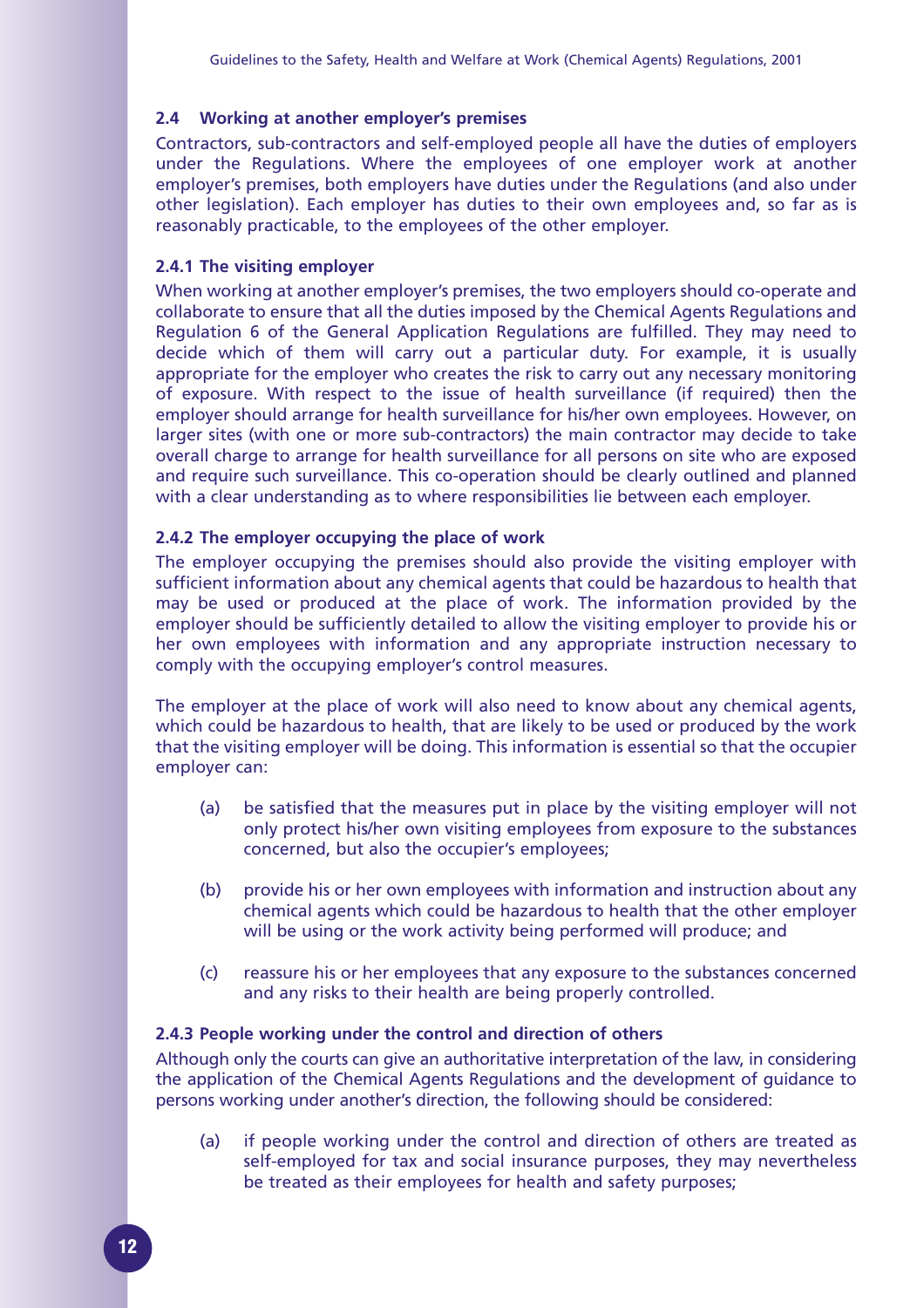### 2.4 Working at another employer's premises

Contractors, sub-contractors and self-employed people all have the duties of employers under the Regulations. Where the employees of one employer work at another employer's premises, both employers have duties under the Regulations (and also under other legislation). Each employer has duties to their own employees and, so far as is reasonably practicable, to the employees of the other employer.

#### 2.4.1 The visiting employer

When working at another employer's premises, the two employers should co-operate and collaborate to ensure that all the duties imposed by the Chemical Agents Regulations and Regulation 6 of the General Application Regulations are fulfilled. They may need to decide which of them will carry out a particular duty. For example, it is usually appropriate for the employer who creates the risk to carry out any necessary monitoring of exposure. With respect to the issue of health surveillance (if required) then the employer should arrange for health surveillance for his/her own employees. However, on larger sites (with one or more sub-contractors) the main contractor may decide to take overall charge to arrange for health surveillance for all persons on site who are exposed and require such surveillance. This co-operation should be clearly outlined and planned with a clear understanding as to where responsibilities lie between each employer.

#### 2.4.2 The employer occupying the place of work

The employer occupying the premises should also provide the visiting employer with sufficient information about any chemical agents that could be hazardous to health that may be used or produced at the place of work. The information provided by the employer should be sufficiently detailed to allow the visiting employer to provide his or her own employees with information and any appropriate instruction necessary to comply with the occupying employer's control measures.

The employer at the place of work will also need to know about any chemical agents, which could be hazardous to health, that are likely to be used or produced by the work that the visiting employer will be doing. This information is essential so that the occupier employer can:

(a) be satisfied that the measures put in place by the visiting employer will not only protect his/her own visiting employees from exposure to the substances concerned, but also the occupier's employees;

(b) provide his or her own employees with information and instruction about any chemical agents which could be hazardous to health that the other employer will be using or the work activity being performed will produce; and

(c) reassure his or her employees that any exposure to the substances concerned and any risks to their health are being properly controlled.

#### 2.4.3 People working under the control and direction of others

Although only the courts can give an authoritative interpretation of the law, in considering the application of the Chemical Agents Regulations and the development of guidance to persons working under another's direction, the following should be considered:

(a) if people working under the control and direction of others are treated as self-employed for tax and social insurance purposes, they may nevertheless be treated as their employees for health and safety purposes;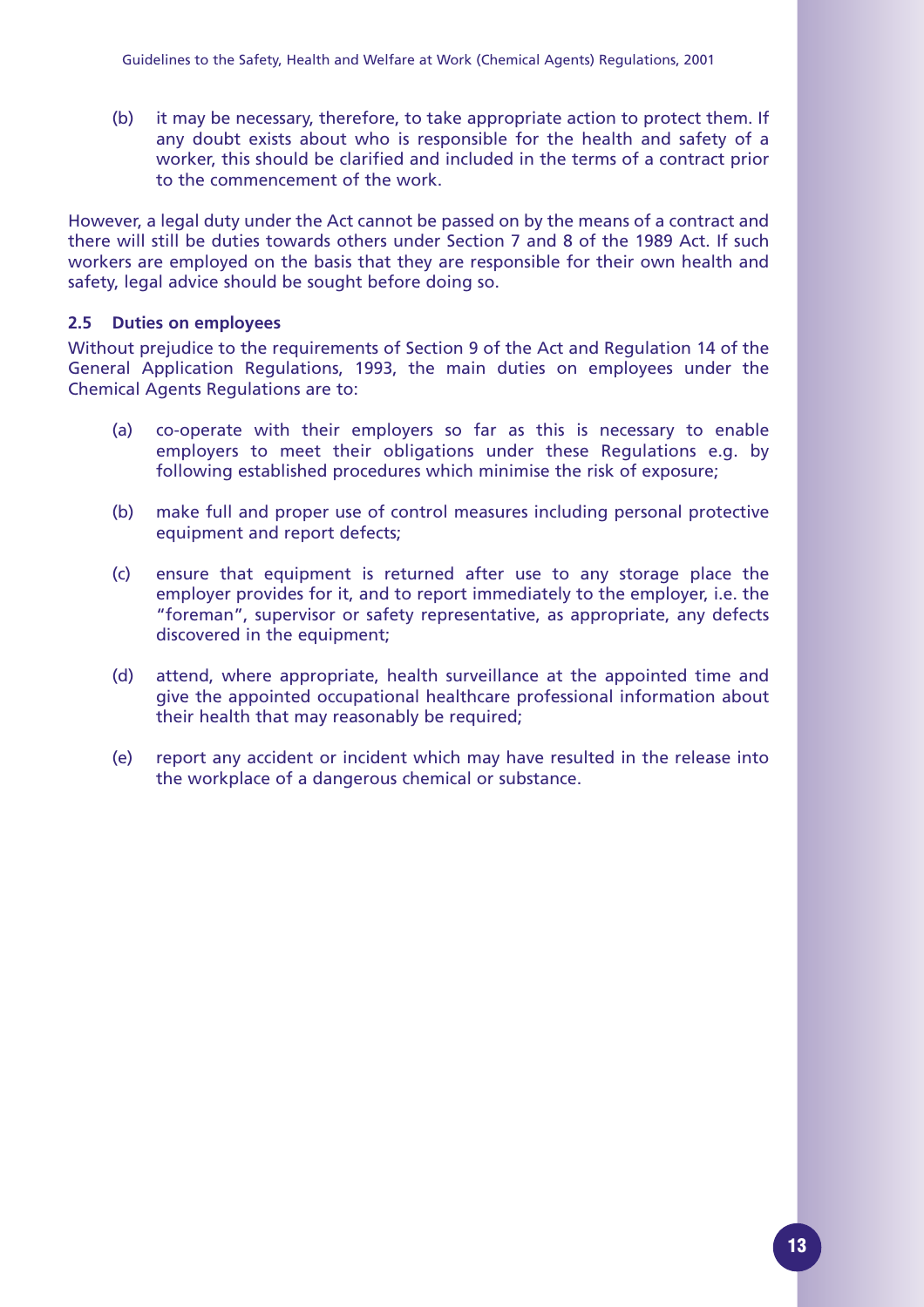(b) it may be necessary, therefore, to take appropriate action to protect them. If any doubt exists about who is responsible for the health and safety of a worker, this should be clarified and included in the terms of a contract prior to the commencement of the work.

However, a legal duty under the Act cannot be passed on by the means of a contract and there will still be duties towards others under Section 7 and 8 of the 1989 Act. If such workers are employed on the basis that they are responsible for their own health and safety, legal advice should be sought before doing so.

### 2.5 Duties on employees

Without prejudice to the requirements of Section 9 of the Act and Regulation 14 of the General Application Regulations, 1993, the main duties on employees under the Chemical Agents Regulations are to:

(a) co-operate with their employers so far as this is necessary to enable employers to meet their obligations under these Regulations e.g. by following established procedures which minimise the risk of exposure;

(b) make full and proper use of control measures including personal protective equipment and report defects;

(c) ensure that equipment is returned after use to any storage place the employer provides for it, and to report immediately to the employer, i.e. the "foreman", supervisor or safety representative, as appropriate, any defects discovered in the equipment;

(d) attend, where appropriate, health surveillance at the appointed time and give the appointed occupational healthcare professional information about their health that may reasonably be required;

(e) report any accident or incident which may have resulted in the release into the workplace of a dangerous chemical or substance.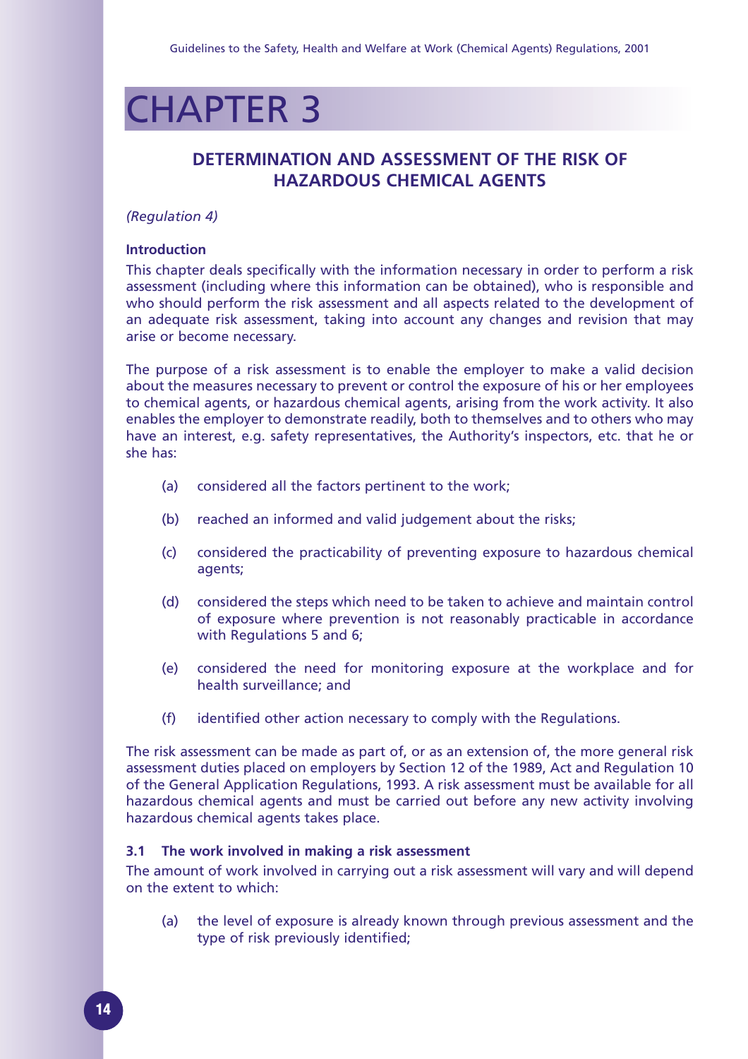# CHAPTER 3

## DETERMINATION AND ASSESSMENT OF THE RISK OF HAZARDOUS CHEMICAL AGENTS

*(Regulation 4)*

### Introduction

This chapter deals specifically with the information necessary in order to perform a risk assessment (including where this information can be obtained), who is responsible and who should perform the risk assessment and all aspects related to the development of an adequate risk assessment, taking into account any changes and revision that may arise or become necessary.

The purpose of a risk assessment is to enable the employer to make a valid decision about the measures necessary to prevent or control the exposure of his or her employees to chemical agents, or hazardous chemical agents, arising from the work activity. It also enables the employer to demonstrate readily, both to themselves and to others who may have an interest, e.g. safety representatives, the Authority's inspectors, etc. that he or she has:

- (a) considered all the factors pertinent to the work;
- (b) reached an informed and valid judgement about the risks;
- (c) considered the practicability of preventing exposure to hazardous chemical agents;
- (d) considered the steps which need to be taken to achieve and maintain control of exposure where prevention is not reasonably practicable in accordance with Regulations 5 and 6;
- (e) considered the need for monitoring exposure at the workplace and for health surveillance; and
- (f) identified other action necessary to comply with the Regulations.

The risk assessment can be made as part of, or as an extension of, the more general risk assessment duties placed on employers by Section 12 of the 1989, Act and Regulation 10 of the General Application Regulations, 1993. A risk assessment must be available for all hazardous chemical agents and must be carried out before any new activity involving hazardous chemical agents takes place.

### 3.1 The work involved in making a risk assessment

The amount of work involved in carrying out a risk assessment will vary and will depend on the extent to which:

- (a) the level of exposure is already known through previous assessment and the type of risk previously identified;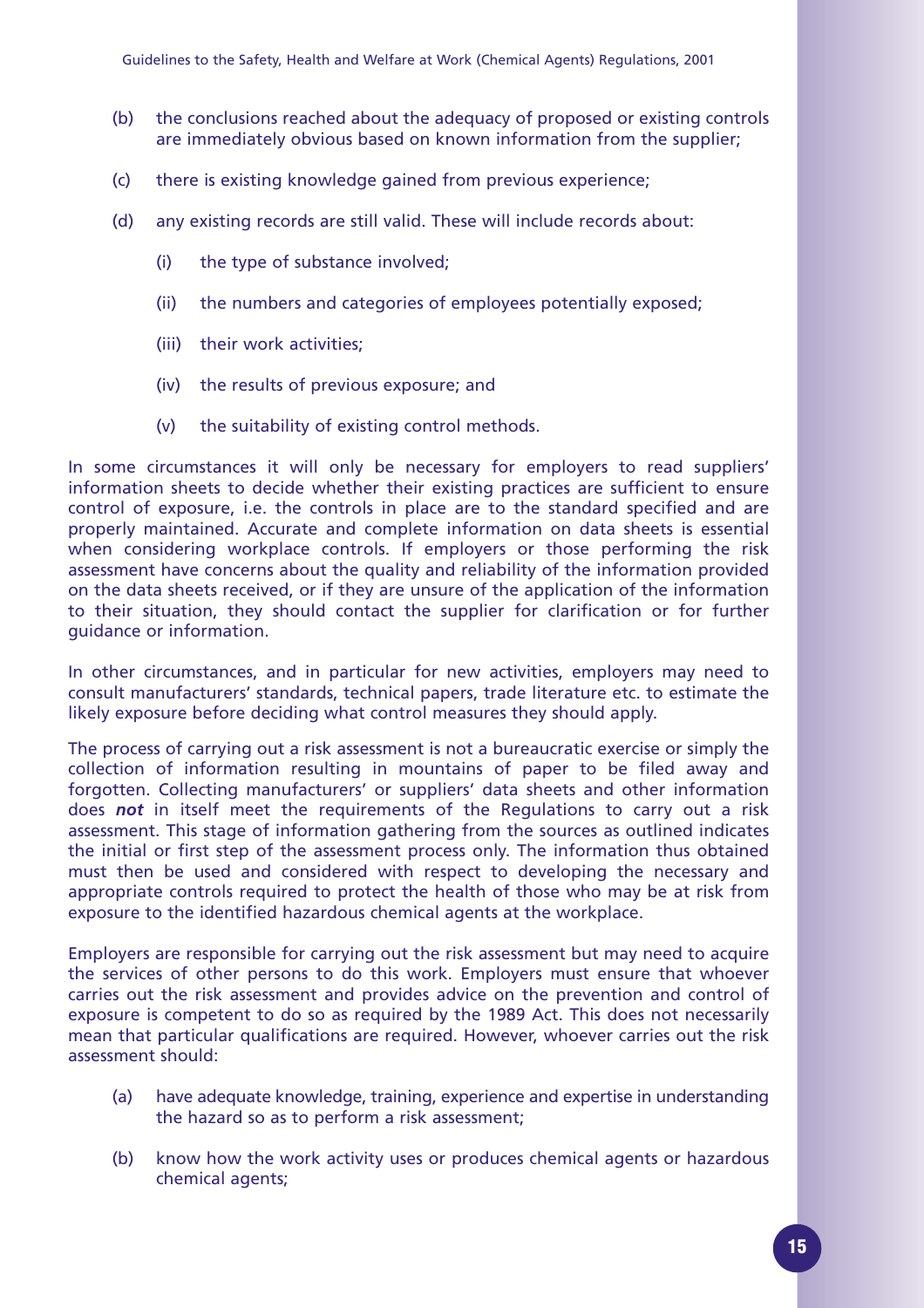(b) the conclusions reached about the adequacy of proposed or existing controls are immediately obvious based on known information from the supplier;

(c) there is existing knowledge gained from previous experience;

(d) any existing records are still valid. These will include records about:

  (i) the type of substance involved;

  (ii) the numbers and categories of employees potentially exposed;

  (iii) their work activities;

  (iv) the results of previous exposure; and

  (v) the suitability of existing control methods.

In some circumstances it will only be necessary for employers to read suppliers' information sheets to decide whether their existing practices are sufficient to ensure control of exposure, i.e. the controls in place are to the standard specified and are properly maintained. Accurate and complete information on data sheets is essential when considering workplace controls. If employers or those performing the risk assessment have concerns about the quality and reliability of the information provided on the data sheets received, or if they are unsure of the application of the information to their situation, they should contact the supplier for clarification or for further guidance or information.

In other circumstances, and in particular for new activities, employers may need to consult manufacturers' standards, technical papers, trade literature etc. to estimate the likely exposure before deciding what control measures they should apply.

The process of carrying out a risk assessment is not a bureaucratic exercise or simply the collection of information resulting in mountains of paper to be filed away and forgotten. Collecting manufacturers' or suppliers' data sheets and other information does ***not*** in itself meet the requirements of the Regulations to carry out a risk assessment. This stage of information gathering from the sources as outlined indicates the initial or first step of the assessment process only. The information thus obtained must then be used and considered with respect to developing the necessary and appropriate controls required to protect the health of those who may be at risk from exposure to the identified hazardous chemical agents at the workplace.

Employers are responsible for carrying out the risk assessment but may need to acquire the services of other persons to do this work. Employers must ensure that whoever carries out the risk assessment and provides advice on the prevention and control of exposure is competent to do so as required by the 1989 Act. This does not necessarily mean that particular qualifications are required. However, whoever carries out the risk assessment should:

(a) have adequate knowledge, training, experience and expertise in understanding the hazard so as to perform a risk assessment;

(b) know how the work activity uses or produces chemical agents or hazardous chemical agents;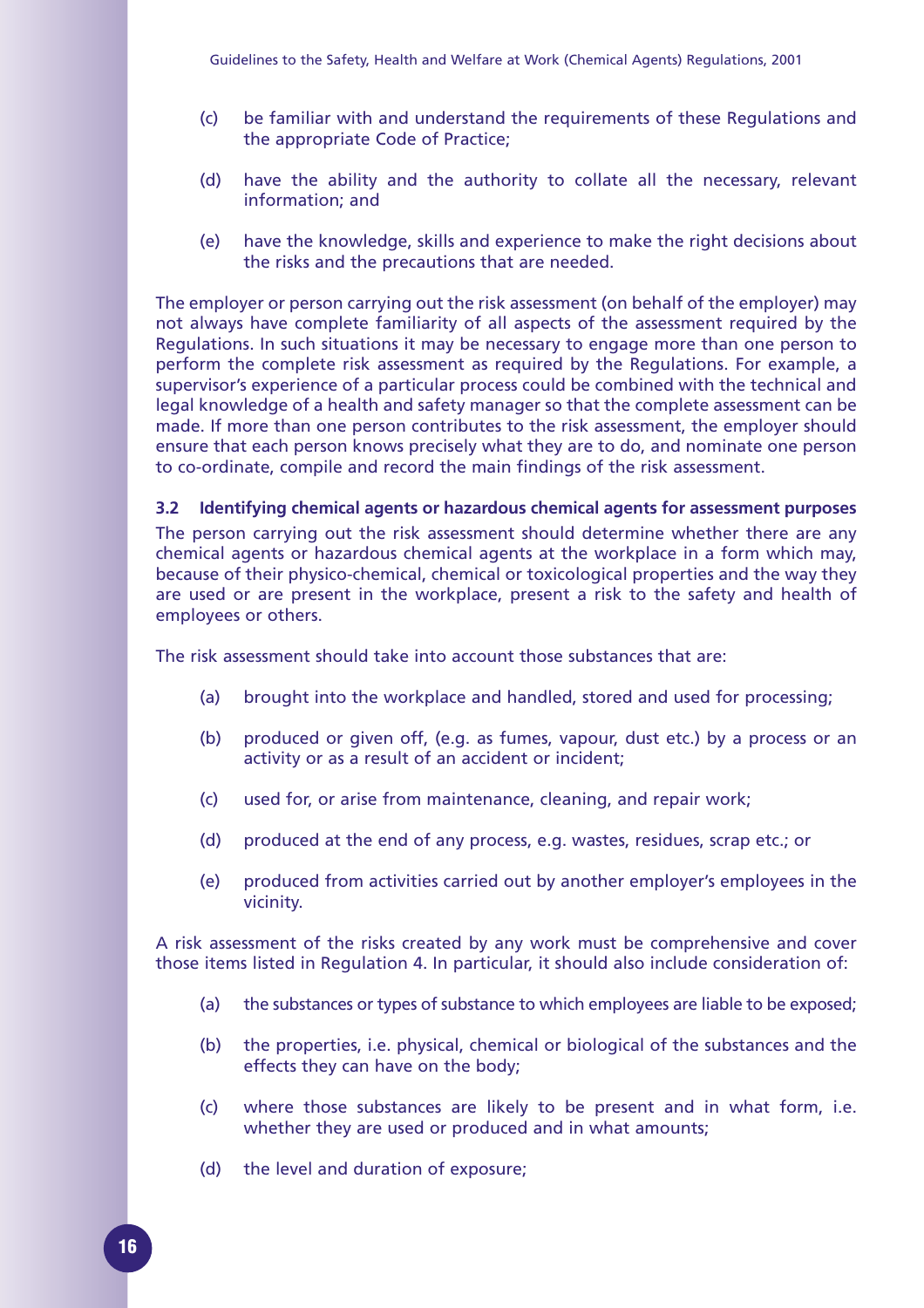(c) be familiar with and understand the requirements of these Regulations and the appropriate Code of Practice;

(d) have the ability and the authority to collate all the necessary, relevant information; and

(e) have the knowledge, skills and experience to make the right decisions about the risks and the precautions that are needed.

The employer or person carrying out the risk assessment (on behalf of the employer) may not always have complete familiarity of all aspects of the assessment required by the Regulations. In such situations it may be necessary to engage more than one person to perform the complete risk assessment as required by the Regulations. For example, a supervisor's experience of a particular process could be combined with the technical and legal knowledge of a health and safety manager so that the complete assessment can be made. If more than one person contributes to the risk assessment, the employer should ensure that each person knows precisely what they are to do, and nominate one person to co-ordinate, compile and record the main findings of the risk assessment.

### 3.2 Identifying chemical agents or hazardous chemical agents for assessment purposes

The person carrying out the risk assessment should determine whether there are any chemical agents or hazardous chemical agents at the workplace in a form which may, because of their physico-chemical, chemical or toxicological properties and the way they are used or are present in the workplace, present a risk to the safety and health of employees or others.

The risk assessment should take into account those substances that are:

(a) brought into the workplace and handled, stored and used for processing;

(b) produced or given off, (e.g. as fumes, vapour, dust etc.) by a process or an activity or as a result of an accident or incident;

(c) used for, or arise from maintenance, cleaning, and repair work;

(d) produced at the end of any process, e.g. wastes, residues, scrap etc.; or

(e) produced from activities carried out by another employer's employees in the vicinity.

A risk assessment of the risks created by any work must be comprehensive and cover those items listed in Regulation 4. In particular, it should also include consideration of:

(a) the substances or types of substance to which employees are liable to be exposed;

(b) the properties, i.e. physical, chemical or biological of the substances and the effects they can have on the body;

(c) where those substances are likely to be present and in what form, i.e. whether they are used or produced and in what amounts;

(d) the level and duration of exposure;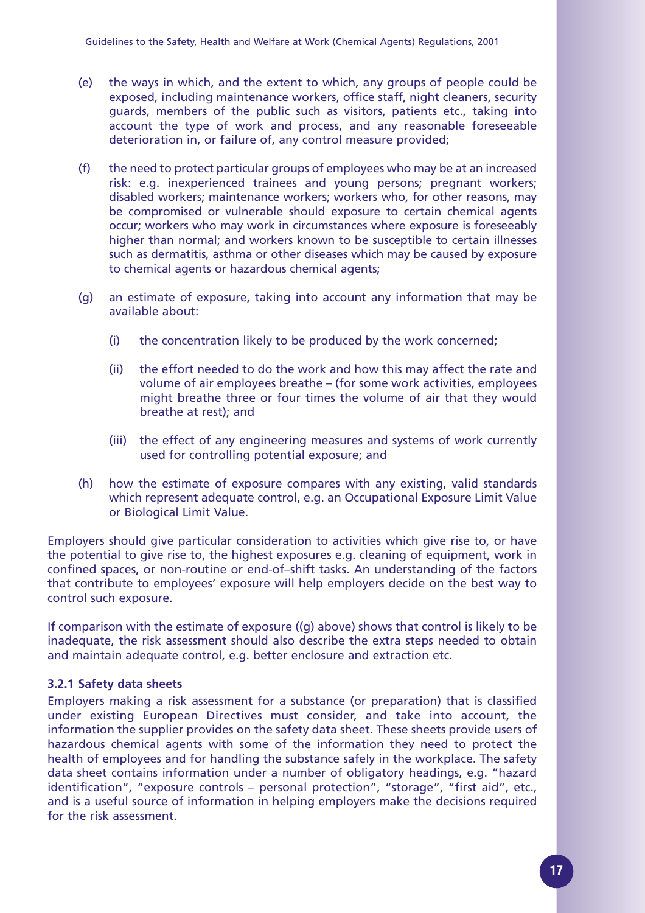(e) the ways in which, and the extent to which, any groups of people could be exposed, including maintenance workers, office staff, night cleaners, security guards, members of the public such as visitors, patients etc., taking into account the type of work and process, and any reasonable foreseeable deterioration in, or failure of, any control measure provided;

(f) the need to protect particular groups of employees who may be at an increased risk: e.g. inexperienced trainees and young persons; pregnant workers; disabled workers; maintenance workers; workers who, for other reasons, may be compromised or vulnerable should exposure to certain chemical agents occur; workers who may work in circumstances where exposure is foreseeably higher than normal; and workers known to be susceptible to certain illnesses such as dermatitis, asthma or other diseases which may be caused by exposure to chemical agents or hazardous chemical agents;

(g) an estimate of exposure, taking into account any information that may be available about:

  (i) the concentration likely to be produced by the work concerned;

  (ii) the effort needed to do the work and how this may affect the rate and volume of air employees breathe – (for some work activities, employees might breathe three or four times the volume of air that they would breathe at rest); and

  (iii) the effect of any engineering measures and systems of work currently used for controlling potential exposure; and

(h) how the estimate of exposure compares with any existing, valid standards which represent adequate control, e.g. an Occupational Exposure Limit Value or Biological Limit Value.

Employers should give particular consideration to activities which give rise to, or have the potential to give rise to, the highest exposures e.g. cleaning of equipment, work in confined spaces, or non-routine or end-of–shift tasks. An understanding of the factors that contribute to employees' exposure will help employers decide on the best way to control such exposure.

If comparison with the estimate of exposure ((g) above) shows that control is likely to be inadequate, the risk assessment should also describe the extra steps needed to obtain and maintain adequate control, e.g. better enclosure and extraction etc.

### 3.2.1 Safety data sheets

Employers making a risk assessment for a substance (or preparation) that is classified under existing European Directives must consider, and take into account, the information the supplier provides on the safety data sheet. These sheets provide users of hazardous chemical agents with some of the information they need to protect the health of employees and for handling the substance safely in the workplace. The safety data sheet contains information under a number of obligatory headings, e.g. "hazard identification", "exposure controls – personal protection", "storage", "first aid", etc., and is a useful source of information in helping employers make the decisions required for the risk assessment.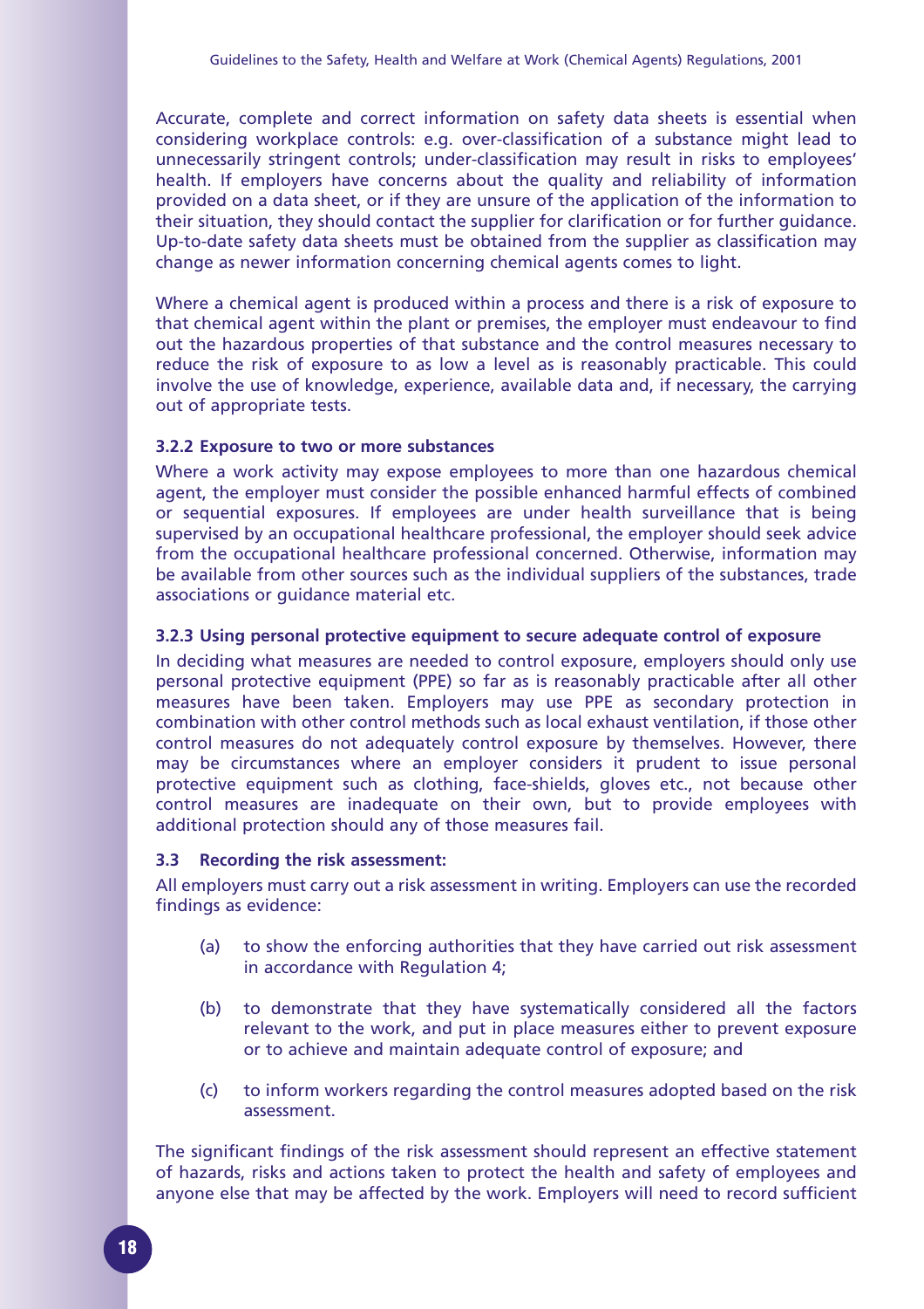Accurate, complete and correct information on safety data sheets is essential when considering workplace controls: e.g. over-classification of a substance might lead to unnecessarily stringent controls; under-classification may result in risks to employees' health. If employers have concerns about the quality and reliability of information provided on a data sheet, or if they are unsure of the application of the information to their situation, they should contact the supplier for clarification or for further guidance. Up-to-date safety data sheets must be obtained from the supplier as classification may change as newer information concerning chemical agents comes to light.

Where a chemical agent is produced within a process and there is a risk of exposure to that chemical agent within the plant or premises, the employer must endeavour to find out the hazardous properties of that substance and the control measures necessary to reduce the risk of exposure to as low a level as is reasonably practicable. This could involve the use of knowledge, experience, available data and, if necessary, the carrying out of appropriate tests.

#### 3.2.2 Exposure to two or more substances

Where a work activity may expose employees to more than one hazardous chemical agent, the employer must consider the possible enhanced harmful effects of combined or sequential exposures. If employees are under health surveillance that is being supervised by an occupational healthcare professional, the employer should seek advice from the occupational healthcare professional concerned. Otherwise, information may be available from other sources such as the individual suppliers of the substances, trade associations or guidance material etc.

#### 3.2.3 Using personal protective equipment to secure adequate control of exposure

In deciding what measures are needed to control exposure, employers should only use personal protective equipment (PPE) so far as is reasonably practicable after all other measures have been taken. Employers may use PPE as secondary protection in combination with other control methods such as local exhaust ventilation, if those other control measures do not adequately control exposure by themselves. However, there may be circumstances where an employer considers it prudent to issue personal protective equipment such as clothing, face-shields, gloves etc., not because other control measures are inadequate on their own, but to provide employees with additional protection should any of those measures fail.

### 3.3 Recording the risk assessment:

All employers must carry out a risk assessment in writing. Employers can use the recorded findings as evidence:

(a) to show the enforcing authorities that they have carried out risk assessment in accordance with Regulation 4;

(b) to demonstrate that they have systematically considered all the factors relevant to the work, and put in place measures either to prevent exposure or to achieve and maintain adequate control of exposure; and

(c) to inform workers regarding the control measures adopted based on the risk assessment.

The significant findings of the risk assessment should represent an effective statement of hazards, risks and actions taken to protect the health and safety of employees and anyone else that may be affected by the work. Employers will need to record sufficient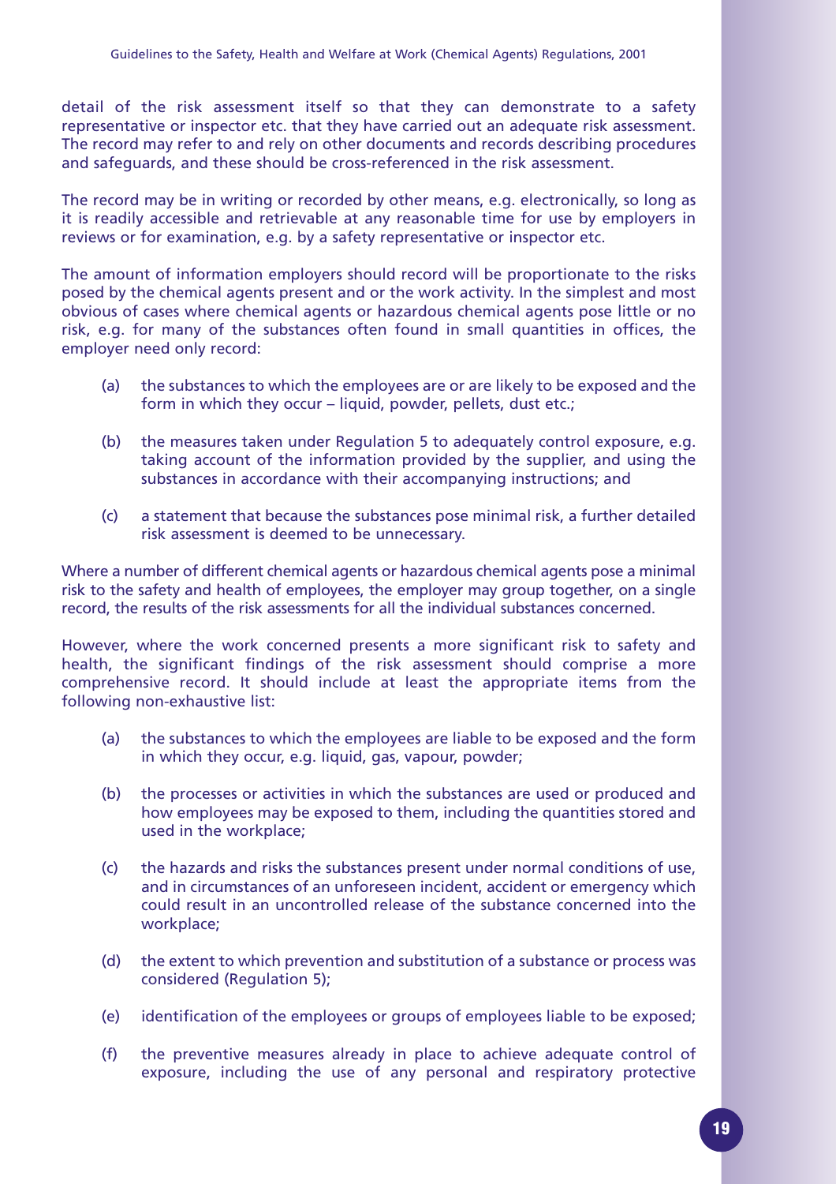detail of the risk assessment itself so that they can demonstrate to a safety representative or inspector etc. that they have carried out an adequate risk assessment. The record may refer to and rely on other documents and records describing procedures and safeguards, and these should be cross-referenced in the risk assessment.

The record may be in writing or recorded by other means, e.g. electronically, so long as it is readily accessible and retrievable at any reasonable time for use by employers in reviews or for examination, e.g. by a safety representative or inspector etc.

The amount of information employers should record will be proportionate to the risks posed by the chemical agents present and or the work activity. In the simplest and most obvious of cases where chemical agents or hazardous chemical agents pose little or no risk, e.g. for many of the substances often found in small quantities in offices, the employer need only record:

(a) the substances to which the employees are or are likely to be exposed and the form in which they occur – liquid, powder, pellets, dust etc.;

(b) the measures taken under Regulation 5 to adequately control exposure, e.g. taking account of the information provided by the supplier, and using the substances in accordance with their accompanying instructions; and

(c) a statement that because the substances pose minimal risk, a further detailed risk assessment is deemed to be unnecessary.

Where a number of different chemical agents or hazardous chemical agents pose a minimal risk to the safety and health of employees, the employer may group together, on a single record, the results of the risk assessments for all the individual substances concerned.

However, where the work concerned presents a more significant risk to safety and health, the significant findings of the risk assessment should comprise a more comprehensive record. It should include at least the appropriate items from the following non-exhaustive list:

(a) the substances to which the employees are liable to be exposed and the form in which they occur, e.g. liquid, gas, vapour, powder;

(b) the processes or activities in which the substances are used or produced and how employees may be exposed to them, including the quantities stored and used in the workplace;

(c) the hazards and risks the substances present under normal conditions of use, and in circumstances of an unforeseen incident, accident or emergency which could result in an uncontrolled release of the substance concerned into the workplace;

(d) the extent to which prevention and substitution of a substance or process was considered (Regulation 5);

(e) identification of the employees or groups of employees liable to be exposed;

(f) the preventive measures already in place to achieve adequate control of exposure, including the use of any personal and respiratory protective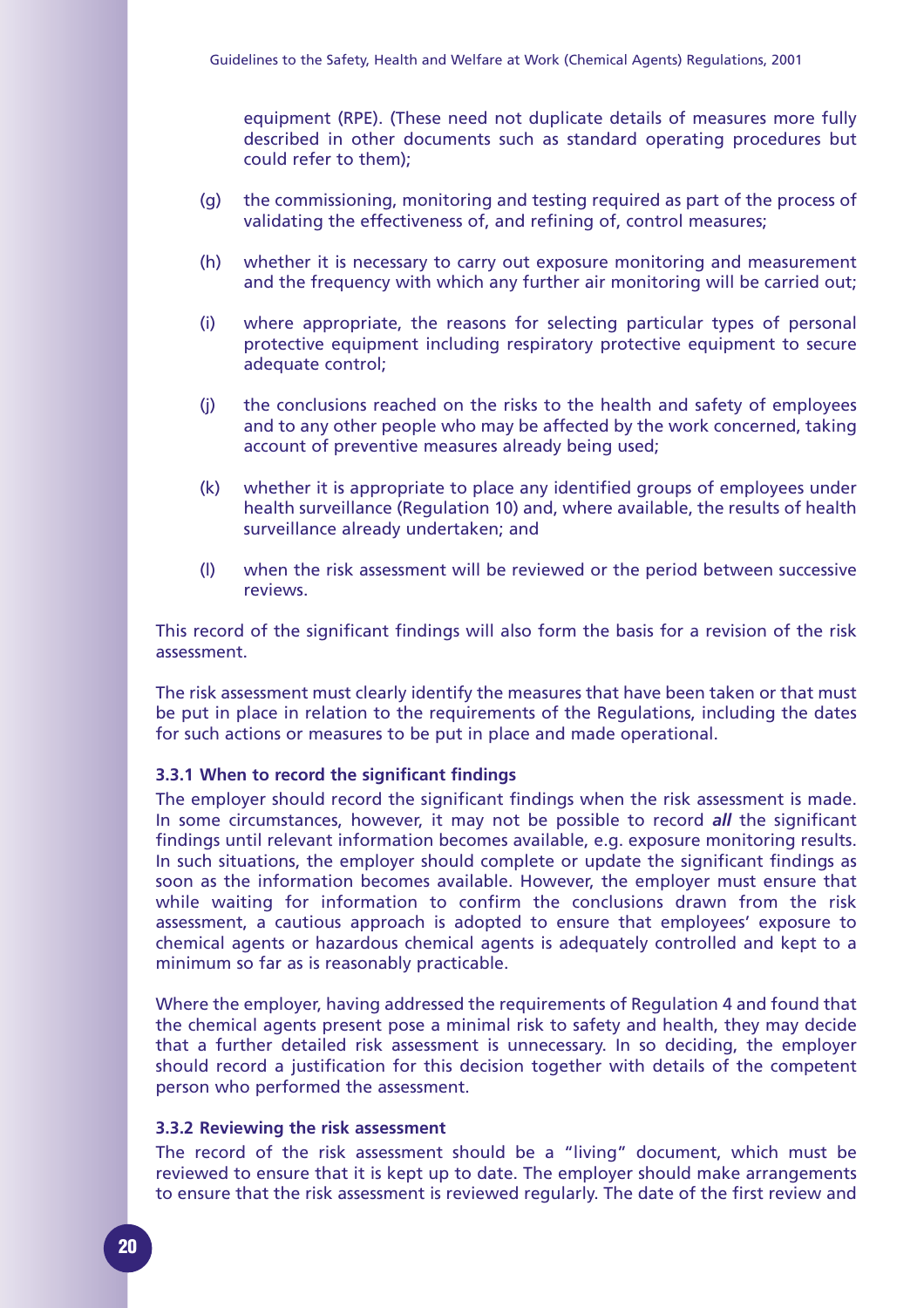equipment (RPE). (These need not duplicate details of measures more fully described in other documents such as standard operating procedures but could refer to them);

(g) the commissioning, monitoring and testing required as part of the process of validating the effectiveness of, and refining of, control measures;

(h) whether it is necessary to carry out exposure monitoring and measurement and the frequency with which any further air monitoring will be carried out;

(i) where appropriate, the reasons for selecting particular types of personal protective equipment including respiratory protective equipment to secure adequate control;

(j) the conclusions reached on the risks to the health and safety of employees and to any other people who may be affected by the work concerned, taking account of preventive measures already being used;

(k) whether it is appropriate to place any identified groups of employees under health surveillance (Regulation 10) and, where available, the results of health surveillance already undertaken; and

(l) when the risk assessment will be reviewed or the period between successive reviews.

This record of the significant findings will also form the basis for a revision of the risk assessment.

The risk assessment must clearly identify the measures that have been taken or that must be put in place in relation to the requirements of the Regulations, including the dates for such actions or measures to be put in place and made operational.

### 3.3.1 When to record the significant findings

The employer should record the significant findings when the risk assessment is made. In some circumstances, however, it may not be possible to record ***all*** the significant findings until relevant information becomes available, e.g. exposure monitoring results. In such situations, the employer should complete or update the significant findings as soon as the information becomes available. However, the employer must ensure that while waiting for information to confirm the conclusions drawn from the risk assessment, a cautious approach is adopted to ensure that employees' exposure to chemical agents or hazardous chemical agents is adequately controlled and kept to a minimum so far as is reasonably practicable.

Where the employer, having addressed the requirements of Regulation 4 and found that the chemical agents present pose a minimal risk to safety and health, they may decide that a further detailed risk assessment is unnecessary. In so deciding, the employer should record a justification for this decision together with details of the competent person who performed the assessment.

### 3.3.2 Reviewing the risk assessment

The record of the risk assessment should be a "living" document, which must be reviewed to ensure that it is kept up to date. The employer should make arrangements to ensure that the risk assessment is reviewed regularly. The date of the first review and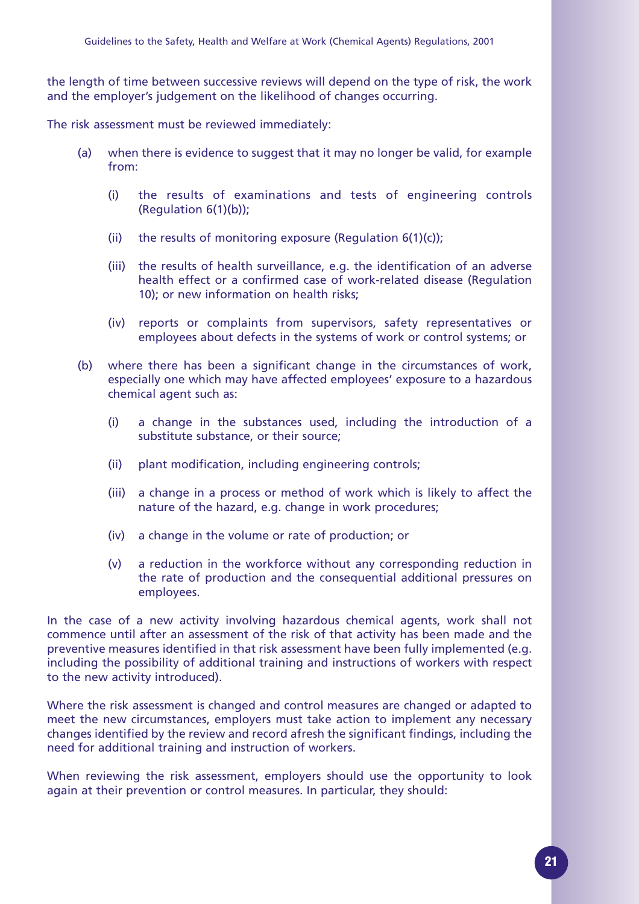the length of time between successive reviews will depend on the type of risk, the work and the employer's judgement on the likelihood of changes occurring.

The risk assessment must be reviewed immediately:

(a) when there is evidence to suggest that it may no longer be valid, for example from:

   (i) the results of examinations and tests of engineering controls (Regulation 6(1)(b));

   (ii) the results of monitoring exposure (Regulation 6(1)(c));

   (iii) the results of health surveillance, e.g. the identification of an adverse health effect or a confirmed case of work-related disease (Regulation 10); or new information on health risks;

   (iv) reports or complaints from supervisors, safety representatives or employees about defects in the systems of work or control systems; or

(b) where there has been a significant change in the circumstances of work, especially one which may have affected employees' exposure to a hazardous chemical agent such as:

   (i) a change in the substances used, including the introduction of a substitute substance, or their source;

   (ii) plant modification, including engineering controls;

   (iii) a change in a process or method of work which is likely to affect the nature of the hazard, e.g. change in work procedures;

   (iv) a change in the volume or rate of production; or

   (v) a reduction in the workforce without any corresponding reduction in the rate of production and the consequential additional pressures on employees.

In the case of a new activity involving hazardous chemical agents, work shall not commence until after an assessment of the risk of that activity has been made and the preventive measures identified in that risk assessment have been fully implemented (e.g. including the possibility of additional training and instructions of workers with respect to the new activity introduced).

Where the risk assessment is changed and control measures are changed or adapted to meet the new circumstances, employers must take action to implement any necessary changes identified by the review and record afresh the significant findings, including the need for additional training and instruction of workers.

When reviewing the risk assessment, employers should use the opportunity to look again at their prevention or control measures. In particular, they should: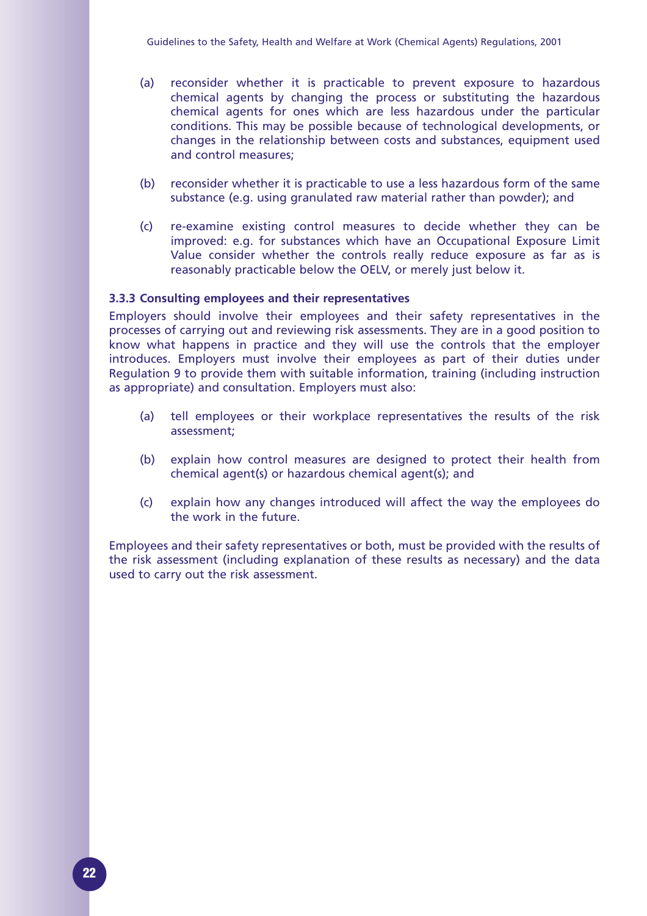(a) reconsider whether it is practicable to prevent exposure to hazardous chemical agents by changing the process or substituting the hazardous chemical agents for ones which are less hazardous under the particular conditions. This may be possible because of technological developments, or changes in the relationship between costs and substances, equipment used and control measures;

(b) reconsider whether it is practicable to use a less hazardous form of the same substance (e.g. using granulated raw material rather than powder); and

(c) re-examine existing control measures to decide whether they can be improved: e.g. for substances which have an Occupational Exposure Limit Value consider whether the controls really reduce exposure as far as is reasonably practicable below the OELV, or merely just below it.

### 3.3.3 Consulting employees and their representatives

Employers should involve their employees and their safety representatives in the processes of carrying out and reviewing risk assessments. They are in a good position to know what happens in practice and they will use the controls that the employer introduces. Employers must involve their employees as part of their duties under Regulation 9 to provide them with suitable information, training (including instruction as appropriate) and consultation. Employers must also:

(a) tell employees or their workplace representatives the results of the risk assessment;

(b) explain how control measures are designed to protect their health from chemical agent(s) or hazardous chemical agent(s); and

(c) explain how any changes introduced will affect the way the employees do the work in the future.

Employees and their safety representatives or both, must be provided with the results of the risk assessment (including explanation of these results as necessary) and the data used to carry out the risk assessment.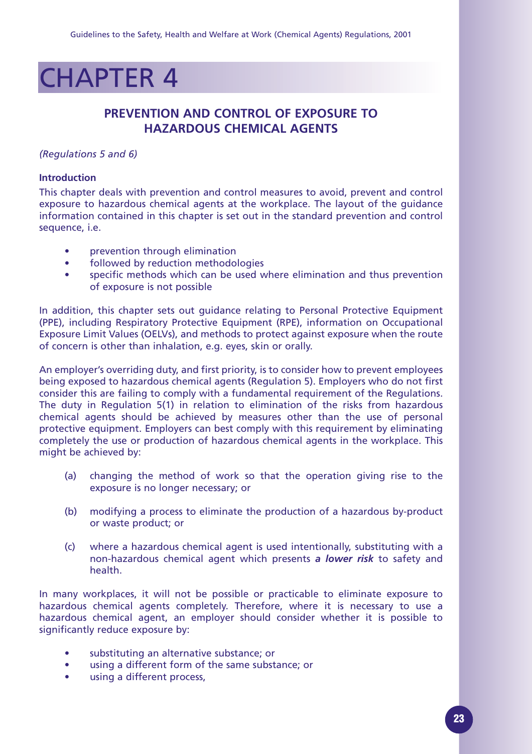# CHAPTER 4

## PREVENTION AND CONTROL OF EXPOSURE TO HAZARDOUS CHEMICAL AGENTS

*(Regulations 5 and 6)*

### Introduction

This chapter deals with prevention and control measures to avoid, prevent and control exposure to hazardous chemical agents at the workplace. The layout of the guidance information contained in this chapter is set out in the standard prevention and control sequence, i.e.

- prevention through elimination
- followed by reduction methodologies
- specific methods which can be used where elimination and thus prevention of exposure is not possible

In addition, this chapter sets out guidance relating to Personal Protective Equipment (PPE), including Respiratory Protective Equipment (RPE), information on Occupational Exposure Limit Values (OELVs), and methods to protect against exposure when the route of concern is other than inhalation, e.g. eyes, skin or orally.

An employer's overriding duty, and first priority, is to consider how to prevent employees being exposed to hazardous chemical agents (Regulation 5). Employers who do not first consider this are failing to comply with a fundamental requirement of the Regulations. The duty in Regulation 5(1) in relation to elimination of the risks from hazardous chemical agents should be achieved by measures other than the use of personal protective equipment. Employers can best comply with this requirement by eliminating completely the use or production of hazardous chemical agents in the workplace. This might be achieved by:

(a) changing the method of work so that the operation giving rise to the exposure is no longer necessary; or

(b) modifying a process to eliminate the production of a hazardous by-product or waste product; or

(c) where a hazardous chemical agent is used intentionally, substituting with a non-hazardous chemical agent which presents ***a lower risk*** to safety and health.

In many workplaces, it will not be possible or practicable to eliminate exposure to hazardous chemical agents completely. Therefore, where it is necessary to use a hazardous chemical agent, an employer should consider whether it is possible to significantly reduce exposure by:

- substituting an alternative substance; or
- using a different form of the same substance; or
- using a different process,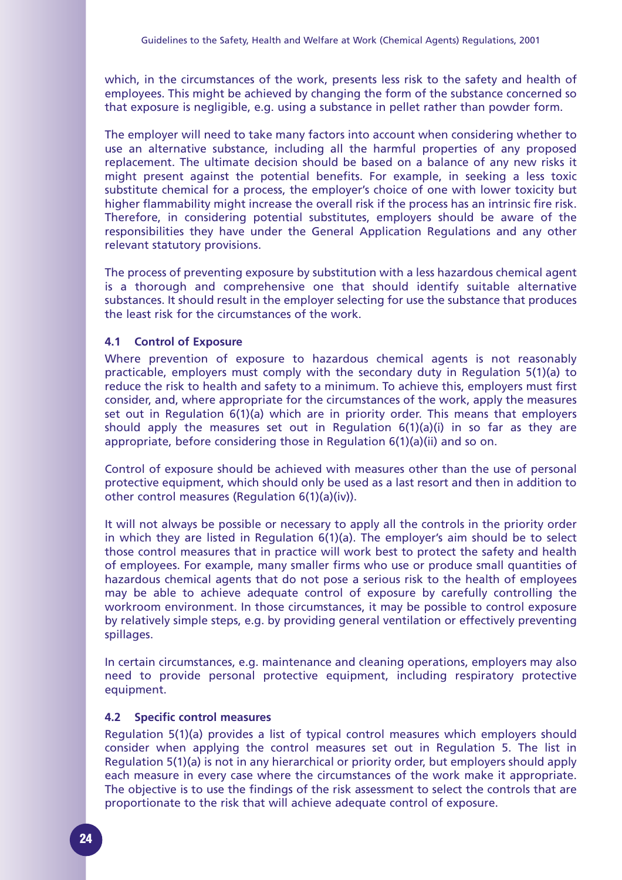which, in the circumstances of the work, presents less risk to the safety and health of employees. This might be achieved by changing the form of the substance concerned so that exposure is negligible, e.g. using a substance in pellet rather than powder form.

The employer will need to take many factors into account when considering whether to use an alternative substance, including all the harmful properties of any proposed replacement. The ultimate decision should be based on a balance of any new risks it might present against the potential benefits. For example, in seeking a less toxic substitute chemical for a process, the employer's choice of one with lower toxicity but higher flammability might increase the overall risk if the process has an intrinsic fire risk. Therefore, in considering potential substitutes, employers should be aware of the responsibilities they have under the General Application Regulations and any other relevant statutory provisions.

The process of preventing exposure by substitution with a less hazardous chemical agent is a thorough and comprehensive one that should identify suitable alternative substances. It should result in the employer selecting for use the substance that produces the least risk for the circumstances of the work.

### 4.1 Control of Exposure

Where prevention of exposure to hazardous chemical agents is not reasonably practicable, employers must comply with the secondary duty in Regulation 5(1)(a) to reduce the risk to health and safety to a minimum. To achieve this, employers must first consider, and, where appropriate for the circumstances of the work, apply the measures set out in Regulation 6(1)(a) which are in priority order. This means that employers should apply the measures set out in Regulation 6(1)(a)(i) in so far as they are appropriate, before considering those in Regulation 6(1)(a)(ii) and so on.

Control of exposure should be achieved with measures other than the use of personal protective equipment, which should only be used as a last resort and then in addition to other control measures (Regulation 6(1)(a)(iv)).

It will not always be possible or necessary to apply all the controls in the priority order in which they are listed in Regulation 6(1)(a). The employer's aim should be to select those control measures that in practice will work best to protect the safety and health of employees. For example, many smaller firms who use or produce small quantities of hazardous chemical agents that do not pose a serious risk to the health of employees may be able to achieve adequate control of exposure by carefully controlling the workroom environment. In those circumstances, it may be possible to control exposure by relatively simple steps, e.g. by providing general ventilation or effectively preventing spillages.

In certain circumstances, e.g. maintenance and cleaning operations, employers may also need to provide personal protective equipment, including respiratory protective equipment.

### 4.2 Specific control measures

Regulation 5(1)(a) provides a list of typical control measures which employers should consider when applying the control measures set out in Regulation 5. The list in Regulation 5(1)(a) is not in any hierarchical or priority order, but employers should apply each measure in every case where the circumstances of the work make it appropriate. The objective is to use the findings of the risk assessment to select the controls that are proportionate to the risk that will achieve adequate control of exposure.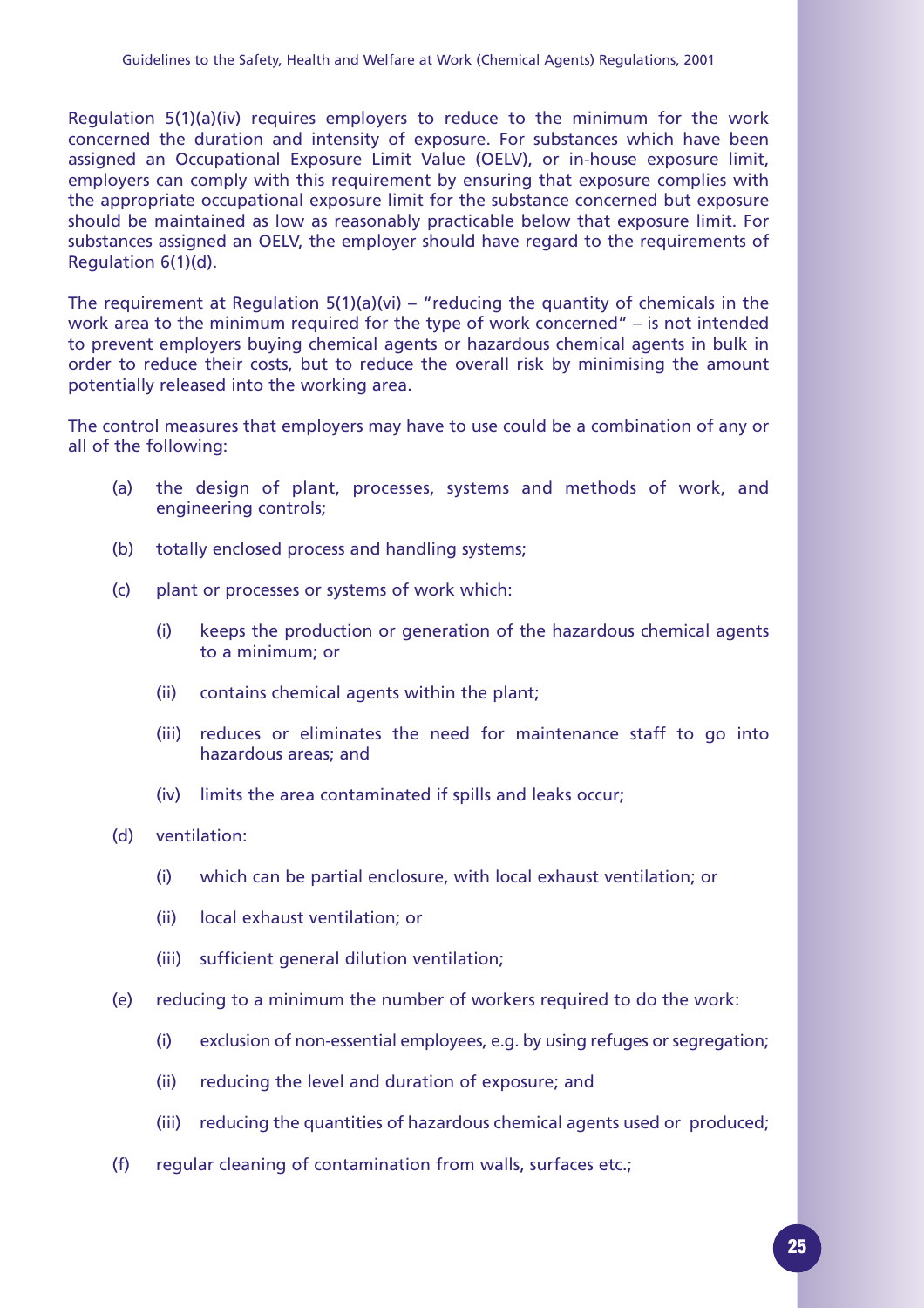Regulation 5(1)(a)(iv) requires employers to reduce to the minimum for the work concerned the duration and intensity of exposure. For substances which have been assigned an Occupational Exposure Limit Value (OELV), or in-house exposure limit, employers can comply with this requirement by ensuring that exposure complies with the appropriate occupational exposure limit for the substance concerned but exposure should be maintained as low as reasonably practicable below that exposure limit. For substances assigned an OELV, the employer should have regard to the requirements of Regulation 6(1)(d).

The requirement at Regulation 5(1)(a)(vi) – "reducing the quantity of chemicals in the work area to the minimum required for the type of work concerned" – is not intended to prevent employers buying chemical agents or hazardous chemical agents in bulk in order to reduce their costs, but to reduce the overall risk by minimising the amount potentially released into the working area.

The control measures that employers may have to use could be a combination of any or all of the following:

(a) the design of plant, processes, systems and methods of work, and engineering controls;

(b) totally enclosed process and handling systems;

(c) plant or processes or systems of work which:

  (i) keeps the production or generation of the hazardous chemical agents to a minimum; or

  (ii) contains chemical agents within the plant;

  (iii) reduces or eliminates the need for maintenance staff to go into hazardous areas; and

  (iv) limits the area contaminated if spills and leaks occur;

(d) ventilation:

  (i) which can be partial enclosure, with local exhaust ventilation; or

  (ii) local exhaust ventilation; or

  (iii) sufficient general dilution ventilation;

(e) reducing to a minimum the number of workers required to do the work:

  (i) exclusion of non-essential employees, e.g. by using refuges or segregation;

  (ii) reducing the level and duration of exposure; and

  (iii) reducing the quantities of hazardous chemical agents used or produced;

(f) regular cleaning of contamination from walls, surfaces etc.;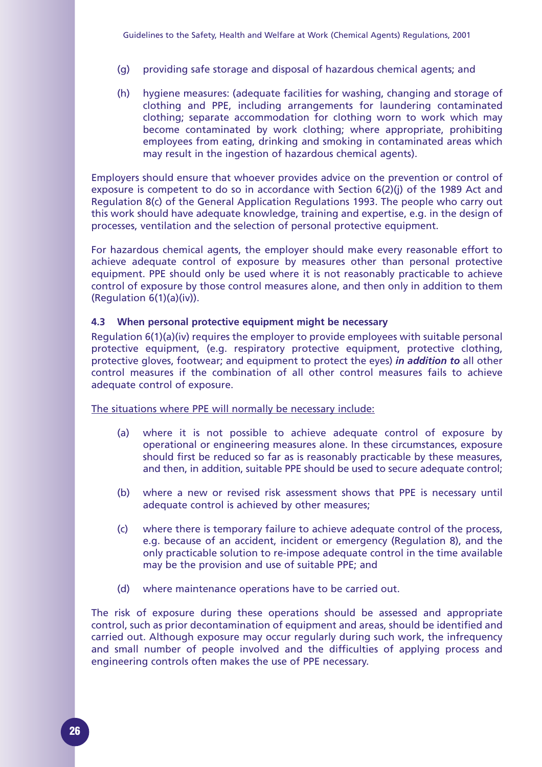(g) providing safe storage and disposal of hazardous chemical agents; and

(h) hygiene measures: (adequate facilities for washing, changing and storage of clothing and PPE, including arrangements for laundering contaminated clothing; separate accommodation for clothing worn to work which may become contaminated by work clothing; where appropriate, prohibiting employees from eating, drinking and smoking in contaminated areas which may result in the ingestion of hazardous chemical agents).

Employers should ensure that whoever provides advice on the prevention or control of exposure is competent to do so in accordance with Section 6(2)(j) of the 1989 Act and Regulation 8(c) of the General Application Regulations 1993. The people who carry out this work should have adequate knowledge, training and expertise, e.g. in the design of processes, ventilation and the selection of personal protective equipment.

For hazardous chemical agents, the employer should make every reasonable effort to achieve adequate control of exposure by measures other than personal protective equipment. PPE should only be used where it is not reasonably practicable to achieve control of exposure by those control measures alone, and then only in addition to them (Regulation 6(1)(a)(iv)).

### 4.3 When personal protective equipment might be necessary

Regulation 6(1)(a)(iv) requires the employer to provide employees with suitable personal protective equipment, (e.g. respiratory protective equipment, protective clothing, protective gloves, footwear; and equipment to protect the eyes) ***in addition to*** all other control measures if the combination of all other control measures fails to achieve adequate control of exposure.

<u>The situations where PPE will normally be necessary include:</u>

(a) where it is not possible to achieve adequate control of exposure by operational or engineering measures alone. In these circumstances, exposure should first be reduced so far as is reasonably practicable by these measures, and then, in addition, suitable PPE should be used to secure adequate control;

(b) where a new or revised risk assessment shows that PPE is necessary until adequate control is achieved by other measures;

(c) where there is temporary failure to achieve adequate control of the process, e.g. because of an accident, incident or emergency (Regulation 8), and the only practicable solution to re-impose adequate control in the time available may be the provision and use of suitable PPE; and

(d) where maintenance operations have to be carried out.

The risk of exposure during these operations should be assessed and appropriate control, such as prior decontamination of equipment and areas, should be identified and carried out. Although exposure may occur regularly during such work, the infrequency and small number of people involved and the difficulties of applying process and engineering controls often makes the use of PPE necessary.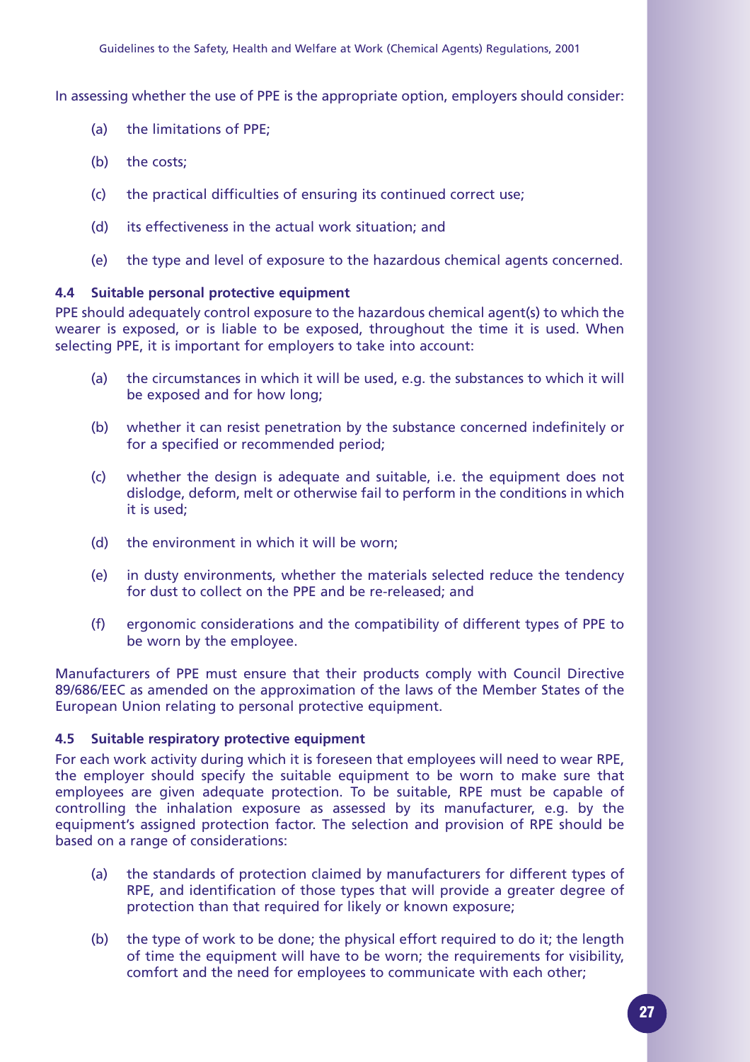In assessing whether the use of PPE is the appropriate option, employers should consider:

(a) the limitations of PPE;

(b) the costs;

(c) the practical difficulties of ensuring its continued correct use;

(d) its effectiveness in the actual work situation; and

(e) the type and level of exposure to the hazardous chemical agents concerned.

### 4.4 Suitable personal protective equipment

PPE should adequately control exposure to the hazardous chemical agent(s) to which the wearer is exposed, or is liable to be exposed, throughout the time it is used. When selecting PPE, it is important for employers to take into account:

(a) the circumstances in which it will be used, e.g. the substances to which it will be exposed and for how long;

(b) whether it can resist penetration by the substance concerned indefinitely or for a specified or recommended period;

(c) whether the design is adequate and suitable, i.e. the equipment does not dislodge, deform, melt or otherwise fail to perform in the conditions in which it is used;

(d) the environment in which it will be worn;

(e) in dusty environments, whether the materials selected reduce the tendency for dust to collect on the PPE and be re-released; and

(f) ergonomic considerations and the compatibility of different types of PPE to be worn by the employee.

Manufacturers of PPE must ensure that their products comply with Council Directive 89/686/EEC as amended on the approximation of the laws of the Member States of the European Union relating to personal protective equipment.

### 4.5 Suitable respiratory protective equipment

For each work activity during which it is foreseen that employees will need to wear RPE, the employer should specify the suitable equipment to be worn to make sure that employees are given adequate protection. To be suitable, RPE must be capable of controlling the inhalation exposure as assessed by its manufacturer, e.g. by the equipment's assigned protection factor. The selection and provision of RPE should be based on a range of considerations:

(a) the standards of protection claimed by manufacturers for different types of RPE, and identification of those types that will provide a greater degree of protection than that required for likely or known exposure;

(b) the type of work to be done; the physical effort required to do it; the length of time the equipment will have to be worn; the requirements for visibility, comfort and the need for employees to communicate with each other;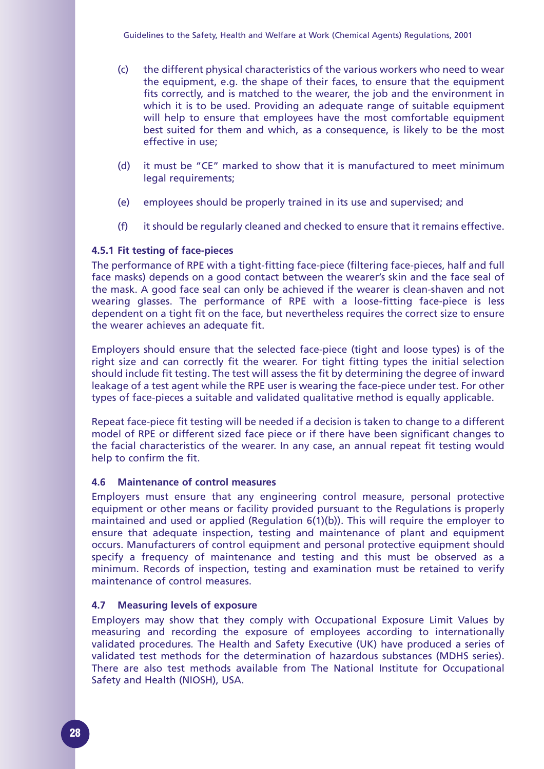(c) the different physical characteristics of the various workers who need to wear the equipment, e.g. the shape of their faces, to ensure that the equipment fits correctly, and is matched to the wearer, the job and the environment in which it is to be used. Providing an adequate range of suitable equipment will help to ensure that employees have the most comfortable equipment best suited for them and which, as a consequence, is likely to be the most effective in use;

(d) it must be "CE" marked to show that it is manufactured to meet minimum legal requirements;

(e) employees should be properly trained in its use and supervised; and

(f) it should be regularly cleaned and checked to ensure that it remains effective.

#### 4.5.1 Fit testing of face-pieces

The performance of RPE with a tight-fitting face-piece (filtering face-pieces, half and full face masks) depends on a good contact between the wearer's skin and the face seal of the mask. A good face seal can only be achieved if the wearer is clean-shaven and not wearing glasses. The performance of RPE with a loose-fitting face-piece is less dependent on a tight fit on the face, but nevertheless requires the correct size to ensure the wearer achieves an adequate fit.

Employers should ensure that the selected face-piece (tight and loose types) is of the right size and can correctly fit the wearer. For tight fitting types the initial selection should include fit testing. The test will assess the fit by determining the degree of inward leakage of a test agent while the RPE user is wearing the face-piece under test. For other types of face-pieces a suitable and validated qualitative method is equally applicable.

Repeat face-piece fit testing will be needed if a decision is taken to change to a different model of RPE or different sized face piece or if there have been significant changes to the facial characteristics of the wearer. In any case, an annual repeat fit testing would help to confirm the fit.

### 4.6 Maintenance of control measures

Employers must ensure that any engineering control measure, personal protective equipment or other means or facility provided pursuant to the Regulations is properly maintained and used or applied (Regulation 6(1)(b)). This will require the employer to ensure that adequate inspection, testing and maintenance of plant and equipment occurs. Manufacturers of control equipment and personal protective equipment should specify a frequency of maintenance and testing and this must be observed as a minimum. Records of inspection, testing and examination must be retained to verify maintenance of control measures.

### 4.7 Measuring levels of exposure

Employers may show that they comply with Occupational Exposure Limit Values by measuring and recording the exposure of employees according to internationally validated procedures. The Health and Safety Executive (UK) have produced a series of validated test methods for the determination of hazardous substances (MDHS series). There are also test methods available from The National Institute for Occupational Safety and Health (NIOSH), USA.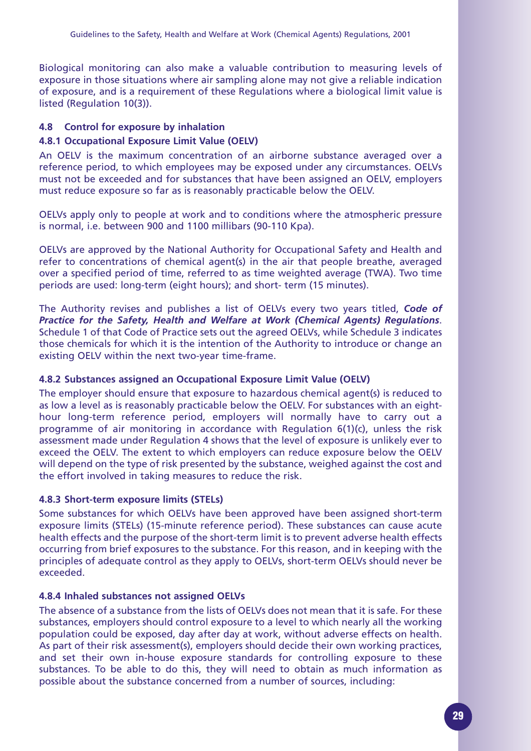Biological monitoring can also make a valuable contribution to measuring levels of exposure in those situations where air sampling alone may not give a reliable indication of exposure, and is a requirement of these Regulations where a biological limit value is listed (Regulation 10(3)).

### 4.8 Control for exposure by inhalation

#### 4.8.1 Occupational Exposure Limit Value (OELV)

An OELV is the maximum concentration of an airborne substance averaged over a reference period, to which employees may be exposed under any circumstances. OELVs must not be exceeded and for substances that have been assigned an OELV, employers must reduce exposure so far as is reasonably practicable below the OELV.

OELVs apply only to people at work and to conditions where the atmospheric pressure is normal, i.e. between 900 and 1100 millibars (90-110 Kpa).

OELVs are approved by the National Authority for Occupational Safety and Health and refer to concentrations of chemical agent(s) in the air that people breathe, averaged over a specified period of time, referred to as time weighted average (TWA). Two time periods are used: long-term (eight hours); and short- term (15 minutes).

The Authority revises and publishes a list of OELVs every two years titled, ***Code of Practice for the Safety, Health and Welfare at Work (Chemical Agents) Regulations***. Schedule 1 of that Code of Practice sets out the agreed OELVs, while Schedule 3 indicates those chemicals for which it is the intention of the Authority to introduce or change an existing OELV within the next two-year time-frame.

#### 4.8.2 Substances assigned an Occupational Exposure Limit Value (OELV)

The employer should ensure that exposure to hazardous chemical agent(s) is reduced to as low a level as is reasonably practicable below the OELV. For substances with an eight-hour long-term reference period, employers will normally have to carry out a programme of air monitoring in accordance with Regulation 6(1)(c), unless the risk assessment made under Regulation 4 shows that the level of exposure is unlikely ever to exceed the OELV. The extent to which employers can reduce exposure below the OELV will depend on the type of risk presented by the substance, weighed against the cost and the effort involved in taking measures to reduce the risk.

#### 4.8.3 Short-term exposure limits (STELs)

Some substances for which OELVs have been approved have been assigned short-term exposure limits (STELs) (15-minute reference period). These substances can cause acute health effects and the purpose of the short-term limit is to prevent adverse health effects occurring from brief exposures to the substance. For this reason, and in keeping with the principles of adequate control as they apply to OELVs, short-term OELVs should never be exceeded.

#### 4.8.4 Inhaled substances not assigned OELVs

The absence of a substance from the lists of OELVs does not mean that it is safe. For these substances, employers should control exposure to a level to which nearly all the working population could be exposed, day after day at work, without adverse effects on health. As part of their risk assessment(s), employers should decide their own working practices, and set their own in-house exposure standards for controlling exposure to these substances. To be able to do this, they will need to obtain as much information as possible about the substance concerned from a number of sources, including: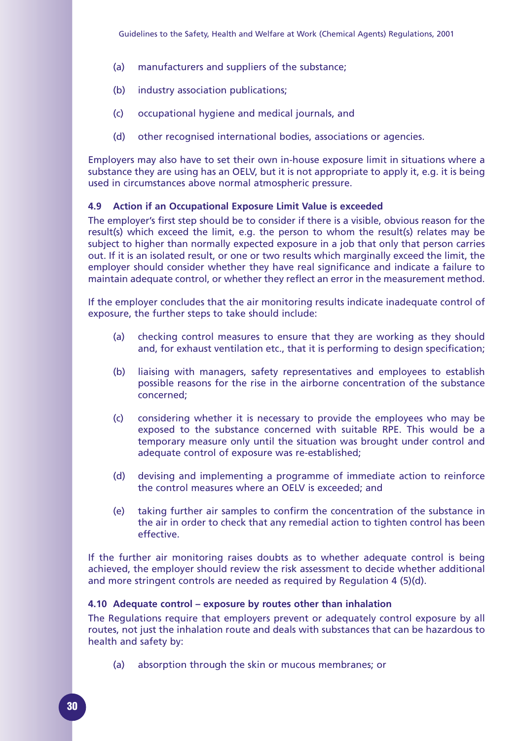(a) manufacturers and suppliers of the substance;

(b) industry association publications;

(c) occupational hygiene and medical journals, and

(d) other recognised international bodies, associations or agencies.

Employers may also have to set their own in-house exposure limit in situations where a substance they are using has an OELV, but it is not appropriate to apply it, e.g. it is being used in circumstances above normal atmospheric pressure.

#### 4.9 Action if an Occupational Exposure Limit Value is exceeded

The employer's first step should be to consider if there is a visible, obvious reason for the result(s) which exceed the limit, e.g. the person to whom the result(s) relates may be subject to higher than normally expected exposure in a job that only that person carries out. If it is an isolated result, or one or two results which marginally exceed the limit, the employer should consider whether they have real significance and indicate a failure to maintain adequate control, or whether they reflect an error in the measurement method.

If the employer concludes that the air monitoring results indicate inadequate control of exposure, the further steps to take should include:

(a) checking control measures to ensure that they are working as they should and, for exhaust ventilation etc., that it is performing to design specification;

(b) liaising with managers, safety representatives and employees to establish possible reasons for the rise in the airborne concentration of the substance concerned;

(c) considering whether it is necessary to provide the employees who may be exposed to the substance concerned with suitable RPE. This would be a temporary measure only until the situation was brought under control and adequate control of exposure was re-established;

(d) devising and implementing a programme of immediate action to reinforce the control measures where an OELV is exceeded; and

(e) taking further air samples to confirm the concentration of the substance in the air in order to check that any remedial action to tighten control has been effective.

If the further air monitoring raises doubts as to whether adequate control is being achieved, the employer should review the risk assessment to decide whether additional and more stringent controls are needed as required by Regulation 4 (5)(d).

#### 4.10 Adequate control – exposure by routes other than inhalation

The Regulations require that employers prevent or adequately control exposure by all routes, not just the inhalation route and deals with substances that can be hazardous to health and safety by:

(a) absorption through the skin or mucous membranes; or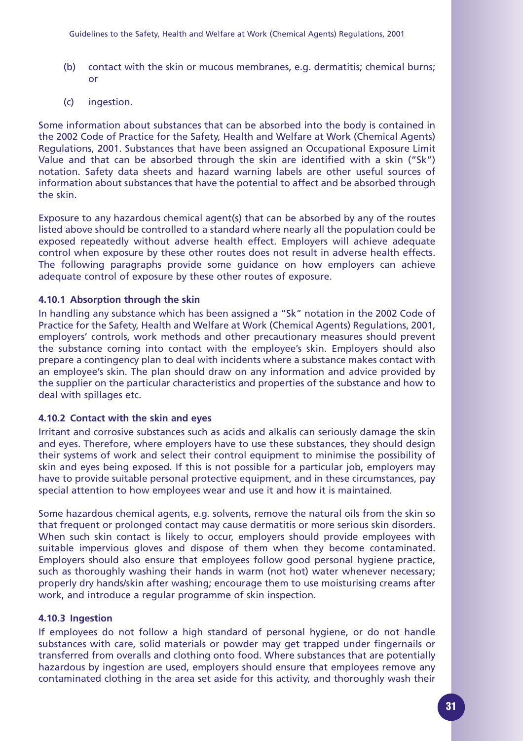(b) contact with the skin or mucous membranes, e.g. dermatitis; chemical burns; or

(c) ingestion.

Some information about substances that can be absorbed into the body is contained in the 2002 Code of Practice for the Safety, Health and Welfare at Work (Chemical Agents) Regulations, 2001. Substances that have been assigned an Occupational Exposure Limit Value and that can be absorbed through the skin are identified with a skin ("Sk") notation. Safety data sheets and hazard warning labels are other useful sources of information about substances that have the potential to affect and be absorbed through the skin.

Exposure to any hazardous chemical agent(s) that can be absorbed by any of the routes listed above should be controlled to a standard where nearly all the population could be exposed repeatedly without adverse health effect. Employers will achieve adequate control when exposure by these other routes does not result in adverse health effects. The following paragraphs provide some guidance on how employers can achieve adequate control of exposure by these other routes of exposure.

#### 4.10.1 Absorption through the skin

In handling any substance which has been assigned a "Sk" notation in the 2002 Code of Practice for the Safety, Health and Welfare at Work (Chemical Agents) Regulations, 2001, employers' controls, work methods and other precautionary measures should prevent the substance coming into contact with the employee's skin. Employers should also prepare a contingency plan to deal with incidents where a substance makes contact with an employee's skin. The plan should draw on any information and advice provided by the supplier on the particular characteristics and properties of the substance and how to deal with spillages etc.

#### 4.10.2 Contact with the skin and eyes

Irritant and corrosive substances such as acids and alkalis can seriously damage the skin and eyes. Therefore, where employers have to use these substances, they should design their systems of work and select their control equipment to minimise the possibility of skin and eyes being exposed. If this is not possible for a particular job, employers may have to provide suitable personal protective equipment, and in these circumstances, pay special attention to how employees wear and use it and how it is maintained.

Some hazardous chemical agents, e.g. solvents, remove the natural oils from the skin so that frequent or prolonged contact may cause dermatitis or more serious skin disorders. When such skin contact is likely to occur, employers should provide employees with suitable impervious gloves and dispose of them when they become contaminated. Employers should also ensure that employees follow good personal hygiene practice, such as thoroughly washing their hands in warm (not hot) water whenever necessary; properly dry hands/skin after washing; encourage them to use moisturising creams after work, and introduce a regular programme of skin inspection.

#### 4.10.3 Ingestion

If employees do not follow a high standard of personal hygiene, or do not handle substances with care, solid materials or powder may get trapped under fingernails or transferred from overalls and clothing onto food. Where substances that are potentially hazardous by ingestion are used, employers should ensure that employees remove any contaminated clothing in the area set aside for this activity, and thoroughly wash their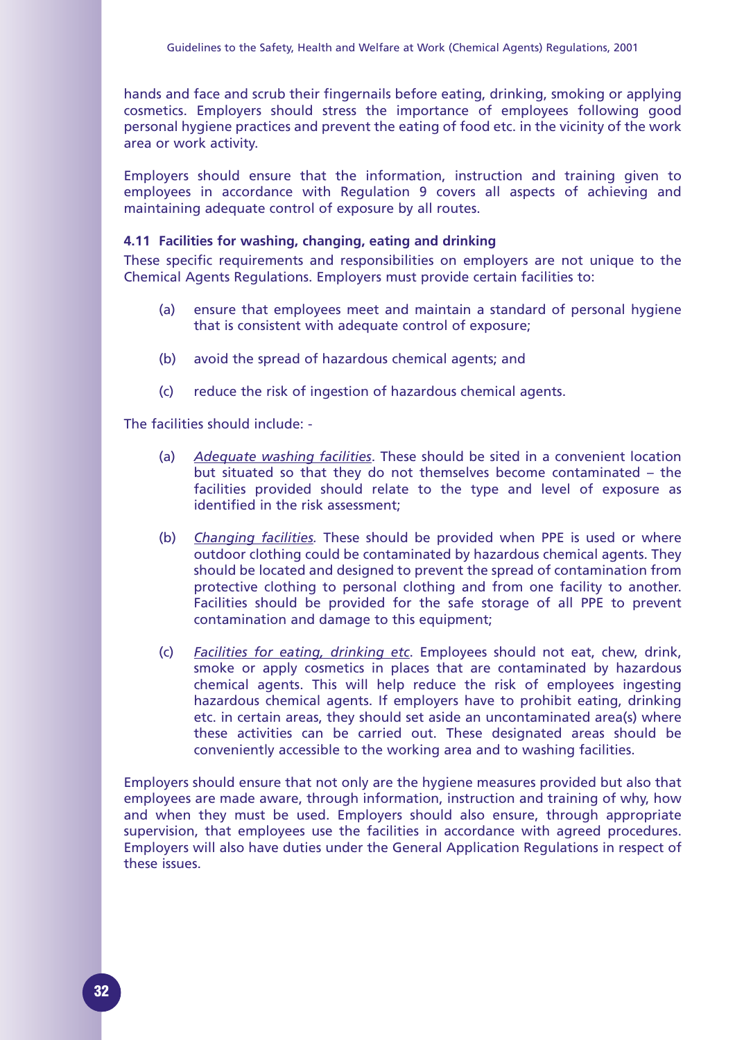hands and face and scrub their fingernails before eating, drinking, smoking or applying cosmetics. Employers should stress the importance of employees following good personal hygiene practices and prevent the eating of food etc. in the vicinity of the work area or work activity.

Employers should ensure that the information, instruction and training given to employees in accordance with Regulation 9 covers all aspects of achieving and maintaining adequate control of exposure by all routes.

### 4.11 Facilities for washing, changing, eating and drinking

These specific requirements and responsibilities on employers are not unique to the Chemical Agents Regulations. Employers must provide certain facilities to:

(a) ensure that employees meet and maintain a standard of personal hygiene that is consistent with adequate control of exposure;

(b) avoid the spread of hazardous chemical agents; and

(c) reduce the risk of ingestion of hazardous chemical agents.

The facilities should include: -

(a) *Adequate washing facilities*. These should be sited in a convenient location but situated so that they do not themselves become contaminated – the facilities provided should relate to the type and level of exposure as identified in the risk assessment;

(b) *Changing facilities*. These should be provided when PPE is used or where outdoor clothing could be contaminated by hazardous chemical agents. They should be located and designed to prevent the spread of contamination from protective clothing to personal clothing and from one facility to another. Facilities should be provided for the safe storage of all PPE to prevent contamination and damage to this equipment;

(c) *Facilities for eating, drinking etc*. Employees should not eat, chew, drink, smoke or apply cosmetics in places that are contaminated by hazardous chemical agents. This will help reduce the risk of employees ingesting hazardous chemical agents. If employers have to prohibit eating, drinking etc. in certain areas, they should set aside an uncontaminated area(s) where these activities can be carried out. These designated areas should be conveniently accessible to the working area and to washing facilities.

Employers should ensure that not only are the hygiene measures provided but also that employees are made aware, through information, instruction and training of why, how and when they must be used. Employers should also ensure, through appropriate supervision, that employees use the facilities in accordance with agreed procedures. Employers will also have duties under the General Application Regulations in respect of these issues.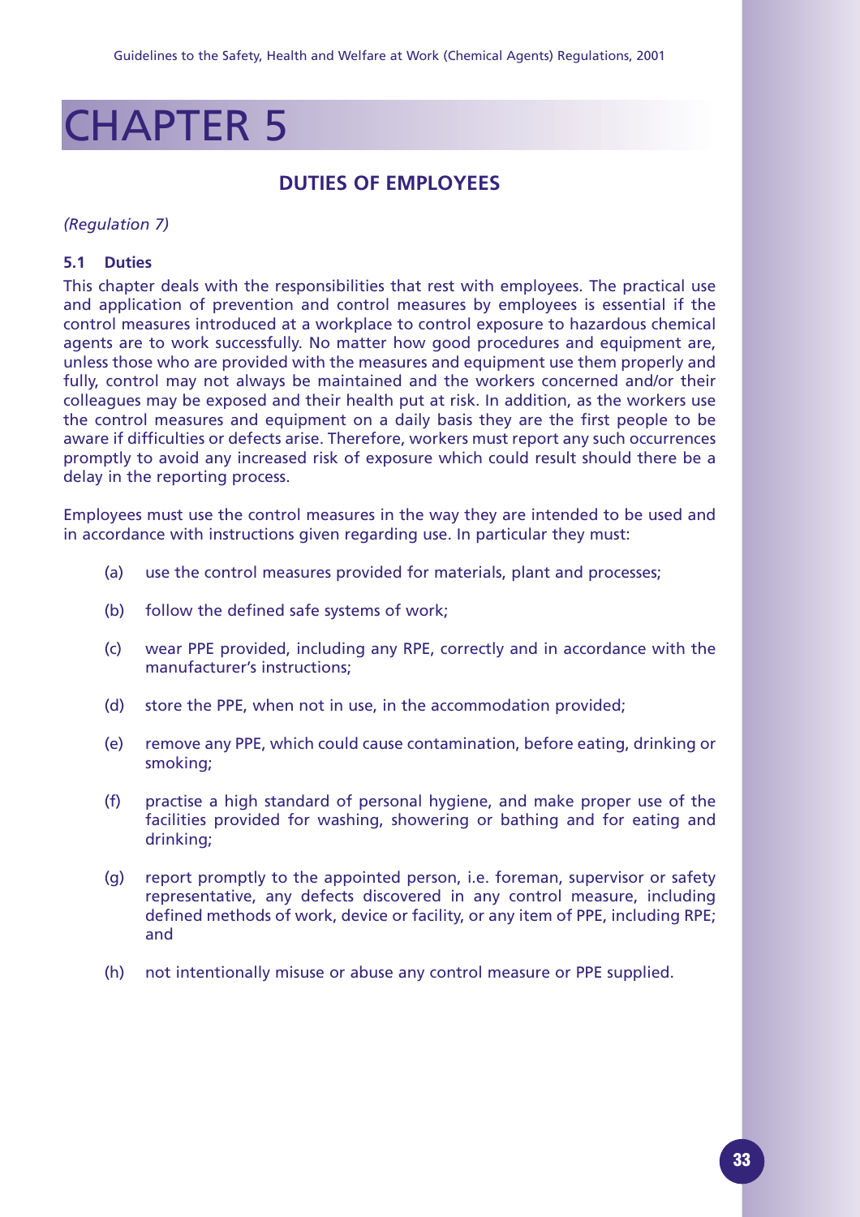# CHAPTER 5

## DUTIES OF EMPLOYEES

*(Regulation 7)*

### 5.1 Duties

This chapter deals with the responsibilities that rest with employees. The practical use and application of prevention and control measures by employees is essential if the control measures introduced at a workplace to control exposure to hazardous chemical agents are to work successfully. No matter how good procedures and equipment are, unless those who are provided with the measures and equipment use them properly and fully, control may not always be maintained and the workers concerned and/or their colleagues may be exposed and their health put at risk. In addition, as the workers use the control measures and equipment on a daily basis they are the first people to be aware if difficulties or defects arise. Therefore, workers must report any such occurrences promptly to avoid any increased risk of exposure which could result should there be a delay in the reporting process.

Employees must use the control measures in the way they are intended to be used and in accordance with instructions given regarding use. In particular they must:

(a) use the control measures provided for materials, plant and processes;

(b) follow the defined safe systems of work;

(c) wear PPE provided, including any RPE, correctly and in accordance with the manufacturer's instructions;

(d) store the PPE, when not in use, in the accommodation provided;

(e) remove any PPE, which could cause contamination, before eating, drinking or smoking;

(f) practise a high standard of personal hygiene, and make proper use of the facilities provided for washing, showering or bathing and for eating and drinking;

(g) report promptly to the appointed person, i.e. foreman, supervisor or safety representative, any defects discovered in any control measure, including defined methods of work, device or facility, or any item of PPE, including RPE; and

(h) not intentionally misuse or abuse any control measure or PPE supplied.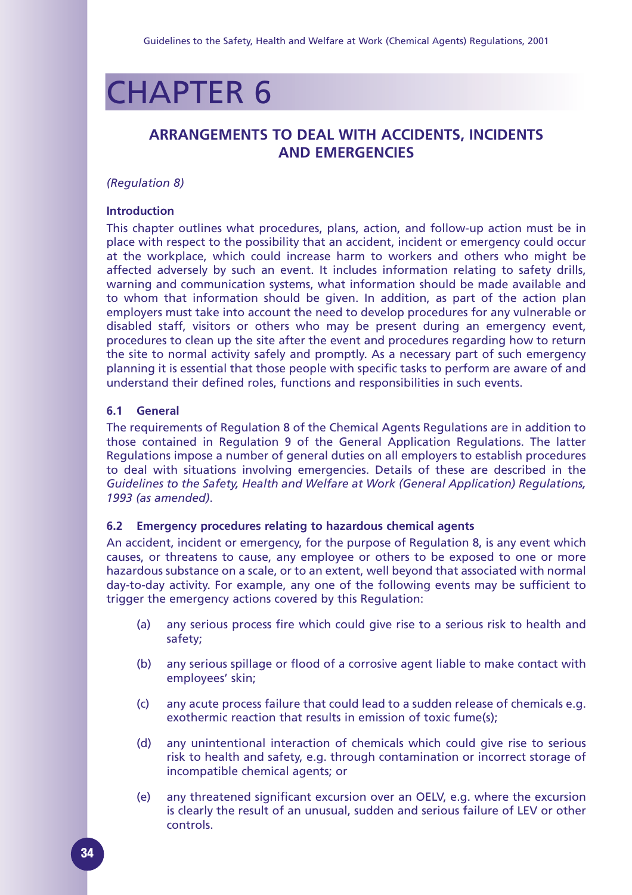# CHAPTER 6

## ARRANGEMENTS TO DEAL WITH ACCIDENTS, INCIDENTS AND EMERGENCIES

*(Regulation 8)*

### Introduction

This chapter outlines what procedures, plans, action, and follow-up action must be in place with respect to the possibility that an accident, incident or emergency could occur at the workplace, which could increase harm to workers and others who might be affected adversely by such an event. It includes information relating to safety drills, warning and communication systems, what information should be made available and to whom that information should be given. In addition, as part of the action plan employers must take into account the need to develop procedures for any vulnerable or disabled staff, visitors or others who may be present during an emergency event, procedures to clean up the site after the event and procedures regarding how to return the site to normal activity safely and promptly. As a necessary part of such emergency planning it is essential that those people with specific tasks to perform are aware of and understand their defined roles, functions and responsibilities in such events.

### 6.1 General

The requirements of Regulation 8 of the Chemical Agents Regulations are in addition to those contained in Regulation 9 of the General Application Regulations. The latter Regulations impose a number of general duties on all employers to establish procedures to deal with situations involving emergencies. Details of these are described in the *Guidelines to the Safety, Health and Welfare at Work (General Application) Regulations, 1993 (as amended)*.

### 6.2 Emergency procedures relating to hazardous chemical agents

An accident, incident or emergency, for the purpose of Regulation 8, is any event which causes, or threatens to cause, any employee or others to be exposed to one or more hazardous substance on a scale, or to an extent, well beyond that associated with normal day-to-day activity. For example, any one of the following events may be sufficient to trigger the emergency actions covered by this Regulation:

(a) any serious process fire which could give rise to a serious risk to health and safety;

(b) any serious spillage or flood of a corrosive agent liable to make contact with employees' skin;

(c) any acute process failure that could lead to a sudden release of chemicals e.g. exothermic reaction that results in emission of toxic fume(s);

(d) any unintentional interaction of chemicals which could give rise to serious risk to health and safety, e.g. through contamination or incorrect storage of incompatible chemical agents; or

(e) any threatened significant excursion over an OELV, e.g. where the excursion is clearly the result of an unusual, sudden and serious failure of LEV or other controls.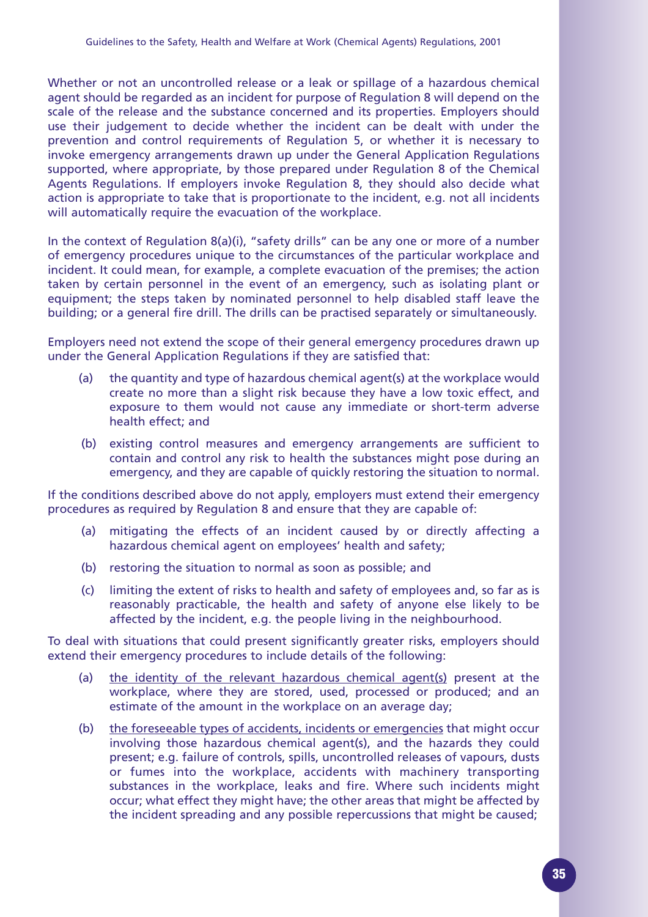Whether or not an uncontrolled release or a leak or spillage of a hazardous chemical agent should be regarded as an incident for purpose of Regulation 8 will depend on the scale of the release and the substance concerned and its properties. Employers should use their judgement to decide whether the incident can be dealt with under the prevention and control requirements of Regulation 5, or whether it is necessary to invoke emergency arrangements drawn up under the General Application Regulations supported, where appropriate, by those prepared under Regulation 8 of the Chemical Agents Regulations. If employers invoke Regulation 8, they should also decide what action is appropriate to take that is proportionate to the incident, e.g. not all incidents will automatically require the evacuation of the workplace.

In the context of Regulation 8(a)(i), "safety drills" can be any one or more of a number of emergency procedures unique to the circumstances of the particular workplace and incident. It could mean, for example, a complete evacuation of the premises; the action taken by certain personnel in the event of an emergency, such as isolating plant or equipment; the steps taken by nominated personnel to help disabled staff leave the building; or a general fire drill. The drills can be practised separately or simultaneously.

Employers need not extend the scope of their general emergency procedures drawn up under the General Application Regulations if they are satisfied that:

(a) the quantity and type of hazardous chemical agent(s) at the workplace would create no more than a slight risk because they have a low toxic effect, and exposure to them would not cause any immediate or short-term adverse health effect; and

(b) existing control measures and emergency arrangements are sufficient to contain and control any risk to health the substances might pose during an emergency, and they are capable of quickly restoring the situation to normal.

If the conditions described above do not apply, employers must extend their emergency procedures as required by Regulation 8 and ensure that they are capable of:

(a) mitigating the effects of an incident caused by or directly affecting a hazardous chemical agent on employees' health and safety;

(b) restoring the situation to normal as soon as possible; and

(c) limiting the extent of risks to health and safety of employees and, so far as is reasonably practicable, the health and safety of anyone else likely to be affected by the incident, e.g. the people living in the neighbourhood.

To deal with situations that could present significantly greater risks, employers should extend their emergency procedures to include details of the following:

(a) <u>the identity of the relevant hazardous chemical agent(s)</u> present at the workplace, where they are stored, used, processed or produced; and an estimate of the amount in the workplace on an average day;

(b) <u>the foreseeable types of accidents, incidents or emergencies</u> that might occur involving those hazardous chemical agent(s), and the hazards they could present; e.g. failure of controls, spills, uncontrolled releases of vapours, dusts or fumes into the workplace, accidents with machinery transporting substances in the workplace, leaks and fire. Where such incidents might occur; what effect they might have; the other areas that might be affected by the incident spreading and any possible repercussions that might be caused;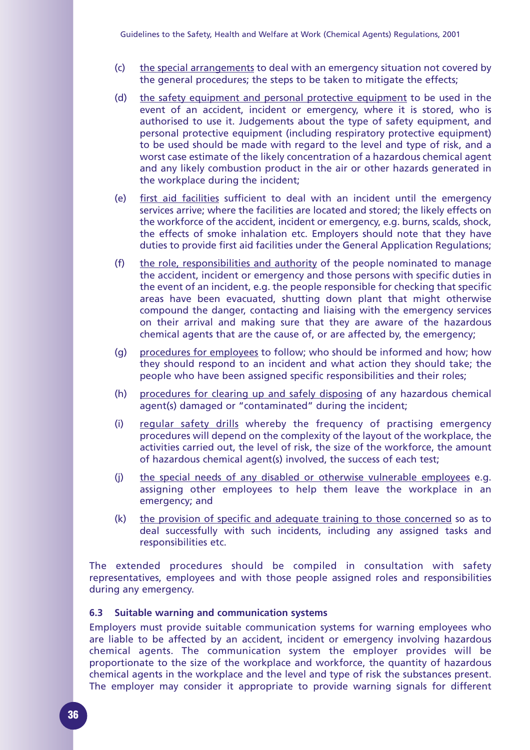(c) the special arrangements to deal with an emergency situation not covered by the general procedures; the steps to be taken to mitigate the effects;

(d) the safety equipment and personal protective equipment to be used in the event of an accident, incident or emergency, where it is stored, who is authorised to use it. Judgements about the type of safety equipment, and personal protective equipment (including respiratory protective equipment) to be used should be made with regard to the level and type of risk, and a worst case estimate of the likely concentration of a hazardous chemical agent and any likely combustion product in the air or other hazards generated in the workplace during the incident;

(e) first aid facilities sufficient to deal with an incident until the emergency services arrive; where the facilities are located and stored; the likely effects on the workforce of the accident, incident or emergency, e.g. burns, scalds, shock, the effects of smoke inhalation etc. Employers should note that they have duties to provide first aid facilities under the General Application Regulations;

(f) the role, responsibilities and authority of the people nominated to manage the accident, incident or emergency and those persons with specific duties in the event of an incident, e.g. the people responsible for checking that specific areas have been evacuated, shutting down plant that might otherwise compound the danger, contacting and liaising with the emergency services on their arrival and making sure that they are aware of the hazardous chemical agents that are the cause of, or are affected by, the emergency;

(g) procedures for employees to follow; who should be informed and how; how they should respond to an incident and what action they should take; the people who have been assigned specific responsibilities and their roles;

(h) procedures for clearing up and safely disposing of any hazardous chemical agent(s) damaged or "contaminated" during the incident;

(i) regular safety drills whereby the frequency of practising emergency procedures will depend on the complexity of the layout of the workplace, the activities carried out, the level of risk, the size of the workforce, the amount of hazardous chemical agent(s) involved, the success of each test;

(j) the special needs of any disabled or otherwise vulnerable employees e.g. assigning other employees to help them leave the workplace in an emergency; and

(k) the provision of specific and adequate training to those concerned so as to deal successfully with such incidents, including any assigned tasks and responsibilities etc.

The extended procedures should be compiled in consultation with safety representatives, employees and with those people assigned roles and responsibilities during any emergency.

### 6.3 Suitable warning and communication systems

Employers must provide suitable communication systems for warning employees who are liable to be affected by an accident, incident or emergency involving hazardous chemical agents. The communication system the employer provides will be proportionate to the size of the workplace and workforce, the quantity of hazardous chemical agents in the workplace and the level and type of risk the substances present. The employer may consider it appropriate to provide warning signals for different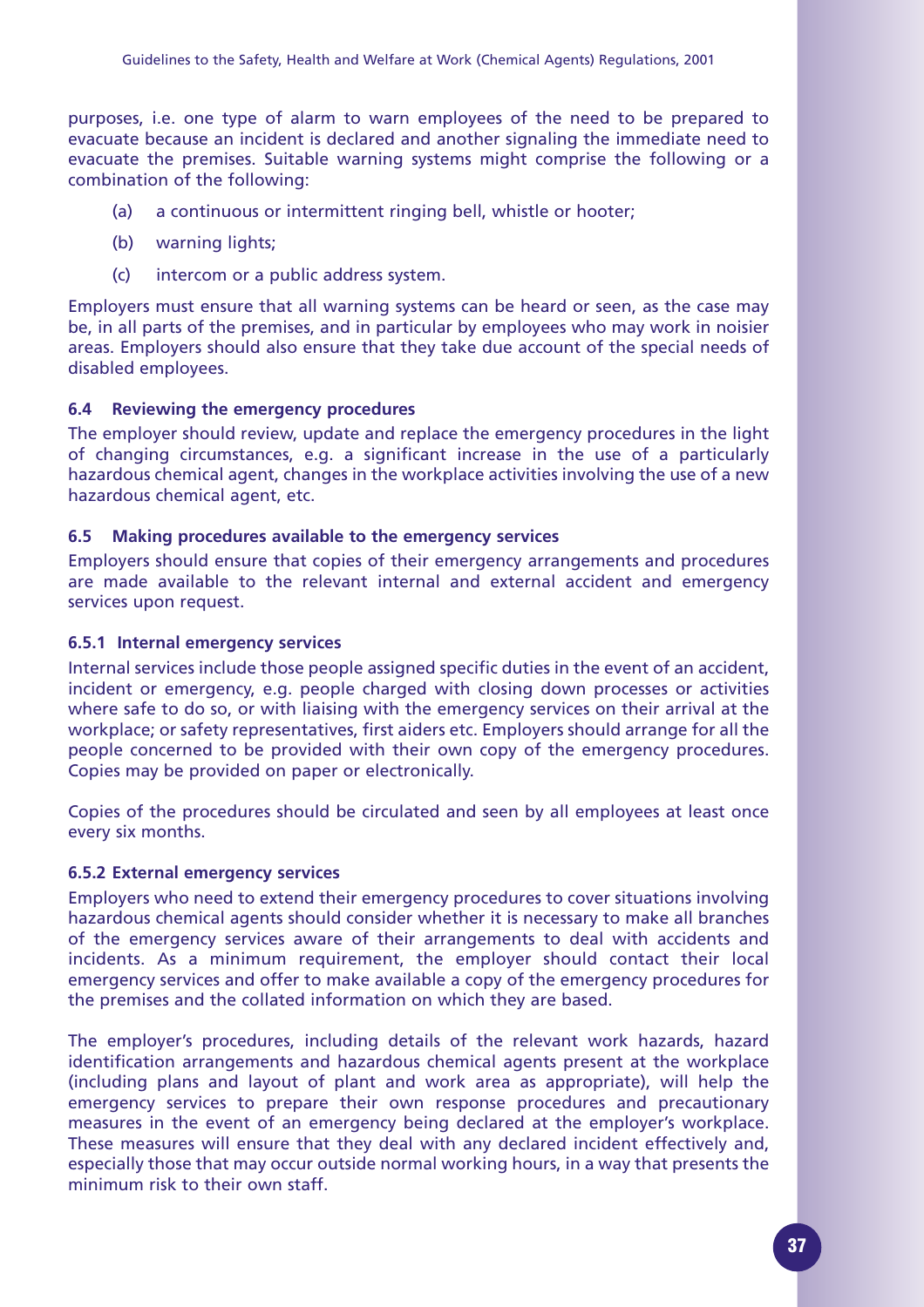purposes, i.e. one type of alarm to warn employees of the need to be prepared to evacuate because an incident is declared and another signaling the immediate need to evacuate the premises. Suitable warning systems might comprise the following or a combination of the following:

(a) a continuous or intermittent ringing bell, whistle or hooter;

(b) warning lights;

(c) intercom or a public address system.

Employers must ensure that all warning systems can be heard or seen, as the case may be, in all parts of the premises, and in particular by employees who may work in noisier areas. Employers should also ensure that they take due account of the special needs of disabled employees.

### 6.4 Reviewing the emergency procedures

The employer should review, update and replace the emergency procedures in the light of changing circumstances, e.g. a significant increase in the use of a particularly hazardous chemical agent, changes in the workplace activities involving the use of a new hazardous chemical agent, etc.

### 6.5 Making procedures available to the emergency services

Employers should ensure that copies of their emergency arrangements and procedures are made available to the relevant internal and external accident and emergency services upon request.

#### 6.5.1 Internal emergency services

Internal services include those people assigned specific duties in the event of an accident, incident or emergency, e.g. people charged with closing down processes or activities where safe to do so, or with liaising with the emergency services on their arrival at the workplace; or safety representatives, first aiders etc. Employers should arrange for all the people concerned to be provided with their own copy of the emergency procedures. Copies may be provided on paper or electronically.

Copies of the procedures should be circulated and seen by all employees at least once every six months.

#### 6.5.2 External emergency services

Employers who need to extend their emergency procedures to cover situations involving hazardous chemical agents should consider whether it is necessary to make all branches of the emergency services aware of their arrangements to deal with accidents and incidents. As a minimum requirement, the employer should contact their local emergency services and offer to make available a copy of the emergency procedures for the premises and the collated information on which they are based.

The employer's procedures, including details of the relevant work hazards, hazard identification arrangements and hazardous chemical agents present at the workplace (including plans and layout of plant and work area as appropriate), will help the emergency services to prepare their own response procedures and precautionary measures in the event of an emergency being declared at the employer's workplace. These measures will ensure that they deal with any declared incident effectively and, especially those that may occur outside normal working hours, in a way that presents the minimum risk to their own staff.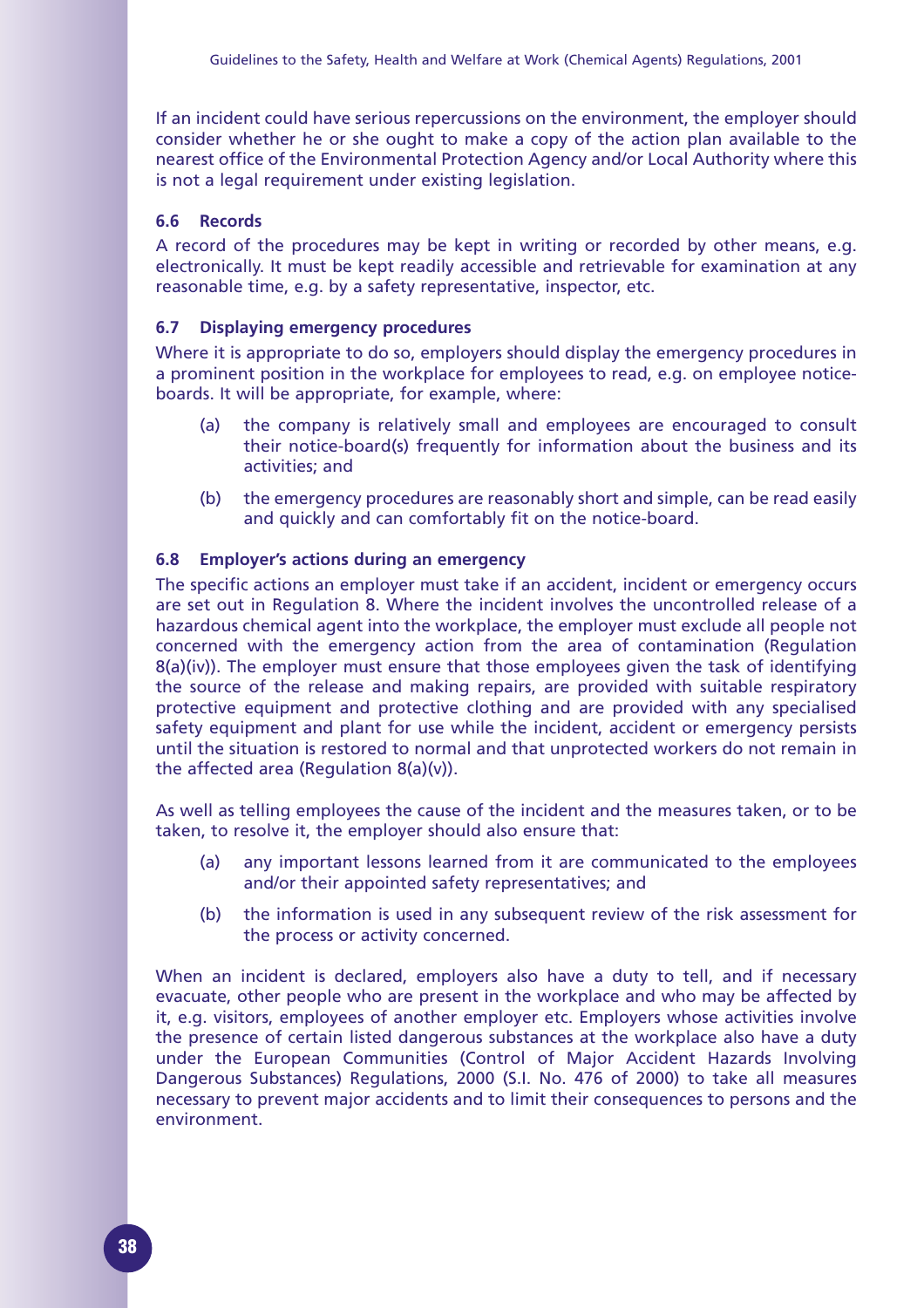If an incident could have serious repercussions on the environment, the employer should consider whether he or she ought to make a copy of the action plan available to the nearest office of the Environmental Protection Agency and/or Local Authority where this is not a legal requirement under existing legislation.

### 6.6 Records

A record of the procedures may be kept in writing or recorded by other means, e.g. electronically. It must be kept readily accessible and retrievable for examination at any reasonable time, e.g. by a safety representative, inspector, etc.

### 6.7 Displaying emergency procedures

Where it is appropriate to do so, employers should display the emergency procedures in a prominent position in the workplace for employees to read, e.g. on employee notice-boards. It will be appropriate, for example, where:

(a) the company is relatively small and employees are encouraged to consult their notice-board(s) frequently for information about the business and its activities; and

(b) the emergency procedures are reasonably short and simple, can be read easily and quickly and can comfortably fit on the notice-board.

### 6.8 Employer's actions during an emergency

The specific actions an employer must take if an accident, incident or emergency occurs are set out in Regulation 8. Where the incident involves the uncontrolled release of a hazardous chemical agent into the workplace, the employer must exclude all people not concerned with the emergency action from the area of contamination (Regulation 8(a)(iv)). The employer must ensure that those employees given the task of identifying the source of the release and making repairs, are provided with suitable respiratory protective equipment and protective clothing and are provided with any specialised safety equipment and plant for use while the incident, accident or emergency persists until the situation is restored to normal and that unprotected workers do not remain in the affected area (Regulation 8(a)(v)).

As well as telling employees the cause of the incident and the measures taken, or to be taken, to resolve it, the employer should also ensure that:

(a) any important lessons learned from it are communicated to the employees and/or their appointed safety representatives; and

(b) the information is used in any subsequent review of the risk assessment for the process or activity concerned.

When an incident is declared, employers also have a duty to tell, and if necessary evacuate, other people who are present in the workplace and who may be affected by it, e.g. visitors, employees of another employer etc. Employers whose activities involve the presence of certain listed dangerous substances at the workplace also have a duty under the European Communities (Control of Major Accident Hazards Involving Dangerous Substances) Regulations, 2000 (S.I. No. 476 of 2000) to take all measures necessary to prevent major accidents and to limit their consequences to persons and the environment.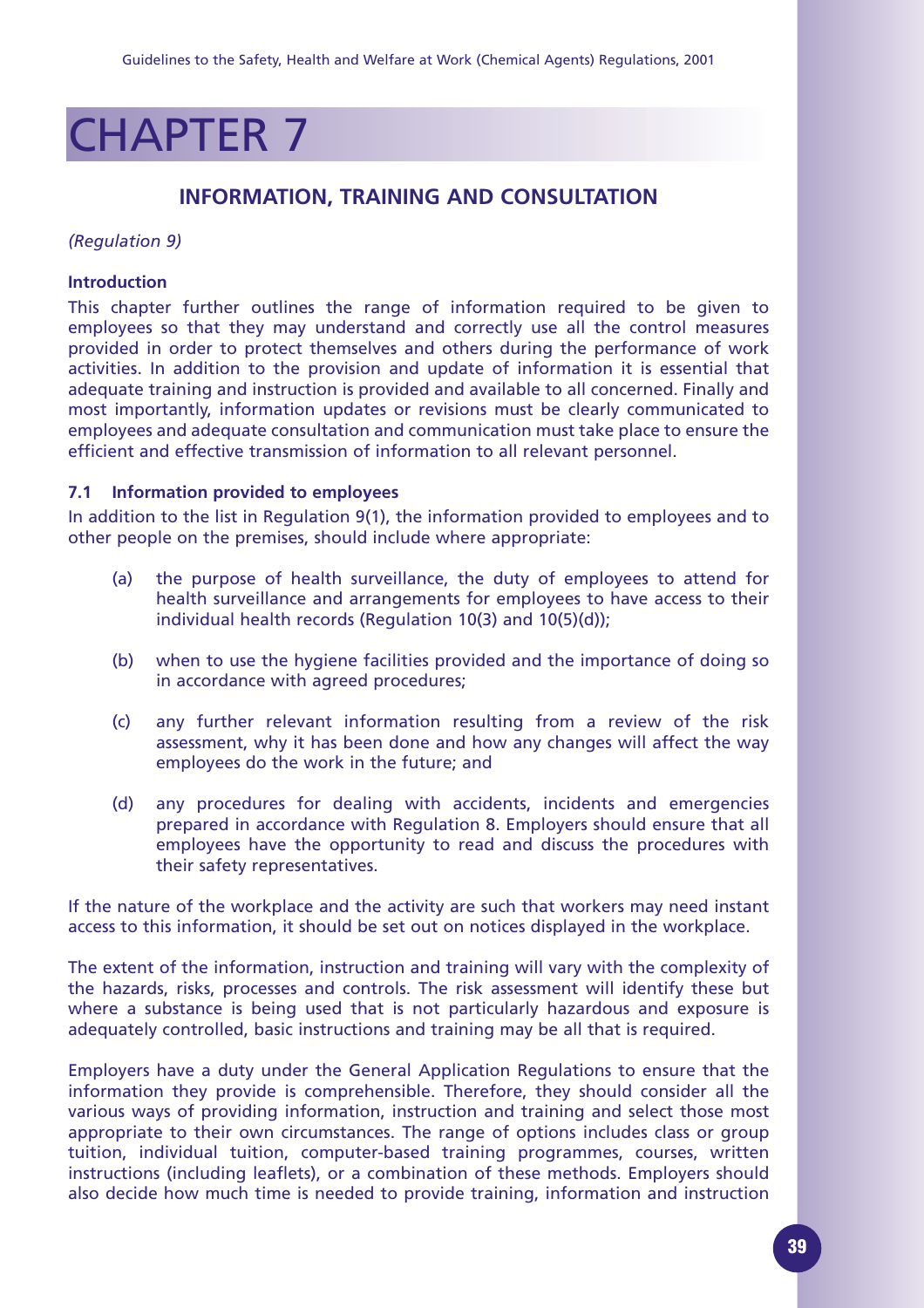# CHAPTER 7

## INFORMATION, TRAINING AND CONSULTATION

*(Regulation 9)*

**Introduction**

This chapter further outlines the range of information required to be given to employees so that they may understand and correctly use all the control measures provided in order to protect themselves and others during the performance of work activities. In addition to the provision and update of information it is essential that adequate training and instruction is provided and available to all concerned. Finally and most importantly, information updates or revisions must be clearly communicated to employees and adequate consultation and communication must take place to ensure the efficient and effective transmission of information to all relevant personnel.

### 7.1 Information provided to employees

In addition to the list in Regulation 9(1), the information provided to employees and to other people on the premises, should include where appropriate:

(a) the purpose of health surveillance, the duty of employees to attend for health surveillance and arrangements for employees to have access to their individual health records (Regulation 10(3) and 10(5)(d));

(b) when to use the hygiene facilities provided and the importance of doing so in accordance with agreed procedures;

(c) any further relevant information resulting from a review of the risk assessment, why it has been done and how any changes will affect the way employees do the work in the future; and

(d) any procedures for dealing with accidents, incidents and emergencies prepared in accordance with Regulation 8. Employers should ensure that all employees have the opportunity to read and discuss the procedures with their safety representatives.

If the nature of the workplace and the activity are such that workers may need instant access to this information, it should be set out on notices displayed in the workplace.

The extent of the information, instruction and training will vary with the complexity of the hazards, risks, processes and controls. The risk assessment will identify these but where a substance is being used that is not particularly hazardous and exposure is adequately controlled, basic instructions and training may be all that is required.

Employers have a duty under the General Application Regulations to ensure that the information they provide is comprehensible. Therefore, they should consider all the various ways of providing information, instruction and training and select those most appropriate to their own circumstances. The range of options includes class or group tuition, individual tuition, computer-based training programmes, courses, written instructions (including leaflets), or a combination of these methods. Employers should also decide how much time is needed to provide training, information and instruction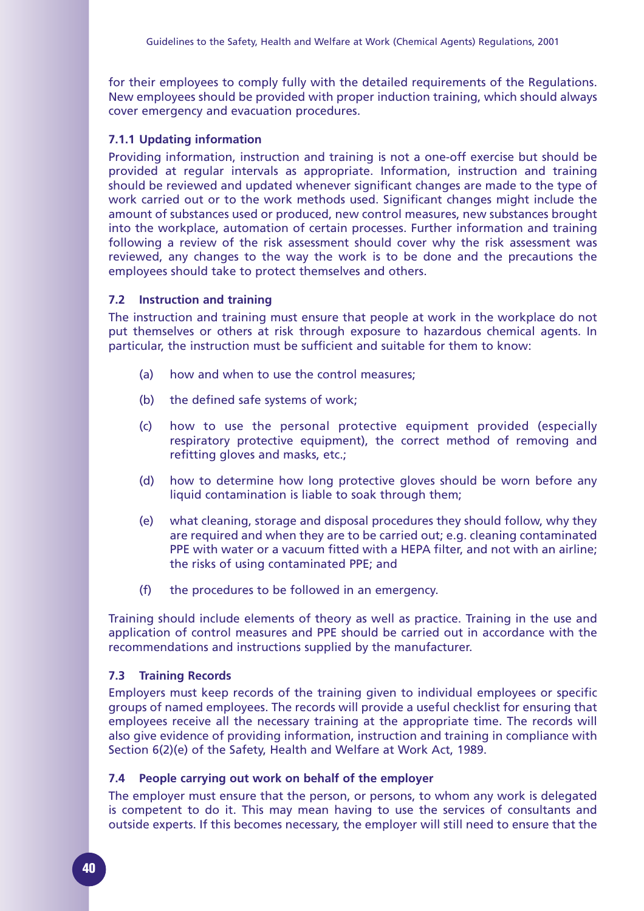for their employees to comply fully with the detailed requirements of the Regulations. New employees should be provided with proper induction training, which should always cover emergency and evacuation procedures.

#### 7.1.1 Updating information

Providing information, instruction and training is not a one-off exercise but should be provided at regular intervals as appropriate. Information, instruction and training should be reviewed and updated whenever significant changes are made to the type of work carried out or to the work methods used. Significant changes might include the amount of substances used or produced, new control measures, new substances brought into the workplace, automation of certain processes. Further information and training following a review of the risk assessment should cover why the risk assessment was reviewed, any changes to the way the work is to be done and the precautions the employees should take to protect themselves and others.

### 7.2 Instruction and training

The instruction and training must ensure that people at work in the workplace do not put themselves or others at risk through exposure to hazardous chemical agents. In particular, the instruction must be sufficient and suitable for them to know:

(a) how and when to use the control measures;

(b) the defined safe systems of work;

(c) how to use the personal protective equipment provided (especially respiratory protective equipment), the correct method of removing and refitting gloves and masks, etc.;

(d) how to determine how long protective gloves should be worn before any liquid contamination is liable to soak through them;

(e) what cleaning, storage and disposal procedures they should follow, why they are required and when they are to be carried out; e.g. cleaning contaminated PPE with water or a vacuum fitted with a HEPA filter, and not with an airline; the risks of using contaminated PPE; and

(f) the procedures to be followed in an emergency.

Training should include elements of theory as well as practice. Training in the use and application of control measures and PPE should be carried out in accordance with the recommendations and instructions supplied by the manufacturer.

### 7.3 Training Records

Employers must keep records of the training given to individual employees or specific groups of named employees. The records will provide a useful checklist for ensuring that employees receive all the necessary training at the appropriate time. The records will also give evidence of providing information, instruction and training in compliance with Section 6(2)(e) of the Safety, Health and Welfare at Work Act, 1989.

### 7.4 People carrying out work on behalf of the employer

The employer must ensure that the person, or persons, to whom any work is delegated is competent to do it. This may mean having to use the services of consultants and outside experts. If this becomes necessary, the employer will still need to ensure that the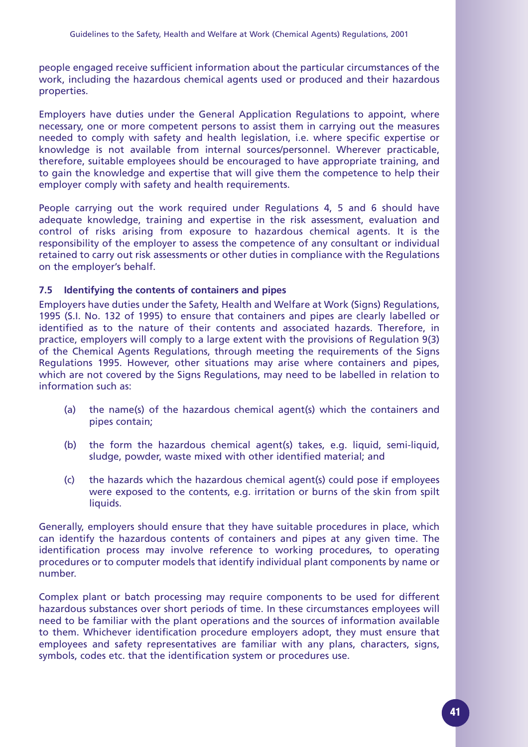people engaged receive sufficient information about the particular circumstances of the work, including the hazardous chemical agents used or produced and their hazardous properties.

Employers have duties under the General Application Regulations to appoint, where necessary, one or more competent persons to assist them in carrying out the measures needed to comply with safety and health legislation, i.e. where specific expertise or knowledge is not available from internal sources/personnel. Wherever practicable, therefore, suitable employees should be encouraged to have appropriate training, and to gain the knowledge and expertise that will give them the competence to help their employer comply with safety and health requirements.

People carrying out the work required under Regulations 4, 5 and 6 should have adequate knowledge, training and expertise in the risk assessment, evaluation and control of risks arising from exposure to hazardous chemical agents. It is the responsibility of the employer to assess the competence of any consultant or individual retained to carry out risk assessments or other duties in compliance with the Regulations on the employer's behalf.

### 7.5 Identifying the contents of containers and pipes

Employers have duties under the Safety, Health and Welfare at Work (Signs) Regulations, 1995 (S.I. No. 132 of 1995) to ensure that containers and pipes are clearly labelled or identified as to the nature of their contents and associated hazards. Therefore, in practice, employers will comply to a large extent with the provisions of Regulation 9(3) of the Chemical Agents Regulations, through meeting the requirements of the Signs Regulations 1995. However, other situations may arise where containers and pipes, which are not covered by the Signs Regulations, may need to be labelled in relation to information such as:

(a) the name(s) of the hazardous chemical agent(s) which the containers and pipes contain;

(b) the form the hazardous chemical agent(s) takes, e.g. liquid, semi-liquid, sludge, powder, waste mixed with other identified material; and

(c) the hazards which the hazardous chemical agent(s) could pose if employees were exposed to the contents, e.g. irritation or burns of the skin from spilt liquids.

Generally, employers should ensure that they have suitable procedures in place, which can identify the hazardous contents of containers and pipes at any given time. The identification process may involve reference to working procedures, to operating procedures or to computer models that identify individual plant components by name or number.

Complex plant or batch processing may require components to be used for different hazardous substances over short periods of time. In these circumstances employees will need to be familiar with the plant operations and the sources of information available to them. Whichever identification procedure employers adopt, they must ensure that employees and safety representatives are familiar with any plans, characters, signs, symbols, codes etc. that the identification system or procedures use.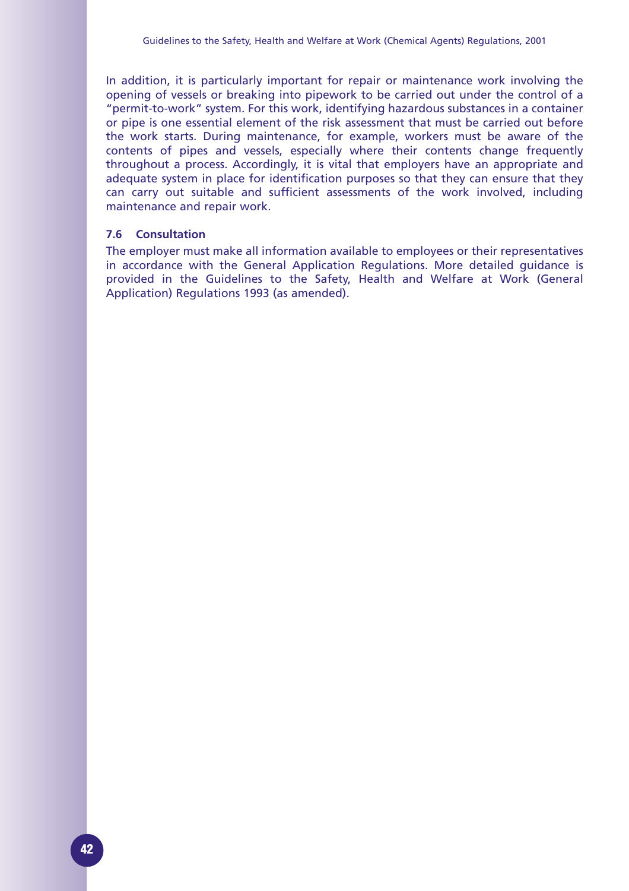In addition, it is particularly important for repair or maintenance work involving the opening of vessels or breaking into pipework to be carried out under the control of a "permit-to-work" system. For this work, identifying hazardous substances in a container or pipe is one essential element of the risk assessment that must be carried out before the work starts. During maintenance, for example, workers must be aware of the contents of pipes and vessels, especially where their contents change frequently throughout a process. Accordingly, it is vital that employers have an appropriate and adequate system in place for identification purposes so that they can ensure that they can carry out suitable and sufficient assessments of the work involved, including maintenance and repair work.

### 7.6 Consultation

The employer must make all information available to employees or their representatives in accordance with the General Application Regulations. More detailed guidance is provided in the Guidelines to the Safety, Health and Welfare at Work (General Application) Regulations 1993 (as amended).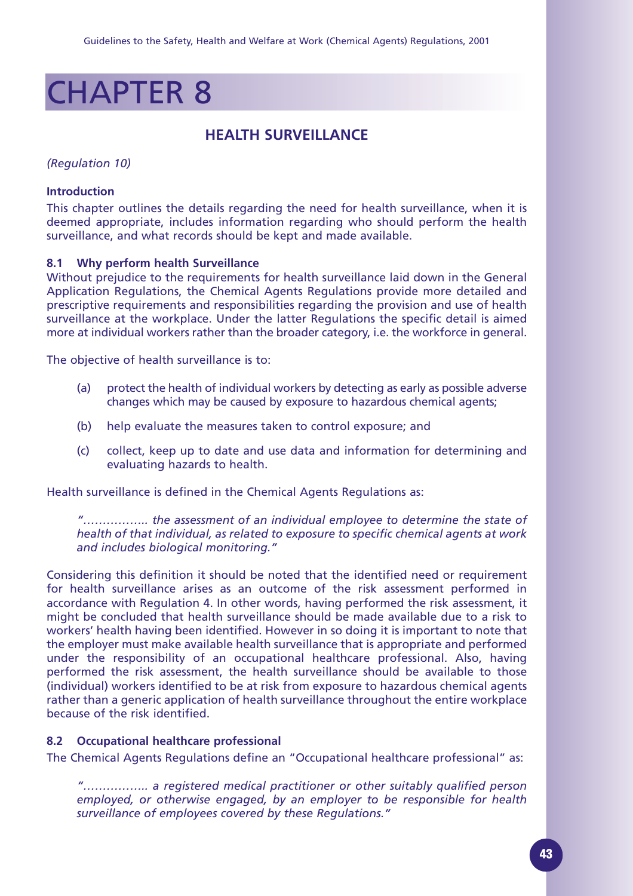# CHAPTER 8

## HEALTH SURVEILLANCE

*(Regulation 10)*

### Introduction

This chapter outlines the details regarding the need for health surveillance, when it is deemed appropriate, includes information regarding who should perform the health surveillance, and what records should be kept and made available.

### 8.1 Why perform health Surveillance

Without prejudice to the requirements for health surveillance laid down in the General Application Regulations, the Chemical Agents Regulations provide more detailed and prescriptive requirements and responsibilities regarding the provision and use of health surveillance at the workplace. Under the latter Regulations the specific detail is aimed more at individual workers rather than the broader category, i.e. the workforce in general.

The objective of health surveillance is to:

(a) protect the health of individual workers by detecting as early as possible adverse changes which may be caused by exposure to hazardous chemical agents;

(b) help evaluate the measures taken to control exposure; and

(c) collect, keep up to date and use data and information for determining and evaluating hazards to health.

Health surveillance is defined in the Chemical Agents Regulations as:

> *"…………….. the assessment of an individual employee to determine the state of health of that individual, as related to exposure to specific chemical agents at work and includes biological monitoring."*

Considering this definition it should be noted that the identified need or requirement for health surveillance arises as an outcome of the risk assessment performed in accordance with Regulation 4. In other words, having performed the risk assessment, it might be concluded that health surveillance should be made available due to a risk to workers' health having been identified. However in so doing it is important to note that the employer must make available health surveillance that is appropriate and performed under the responsibility of an occupational healthcare professional. Also, having performed the risk assessment, the health surveillance should be available to those (individual) workers identified to be at risk from exposure to hazardous chemical agents rather than a generic application of health surveillance throughout the entire workplace because of the risk identified.

### 8.2 Occupational healthcare professional

The Chemical Agents Regulations define an "Occupational healthcare professional" as:

> *"…………….. a registered medical practitioner or other suitably qualified person employed, or otherwise engaged, by an employer to be responsible for health surveillance of employees covered by these Regulations."*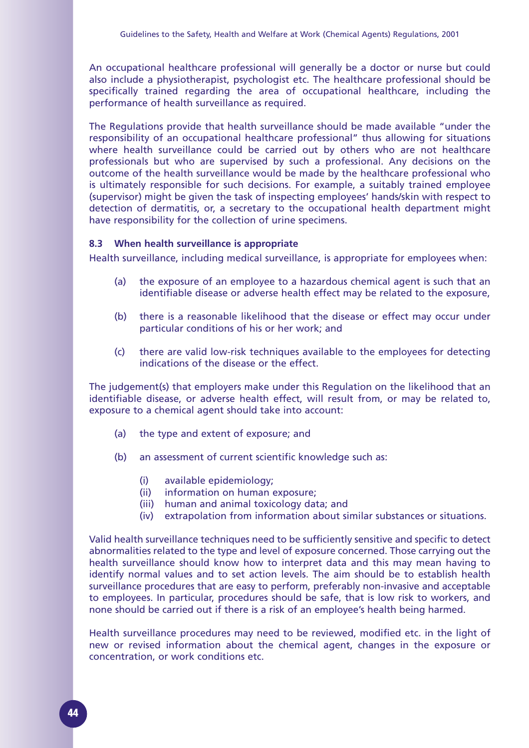An occupational healthcare professional will generally be a doctor or nurse but could also include a physiotherapist, psychologist etc. The healthcare professional should be specifically trained regarding the area of occupational healthcare, including the performance of health surveillance as required.

The Regulations provide that health surveillance should be made available "under the responsibility of an occupational healthcare professional" thus allowing for situations where health surveillance could be carried out by others who are not healthcare professionals but who are supervised by such a professional. Any decisions on the outcome of the health surveillance would be made by the healthcare professional who is ultimately responsible for such decisions. For example, a suitably trained employee (supervisor) might be given the task of inspecting employees' hands/skin with respect to detection of dermatitis, or, a secretary to the occupational health department might have responsibility for the collection of urine specimens.

### 8.3 When health surveillance is appropriate

Health surveillance, including medical surveillance, is appropriate for employees when:

(a) the exposure of an employee to a hazardous chemical agent is such that an identifiable disease or adverse health effect may be related to the exposure,

(b) there is a reasonable likelihood that the disease or effect may occur under particular conditions of his or her work; and

(c) there are valid low-risk techniques available to the employees for detecting indications of the disease or the effect.

The judgement(s) that employers make under this Regulation on the likelihood that an identifiable disease, or adverse health effect, will result from, or may be related to, exposure to a chemical agent should take into account:

(a) the type and extent of exposure; and

(b) an assessment of current scientific knowledge such as:

  (i) available epidemiology;
  (ii) information on human exposure;
  (iii) human and animal toxicology data; and
  (iv) extrapolation from information about similar substances or situations.

Valid health surveillance techniques need to be sufficiently sensitive and specific to detect abnormalities related to the type and level of exposure concerned. Those carrying out the health surveillance should know how to interpret data and this may mean having to identify normal values and to set action levels. The aim should be to establish health surveillance procedures that are easy to perform, preferably non-invasive and acceptable to employees. In particular, procedures should be safe, that is low risk to workers, and none should be carried out if there is a risk of an employee's health being harmed.

Health surveillance procedures may need to be reviewed, modified etc. in the light of new or revised information about the chemical agent, changes in the exposure or concentration, or work conditions etc.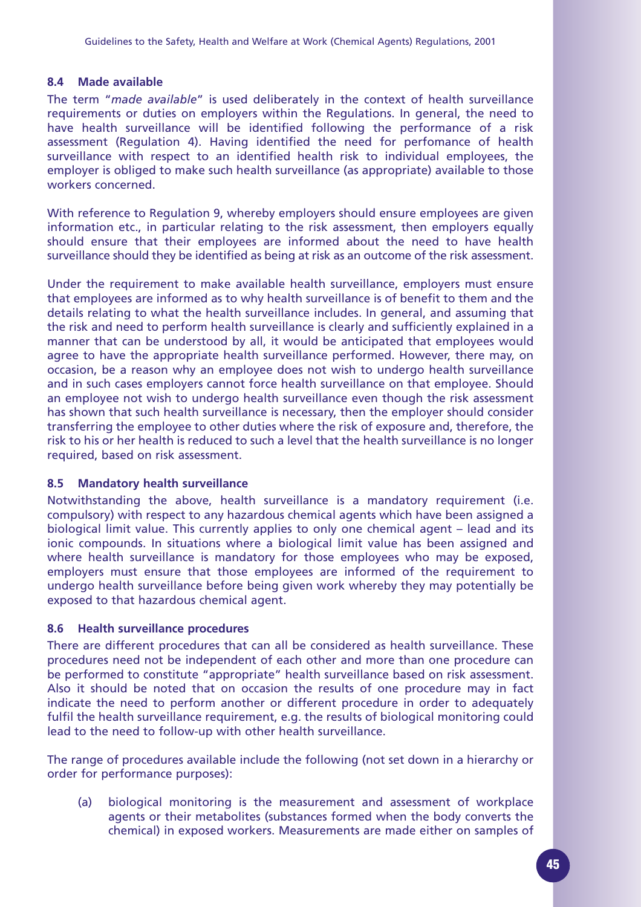### 8.4 Made available

The term "*made available*" is used deliberately in the context of health surveillance requirements or duties on employers within the Regulations. In general, the need to have health surveillance will be identified following the performance of a risk assessment (Regulation 4). Having identified the need for perfomance of health surveillance with respect to an identified health risk to individual employees, the employer is obliged to make such health surveillance (as appropriate) available to those workers concerned.

With reference to Regulation 9, whereby employers should ensure employees are given information etc., in particular relating to the risk assessment, then employers equally should ensure that their employees are informed about the need to have health surveillance should they be identified as being at risk as an outcome of the risk assessment.

Under the requirement to make available health surveillance, employers must ensure that employees are informed as to why health surveillance is of benefit to them and the details relating to what the health surveillance includes. In general, and assuming that the risk and need to perform health surveillance is clearly and sufficiently explained in a manner that can be understood by all, it would be anticipated that employees would agree to have the appropriate health surveillance performed. However, there may, on occasion, be a reason why an employee does not wish to undergo health surveillance and in such cases employers cannot force health surveillance on that employee. Should an employee not wish to undergo health surveillance even though the risk assessment has shown that such health surveillance is necessary, then the employer should consider transferring the employee to other duties where the risk of exposure and, therefore, the risk to his or her health is reduced to such a level that the health surveillance is no longer required, based on risk assessment.

### 8.5 Mandatory health surveillance

Notwithstanding the above, health surveillance is a mandatory requirement (i.e. compulsory) with respect to any hazardous chemical agents which have been assigned a biological limit value. This currently applies to only one chemical agent – lead and its ionic compounds. In situations where a biological limit value has been assigned and where health surveillance is mandatory for those employees who may be exposed, employers must ensure that those employees are informed of the requirement to undergo health surveillance before being given work whereby they may potentially be exposed to that hazardous chemical agent.

### 8.6 Health surveillance procedures

There are different procedures that can all be considered as health surveillance. These procedures need not be independent of each other and more than one procedure can be performed to constitute "appropriate" health surveillance based on risk assessment. Also it should be noted that on occasion the results of one procedure may in fact indicate the need to perform another or different procedure in order to adequately fulfil the health surveillance requirement, e.g. the results of biological monitoring could lead to the need to follow-up with other health surveillance.

The range of procedures available include the following (not set down in a hierarchy or order for performance purposes):

(a) biological monitoring is the measurement and assessment of workplace agents or their metabolites (substances formed when the body converts the chemical) in exposed workers. Measurements are made either on samples of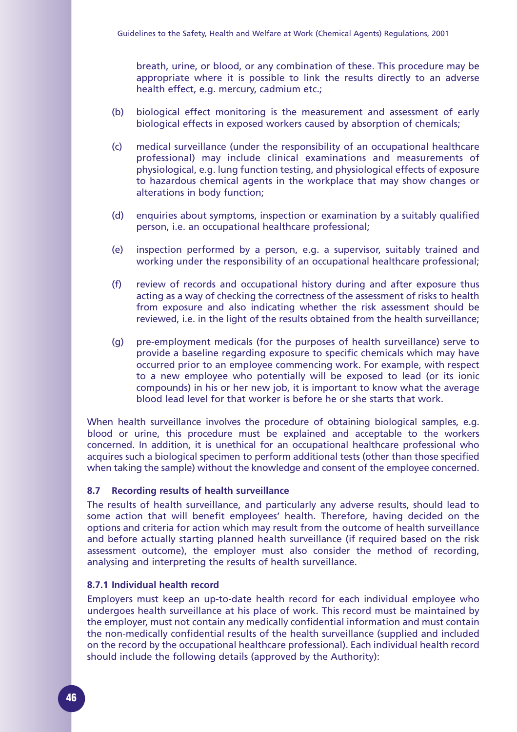breath, urine, or blood, or any combination of these. This procedure may be appropriate where it is possible to link the results directly to an adverse health effect, e.g. mercury, cadmium etc.;

(b) biological effect monitoring is the measurement and assessment of early biological effects in exposed workers caused by absorption of chemicals;

(c) medical surveillance (under the responsibility of an occupational healthcare professional) may include clinical examinations and measurements of physiological, e.g. lung function testing, and physiological effects of exposure to hazardous chemical agents in the workplace that may show changes or alterations in body function;

(d) enquiries about symptoms, inspection or examination by a suitably qualified person, i.e. an occupational healthcare professional;

(e) inspection performed by a person, e.g. a supervisor, suitably trained and working under the responsibility of an occupational healthcare professional;

(f) review of records and occupational history during and after exposure thus acting as a way of checking the correctness of the assessment of risks to health from exposure and also indicating whether the risk assessment should be reviewed, i.e. in the light of the results obtained from the health surveillance;

(g) pre-employment medicals (for the purposes of health surveillance) serve to provide a baseline regarding exposure to specific chemicals which may have occurred prior to an employee commencing work. For example, with respect to a new employee who potentially will be exposed to lead (or its ionic compounds) in his or her new job, it is important to know what the average blood lead level for that worker is before he or she starts that work.

When health surveillance involves the procedure of obtaining biological samples, e.g. blood or urine, this procedure must be explained and acceptable to the workers concerned. In addition, it is unethical for an occupational healthcare professional who acquires such a biological specimen to perform additional tests (other than those specified when taking the sample) without the knowledge and consent of the employee concerned.

### 8.7 Recording results of health surveillance

The results of health surveillance, and particularly any adverse results, should lead to some action that will benefit employees' health. Therefore, having decided on the options and criteria for action which may result from the outcome of health surveillance and before actually starting planned health surveillance (if required based on the risk assessment outcome), the employer must also consider the method of recording, analysing and interpreting the results of health surveillance.

#### 8.7.1 Individual health record

Employers must keep an up-to-date health record for each individual employee who undergoes health surveillance at his place of work. This record must be maintained by the employer, must not contain any medically confidential information and must contain the non-medically confidential results of the health surveillance (supplied and included on the record by the occupational healthcare professional). Each individual health record should include the following details (approved by the Authority):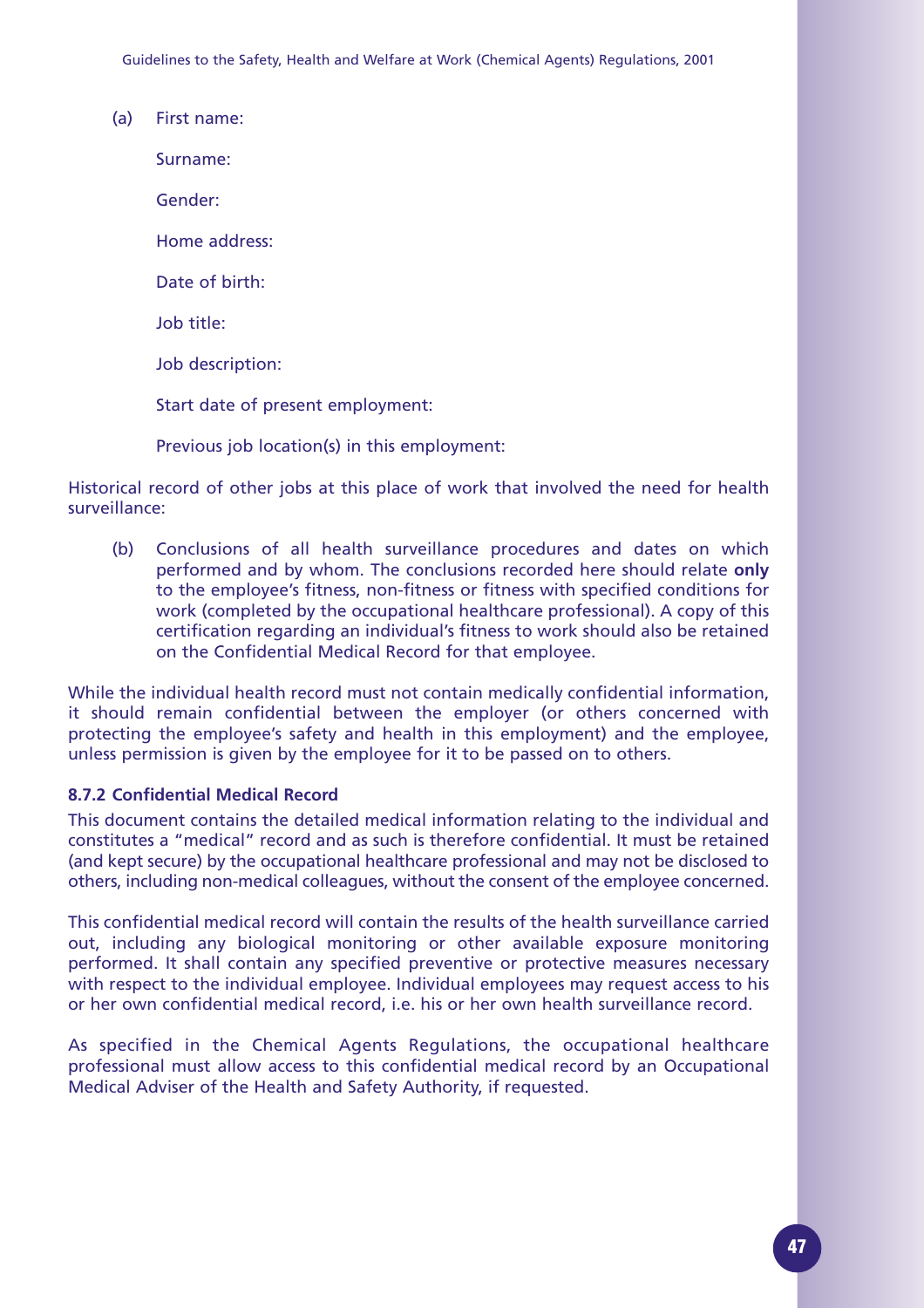(a) First name:

Surname:

Gender:

Home address:

Date of birth:

Job title:

Job description:

Start date of present employment:

Previous job location(s) in this employment:

Historical record of other jobs at this place of work that involved the need for health surveillance:

(b) Conclusions of all health surveillance procedures and dates on which performed and by whom. The conclusions recorded here should relate **only** to the employee's fitness, non-fitness or fitness with specified conditions for work (completed by the occupational healthcare professional). A copy of this certification regarding an individual's fitness to work should also be retained on the Confidential Medical Record for that employee.

While the individual health record must not contain medically confidential information, it should remain confidential between the employer (or others concerned with protecting the employee's safety and health in this employment) and the employee, unless permission is given by the employee for it to be passed on to others.

#### 8.7.2 Confidential Medical Record

This document contains the detailed medical information relating to the individual and constitutes a "medical" record and as such is therefore confidential. It must be retained (and kept secure) by the occupational healthcare professional and may not be disclosed to others, including non-medical colleagues, without the consent of the employee concerned.

This confidential medical record will contain the results of the health surveillance carried out, including any biological monitoring or other available exposure monitoring performed. It shall contain any specified preventive or protective measures necessary with respect to the individual employee. Individual employees may request access to his or her own confidential medical record, i.e. his or her own health surveillance record.

As specified in the Chemical Agents Regulations, the occupational healthcare professional must allow access to this confidential medical record by an Occupational Medical Adviser of the Health and Safety Authority, if requested.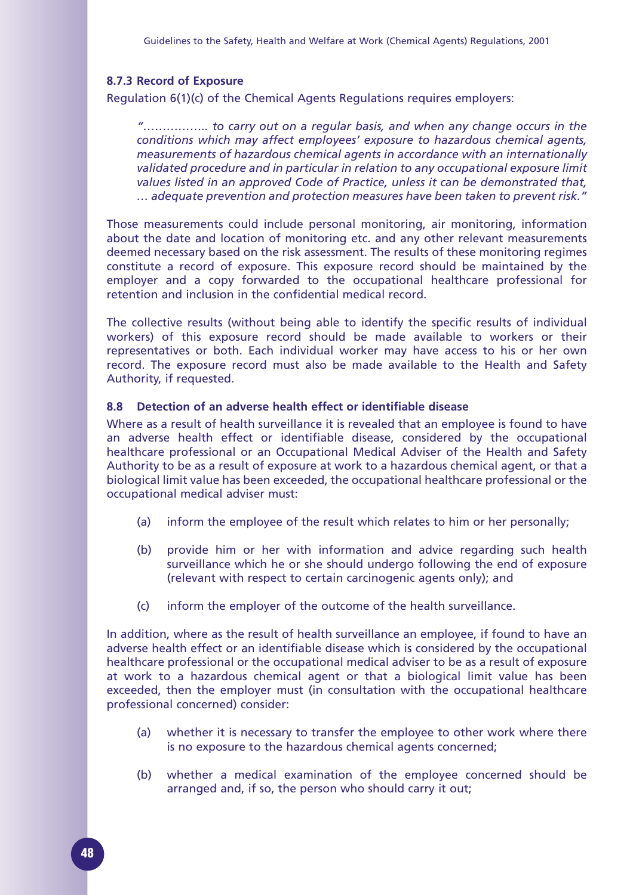### 8.7.3 Record of Exposure

Regulation 6(1)(c) of the Chemical Agents Regulations requires employers:

> *"…………….. to carry out on a regular basis, and when any change occurs in the conditions which may affect employees' exposure to hazardous chemical agents, measurements of hazardous chemical agents in accordance with an internationally validated procedure and in particular in relation to any occupational exposure limit values listed in an approved Code of Practice, unless it can be demonstrated that, … adequate prevention and protection measures have been taken to prevent risk."*

Those measurements could include personal monitoring, air monitoring, information about the date and location of monitoring etc. and any other relevant measurements deemed necessary based on the risk assessment. The results of these monitoring regimes constitute a record of exposure. This exposure record should be maintained by the employer and a copy forwarded to the occupational healthcare professional for retention and inclusion in the confidential medical record.

The collective results (without being able to identify the specific results of individual workers) of this exposure record should be made available to workers or their representatives or both. Each individual worker may have access to his or her own record. The exposure record must also be made available to the Health and Safety Authority, if requested.

### 8.8 Detection of an adverse health effect or identifiable disease

Where as a result of health surveillance it is revealed that an employee is found to have an adverse health effect or identifiable disease, considered by the occupational healthcare professional or an Occupational Medical Adviser of the Health and Safety Authority to be as a result of exposure at work to a hazardous chemical agent, or that a biological limit value has been exceeded, the occupational healthcare professional or the occupational medical adviser must:

(a) inform the employee of the result which relates to him or her personally;

(b) provide him or her with information and advice regarding such health surveillance which he or she should undergo following the end of exposure (relevant with respect to certain carcinogenic agents only); and

(c) inform the employer of the outcome of the health surveillance.

In addition, where as the result of health surveillance an employee, if found to have an adverse health effect or an identifiable disease which is considered by the occupational healthcare professional or the occupational medical adviser to be as a result of exposure at work to a hazardous chemical agent or that a biological limit value has been exceeded, then the employer must (in consultation with the occupational healthcare professional concerned) consider:

(a) whether it is necessary to transfer the employee to other work where there is no exposure to the hazardous chemical agents concerned;

(b) whether a medical examination of the employee concerned should be arranged and, if so, the person who should carry it out;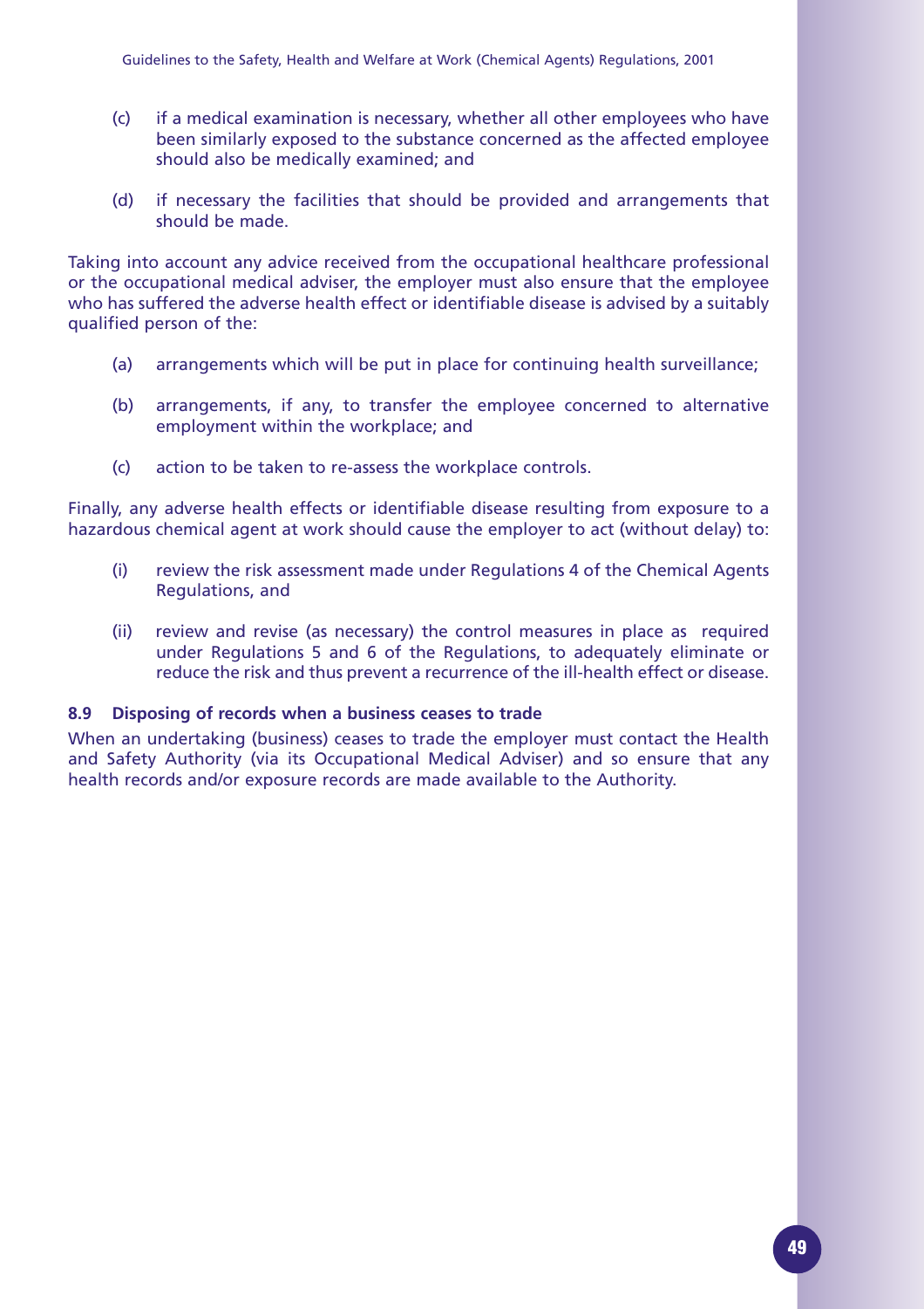(c) if a medical examination is necessary, whether all other employees who have been similarly exposed to the substance concerned as the affected employee should also be medically examined; and

(d) if necessary the facilities that should be provided and arrangements that should be made.

Taking into account any advice received from the occupational healthcare professional or the occupational medical adviser, the employer must also ensure that the employee who has suffered the adverse health effect or identifiable disease is advised by a suitably qualified person of the:

(a) arrangements which will be put in place for continuing health surveillance;

(b) arrangements, if any, to transfer the employee concerned to alternative employment within the workplace; and

(c) action to be taken to re-assess the workplace controls.

Finally, any adverse health effects or identifiable disease resulting from exposure to a hazardous chemical agent at work should cause the employer to act (without delay) to:

(i) review the risk assessment made under Regulations 4 of the Chemical Agents Regulations, and

(ii) review and revise (as necessary) the control measures in place as required under Regulations 5 and 6 of the Regulations, to adequately eliminate or reduce the risk and thus prevent a recurrence of the ill-health effect or disease.

#### 8.9 Disposing of records when a business ceases to trade

When an undertaking (business) ceases to trade the employer must contact the Health and Safety Authority (via its Occupational Medical Adviser) and so ensure that any health records and/or exposure records are made available to the Authority.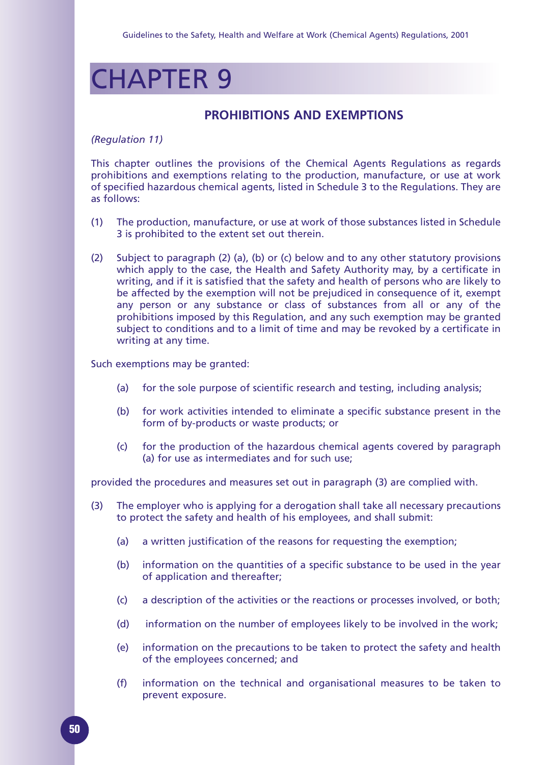# CHAPTER 9

## PROHIBITIONS AND EXEMPTIONS

*(Regulation 11)*

This chapter outlines the provisions of the Chemical Agents Regulations as regards prohibitions and exemptions relating to the production, manufacture, or use at work of specified hazardous chemical agents, listed in Schedule 3 to the Regulations. They are as follows:

(1) The production, manufacture, or use at work of those substances listed in Schedule 3 is prohibited to the extent set out therein.

(2) Subject to paragraph (2) (a), (b) or (c) below and to any other statutory provisions which apply to the case, the Health and Safety Authority may, by a certificate in writing, and if it is satisfied that the safety and health of persons who are likely to be affected by the exemption will not be prejudiced in consequence of it, exempt any person or any substance or class of substances from all or any of the prohibitions imposed by this Regulation, and any such exemption may be granted subject to conditions and to a limit of time and may be revoked by a certificate in writing at any time.

Such exemptions may be granted:

- (a) for the sole purpose of scientific research and testing, including analysis;
- (b) for work activities intended to eliminate a specific substance present in the form of by-products or waste products; or
- (c) for the production of the hazardous chemical agents covered by paragraph (a) for use as intermediates and for such use;

provided the procedures and measures set out in paragraph (3) are complied with.

(3) The employer who is applying for a derogation shall take all necessary precautions to protect the safety and health of his employees, and shall submit:

- (a) a written justification of the reasons for requesting the exemption;
- (b) information on the quantities of a specific substance to be used in the year of application and thereafter;
- (c) a description of the activities or the reactions or processes involved, or both;
- (d) information on the number of employees likely to be involved in the work;
- (e) information on the precautions to be taken to protect the safety and health of the employees concerned; and
- (f) information on the technical and organisational measures to be taken to prevent exposure.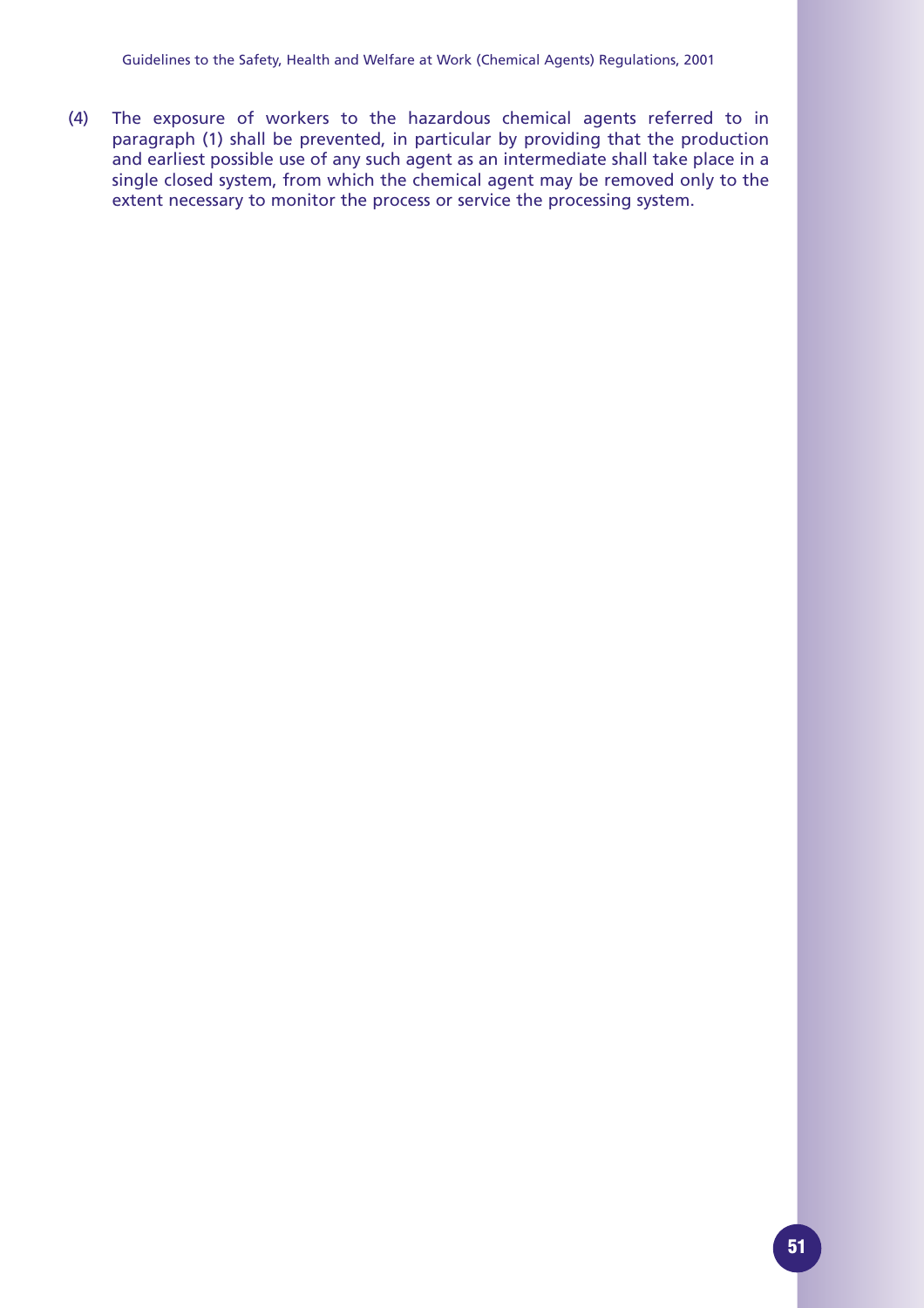(4) The exposure of workers to the hazardous chemical agents referred to in paragraph (1) shall be prevented, in particular by providing that the production and earliest possible use of any such agent as an intermediate shall take place in a single closed system, from which the chemical agent may be removed only to the extent necessary to monitor the process or service the processing system.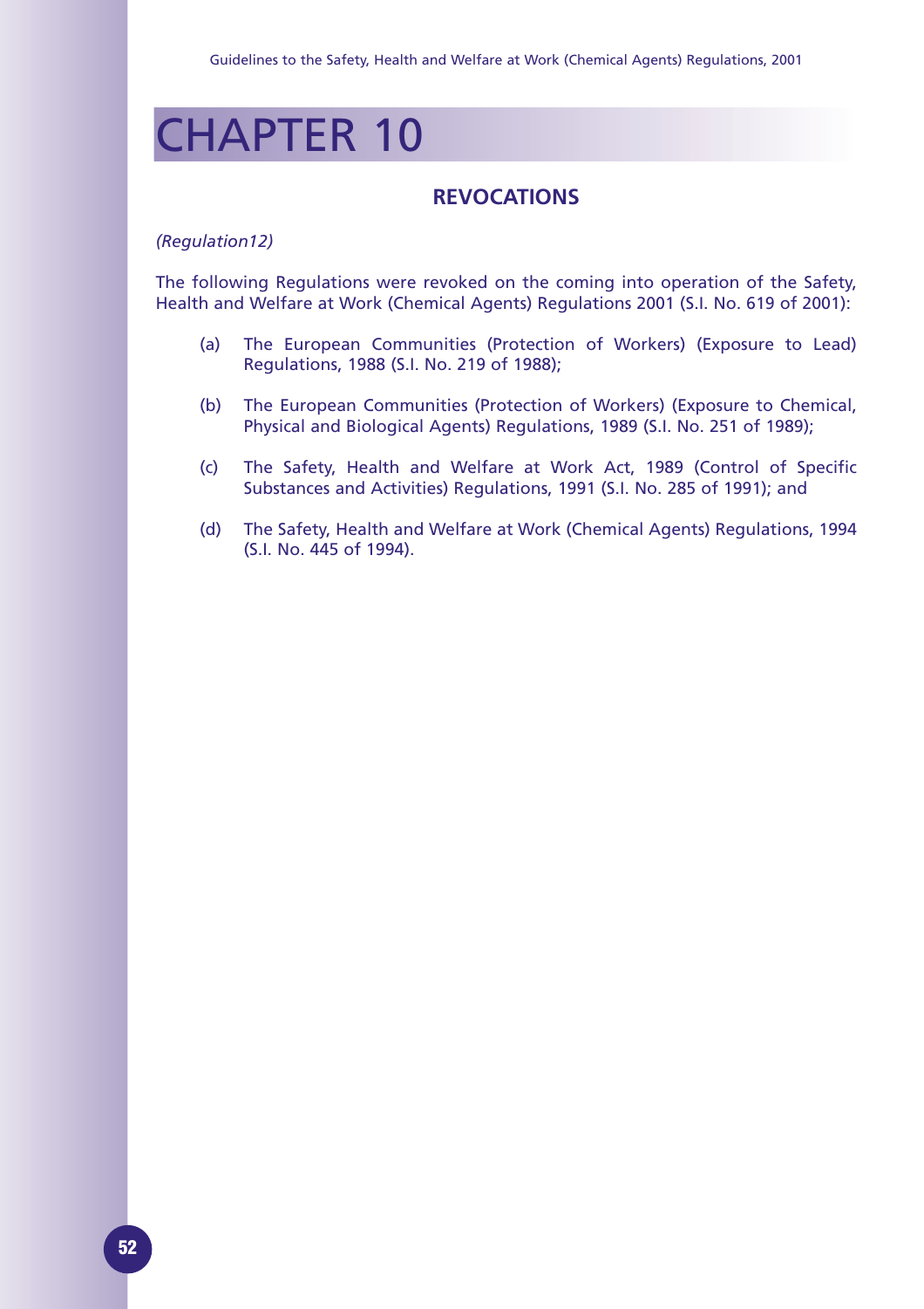# CHAPTER 10

## REVOCATIONS

*(Regulation12)*

The following Regulations were revoked on the coming into operation of the Safety, Health and Welfare at Work (Chemical Agents) Regulations 2001 (S.I. No. 619 of 2001):

(a) The European Communities (Protection of Workers) (Exposure to Lead) Regulations, 1988 (S.I. No. 219 of 1988);

(b) The European Communities (Protection of Workers) (Exposure to Chemical, Physical and Biological Agents) Regulations, 1989 (S.I. No. 251 of 1989);

(c) The Safety, Health and Welfare at Work Act, 1989 (Control of Specific Substances and Activities) Regulations, 1991 (S.I. No. 285 of 1991); and

(d) The Safety, Health and Welfare at Work (Chemical Agents) Regulations, 1994 (S.I. No. 445 of 1994).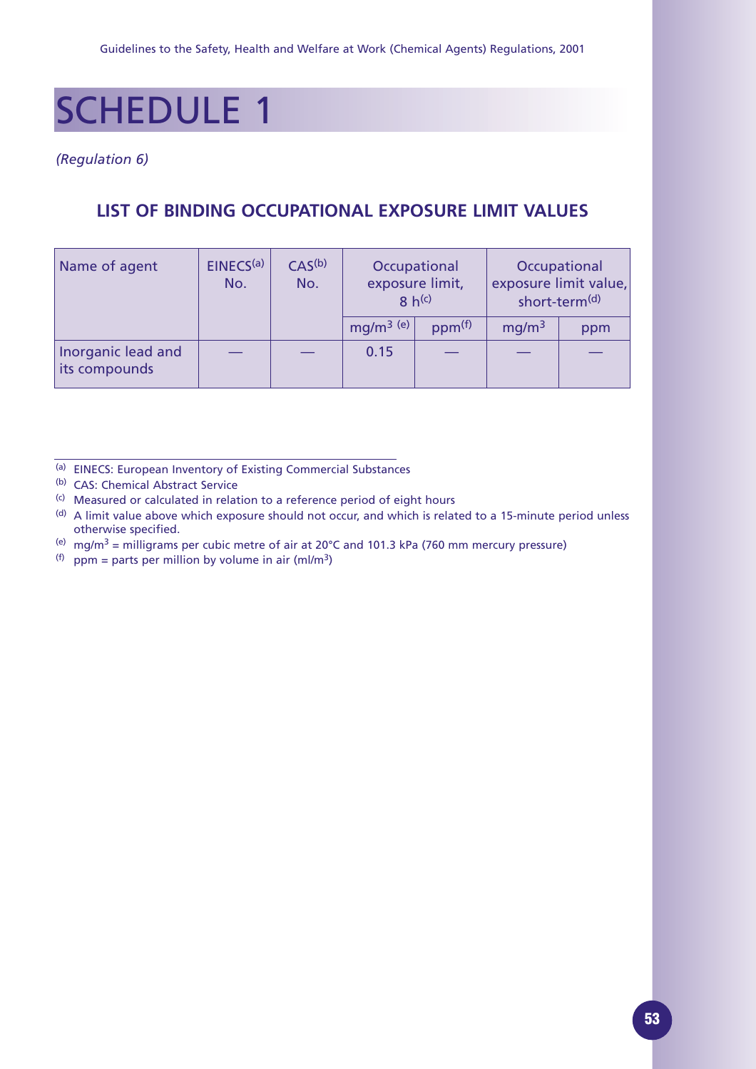# SCHEDULE 1

*(Regulation 6)*

## LIST OF BINDING OCCUPATIONAL EXPOSURE LIMIT VALUES

| Name of agent | EINECS[(a)] No. | CAS[(b)] No. | Occupational exposure limit, 8 h[(c)] | | Occupational exposure limit value, short-term[(d)] | |
|---|---|---|---|---|---|---|
| | | | $mg/m^3$ [(e)] | ppm[(f)] | $mg/m^3$ | ppm |
| Inorganic lead and its compounds | — | — | 0.15 | — | — | — |

---

[(a)] EINECS: European Inventory of Existing Commercial Substances

[(b)] CAS: Chemical Abstract Service

[(c)] Measured or calculated in relation to a reference period of eight hours

[(d)] A limit value above which exposure should not occur, and which is related to a 15-minute period unless otherwise specified.

[(e)] $mg/m^3$ = milligrams per cubic metre of air at 20°C and 101.3 kPa (760 mm mercury pressure)

[(f)] ppm = parts per million by volume in air ($ml/m^3$)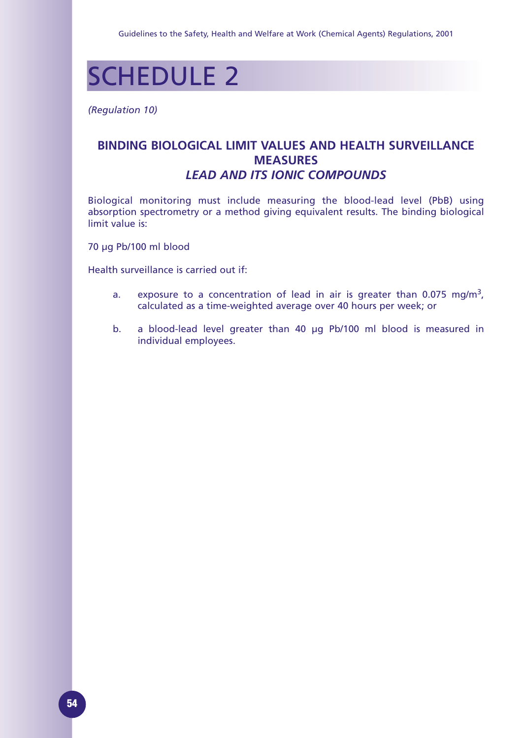# SCHEDULE 2

*(Regulation 10)*

## BINDING BIOLOGICAL LIMIT VALUES AND HEALTH SURVEILLANCE MEASURES

### *LEAD AND ITS IONIC COMPOUNDS*

Biological monitoring must include measuring the blood-lead level (PbB) using absorption spectrometry or a method giving equivalent results. The binding biological limit value is:

70 µg Pb/100 ml blood

Health surveillance is carried out if:

a. exposure to a concentration of lead in air is greater than 0.075 $mg/m^3$, calculated as a time-weighted average over 40 hours per week; or

b. a blood-lead level greater than 40 µg Pb/100 ml blood is measured in individual employees.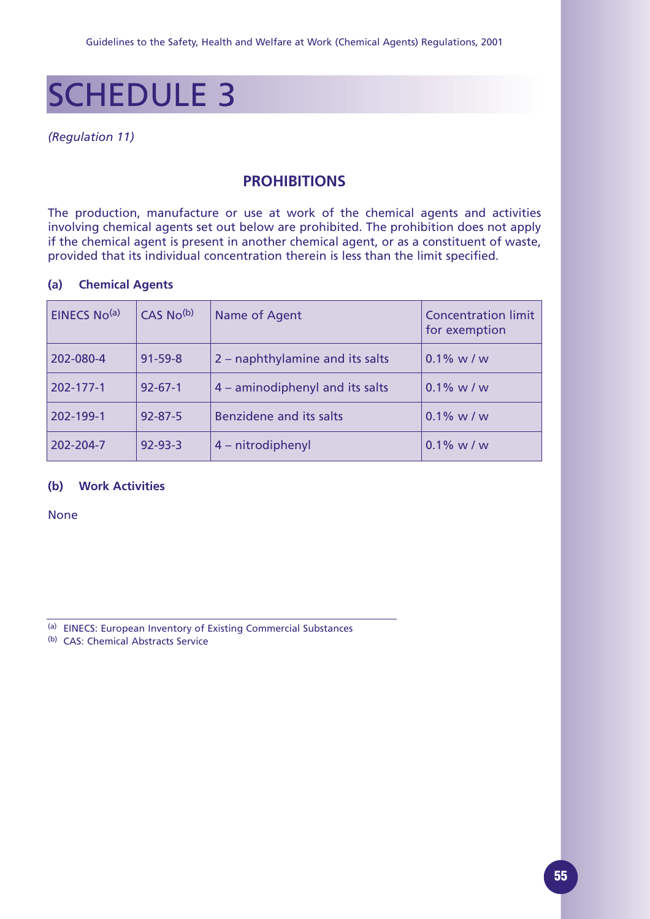# SCHEDULE 3

*(Regulation 11)*

## PROHIBITIONS

The production, manufacture or use at work of the chemical agents and activities involving chemical agents set out below are prohibited. The prohibition does not apply if the chemical agent is present in another chemical agent, or as a constituent of waste, provided that its individual concentration therein is less than the limit specified.

### (a) Chemical Agents

| EINECS No[(a)] | CAS No[(b)] | Name of Agent | Concentration limit for exemption |
|---|---|---|---|
| 202-080-4 | 91-59-8 | 2 – naphthylamine and its salts | 0.1% w / w |
| 202-177-1 | 92-67-1 | 4 – aminodiphenyl and its salts | 0.1% w / w |
| 202-199-1 | 92-87-5 | Benzidene and its salts | 0.1% w / w |
| 202-204-7 | 92-93-3 | 4 – nitrodiphenyl | 0.1% w / w |

### (b) Work Activities

None

---

(a) EINECS: European Inventory of Existing Commercial Substances

(b) CAS: Chemical Abstracts Service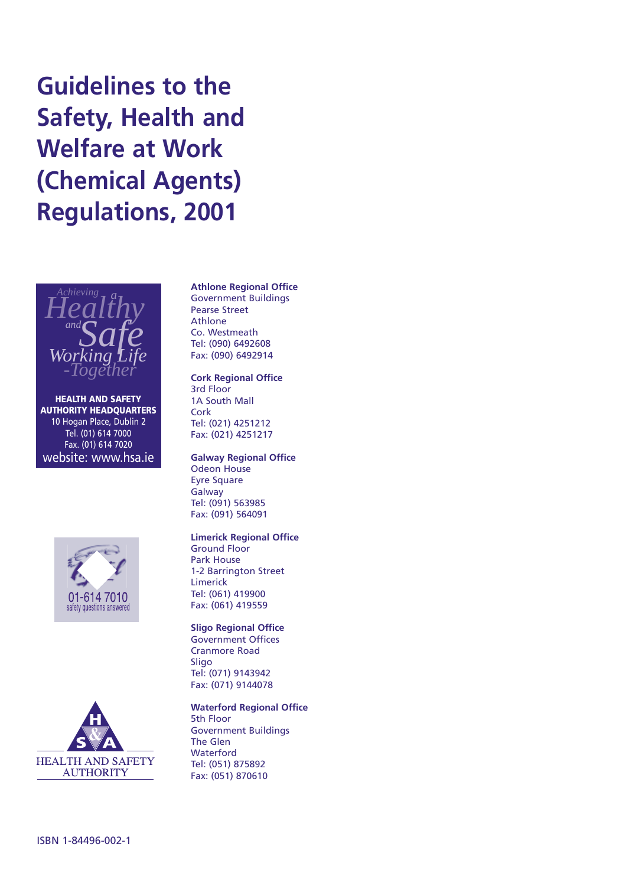# Guidelines to the Safety, Health and Welfare at Work (Chemical Agents) Regulations, 2001

Achieving a Healthy and Safe Working Life - Together

**HEALTH AND SAFETY AUTHORITY HEADQUARTERS**
10 Hogan Place, Dublin 2
Tel. (01) 614 7000
Fax. (01) 614 7020
website: www.hsa.ie

01-614 7010
safety questions answered

HEALTH AND SAFETY AUTHORITY

**Athlone Regional Office**
Government Buildings
Pearse Street
Athlone
Co. Westmeath
Tel: (090) 6492608
Fax: (090) 6492914

**Cork Regional Office**
3rd Floor
1A South Mall
Cork
Tel: (021) 4251212
Fax: (021) 4251217

**Galway Regional Office**
Odeon House
Eyre Square
Galway
Tel: (091) 563985
Fax: (091) 564091

**Limerick Regional Office**
Ground Floor
Park House
1-2 Barrington Street
Limerick
Tel: (061) 419900
Fax: (061) 419559

**Sligo Regional Office**
Government Offices
Cranmore Road
Sligo
Tel: (071) 9143942
Fax: (071) 9144078

**Waterford Regional Office**
5th Floor
Government Buildings
The Glen
Waterford
Tel: (051) 875892
Fax: (051) 870610

ISBN 1-84496-002-1